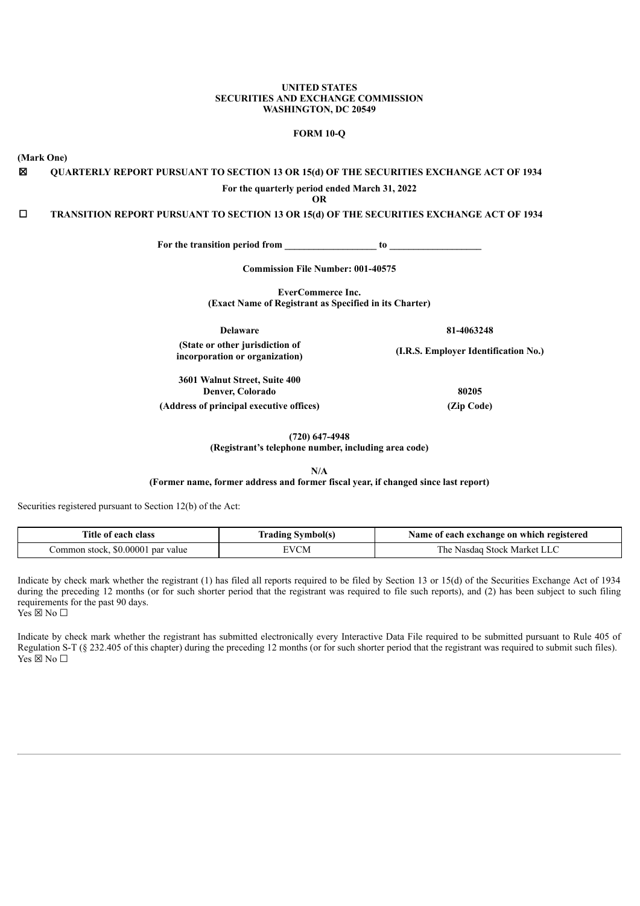**UNITED STATES**
**SECURITIES AND EXCHANGE COMMISSION**
**WASHINGTON, DC 20549**

**FORM 10-Q**

**(Mark One)**

☒ **QUARTERLY REPORT PURSUANT TO SECTION 13 OR 15(d) OF THE SECURITIES EXCHANGE ACT OF 1934**

**For the quarterly period ended March 31, 2022**

**OR**

☐ **TRANSITION REPORT PURSUANT TO SECTION 13 OR 15(d) OF THE SECURITIES EXCHANGE ACT OF 1934**

**For the transition period from \_\_\_\_\_\_\_\_\_\_\_\_\_\_\_\_\_\_ to \_\_\_\_\_\_\_\_\_\_\_\_\_\_\_\_\_\_**

**Commission File Number: 001-40575**

**EverCommerce Inc.**
**(Exact Name of Registrant as Specified in its Charter)**

| | |
|---|---|
| **Delaware** | **81-4063248** |
| **(State or other jurisdiction of incorporation or organization)** | **(I.R.S. Employer Identification No.)** |
| **3601 Walnut Street, Suite 400 Denver, Colorado** | **80205** |
| **(Address of principal executive offices)** | **(Zip Code)** |

**(720) 647-4948**
**(Registrant's telephone number, including area code)**

**N/A**
**(Former name, former address and former fiscal year, if changed since last report)**

Securities registered pursuant to Section 12(b) of the Act:

| Title of each class | Trading Symbol(s) | Name of each exchange on which registered |
|---|---|---|
| Common stock, $0.00001 par value | EVCM | The Nasdaq Stock Market LLC |

Indicate by check mark whether the registrant (1) has filed all reports required to be filed by Section 13 or 15(d) of the Securities Exchange Act of 1934 during the preceding 12 months (or for such shorter period that the registrant was required to file such reports), and (2) has been subject to such filing requirements for the past 90 days.
Yes ☒ No ☐

Indicate by check mark whether the registrant has submitted electronically every Interactive Data File required to be submitted pursuant to Rule 405 of Regulation S-T (§ 232.405 of this chapter) during the preceding 12 months (or for such shorter period that the registrant was required to submit such files).
Yes ☒ No ☐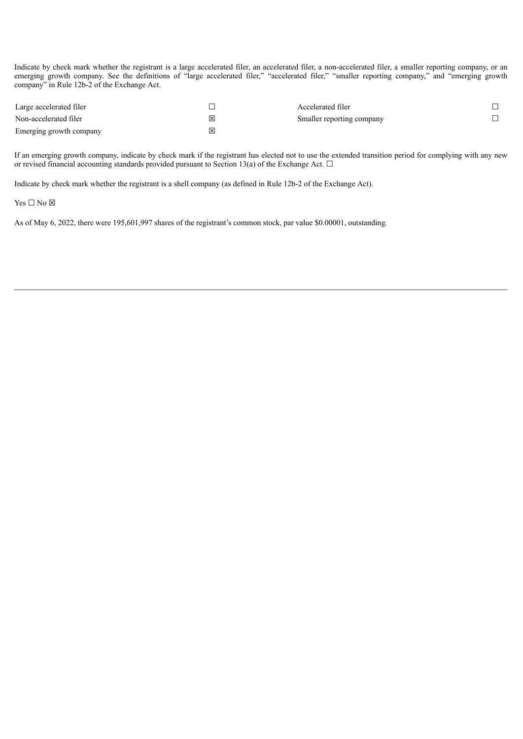Indicate by check mark whether the registrant is a large accelerated filer, an accelerated filer, a non-accelerated filer, a smaller reporting company, or an emerging growth company. See the definitions of "large accelerated filer," "accelerated filer," "smaller reporting company," and "emerging growth company" in Rule 12b-2 of the Exchange Act.

| | | | |
|---|---|---|---|
| Large accelerated filer | ☐ | Accelerated filer | ☐ |
| Non-accelerated filer | ☒ | Smaller reporting company | ☐ |
| Emerging growth company | ☒ | | |

If an emerging growth company, indicate by check mark if the registrant has elected not to use the extended transition period for complying with any new or revised financial accounting standards provided pursuant to Section 13(a) of the Exchange Act. ☐

Indicate by check mark whether the registrant is a shell company (as defined in Rule 12b-2 of the Exchange Act).

Yes ☐ No ☒

As of May 6, 2022, there were 195,601,997 shares of the registrant's common stock, par value $0.00001, outstanding.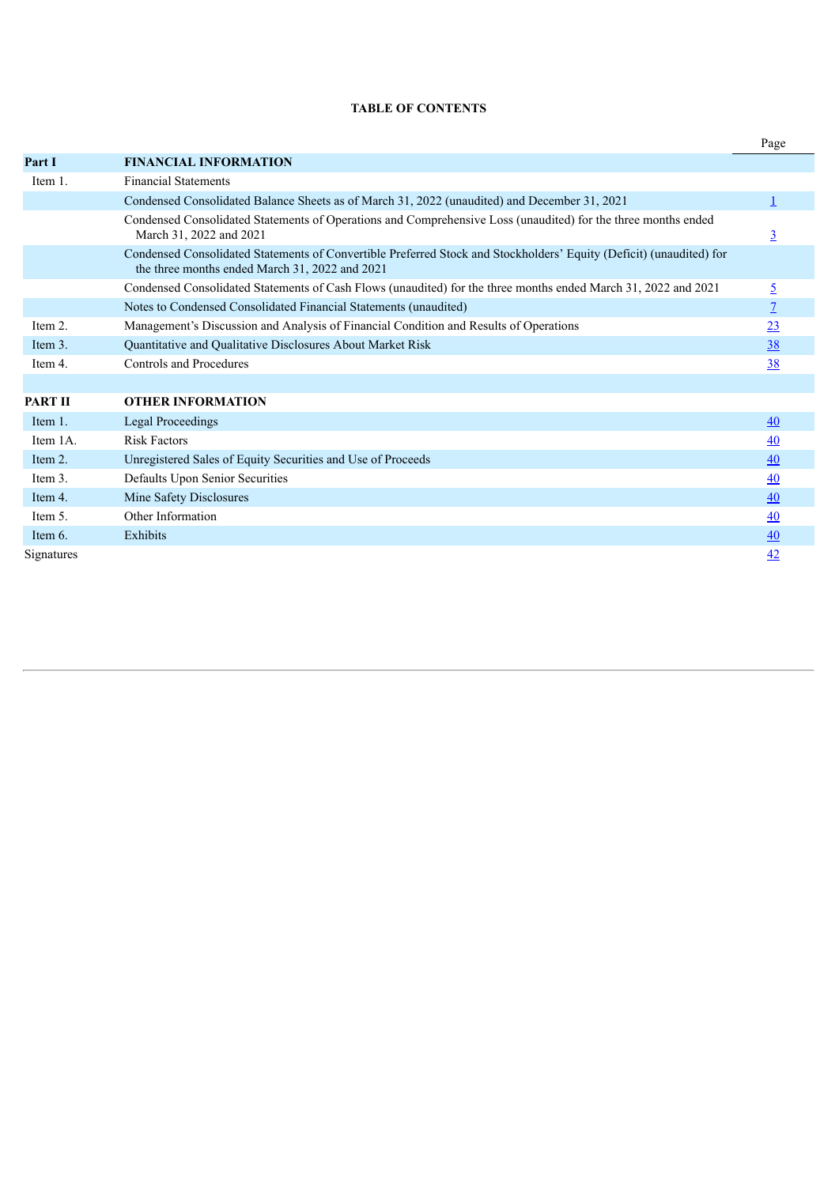# TABLE OF CONTENTS

| | | Page |
|---|---|---|
| **Part I** | **FINANCIAL INFORMATION** | |
| Item 1. | Financial Statements | |
| | Condensed Consolidated Balance Sheets as of March 31, 2022 (unaudited) and December 31, 2021 | 1 |
| | Condensed Consolidated Statements of Operations and Comprehensive Loss (unaudited) for the three months ended March 31, 2022 and 2021 | 3 |
| | Condensed Consolidated Statements of Convertible Preferred Stock and Stockholders' Equity (Deficit) (unaudited) for the three months ended March 31, 2022 and 2021 | |
| | Condensed Consolidated Statements of Cash Flows (unaudited) for the three months ended March 31, 2022 and 2021 | 5 |
| | Notes to Condensed Consolidated Financial Statements (unaudited) | 7 |
| Item 2. | Management's Discussion and Analysis of Financial Condition and Results of Operations | 23 |
| Item 3. | Quantitative and Qualitative Disclosures About Market Risk | 38 |
| Item 4. | Controls and Procedures | 38 |
| | | |
| **PART II** | **OTHER INFORMATION** | |
| Item 1. | Legal Proceedings | 40 |
| Item 1A. | Risk Factors | 40 |
| Item 2. | Unregistered Sales of Equity Securities and Use of Proceeds | 40 |
| Item 3. | Defaults Upon Senior Securities | 40 |
| Item 4. | Mine Safety Disclosures | 40 |
| Item 5. | Other Information | 40 |
| Item 6. | Exhibits | 40 |
| Signatures | | 42 |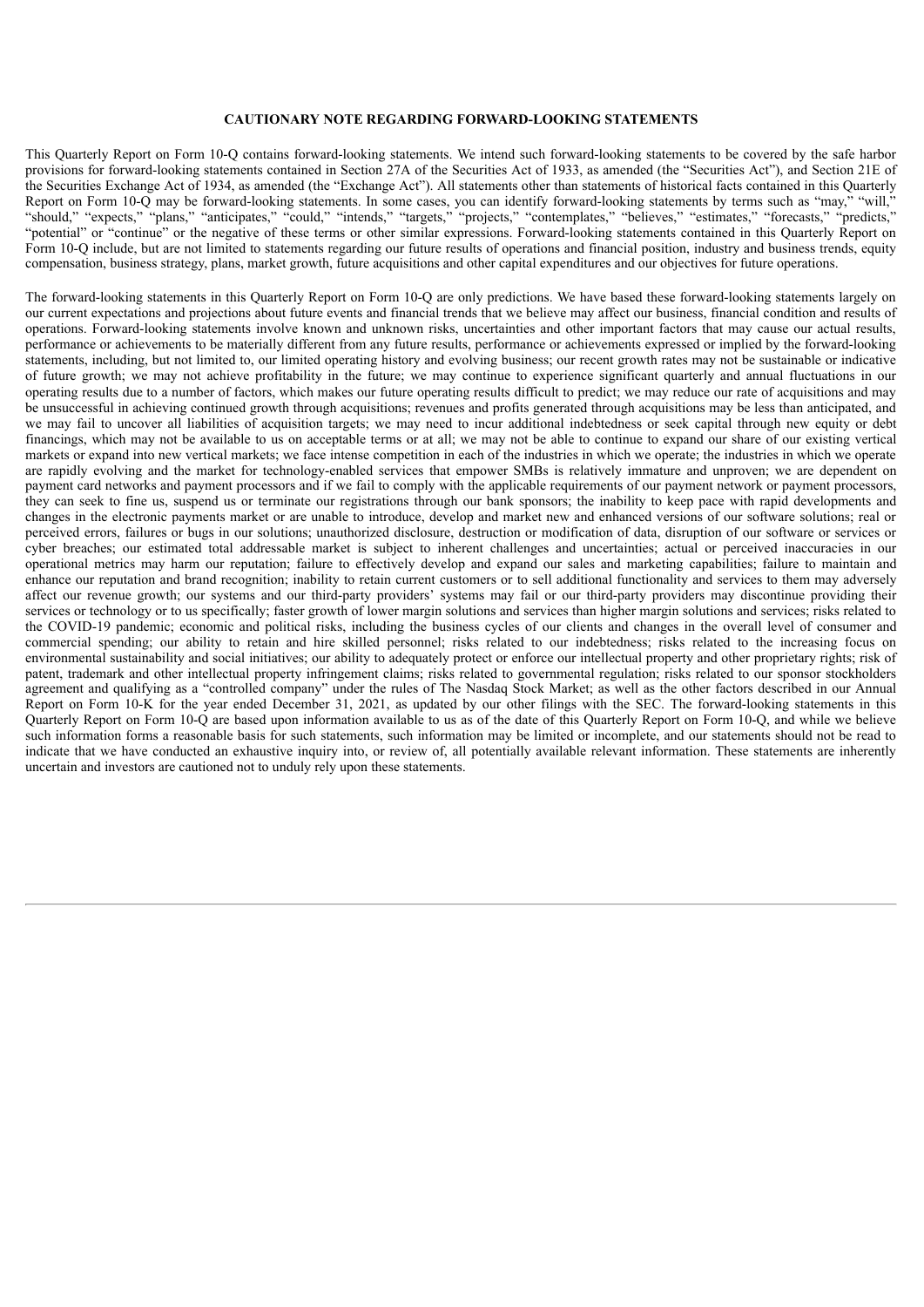## CAUTIONARY NOTE REGARDING FORWARD-LOOKING STATEMENTS

This Quarterly Report on Form 10-Q contains forward-looking statements. We intend such forward-looking statements to be covered by the safe harbor provisions for forward-looking statements contained in Section 27A of the Securities Act of 1933, as amended (the "Securities Act"), and Section 21E of the Securities Exchange Act of 1934, as amended (the "Exchange Act"). All statements other than statements of historical facts contained in this Quarterly Report on Form 10-Q may be forward-looking statements. In some cases, you can identify forward-looking statements by terms such as "may," "will," "should," "expects," "plans," "anticipates," "could," "intends," "targets," "projects," "contemplates," "believes," "estimates," "forecasts," "predicts," "potential" or "continue" or the negative of these terms or other similar expressions. Forward-looking statements contained in this Quarterly Report on Form 10-Q include, but are not limited to statements regarding our future results of operations and financial position, industry and business trends, equity compensation, business strategy, plans, market growth, future acquisitions and other capital expenditures and our objectives for future operations.

The forward-looking statements in this Quarterly Report on Form 10-Q are only predictions. We have based these forward-looking statements largely on our current expectations and projections about future events and financial trends that we believe may affect our business, financial condition and results of operations. Forward-looking statements involve known and unknown risks, uncertainties and other important factors that may cause our actual results, performance or achievements to be materially different from any future results, performance or achievements expressed or implied by the forward-looking statements, including, but not limited to, our limited operating history and evolving business; our recent growth rates may not be sustainable or indicative of future growth; we may not achieve profitability in the future; we may continue to experience significant quarterly and annual fluctuations in our operating results due to a number of factors, which makes our future operating results difficult to predict; we may reduce our rate of acquisitions and may be unsuccessful in achieving continued growth through acquisitions; revenues and profits generated through acquisitions may be less than anticipated, and we may fail to uncover all liabilities of acquisition targets; we may need to incur additional indebtedness or seek capital through new equity or debt financings, which may not be available to us on acceptable terms or at all; we may not be able to continue to expand our share of our existing vertical markets or expand into new vertical markets; we face intense competition in each of the industries in which we operate; the industries in which we operate are rapidly evolving and the market for technology-enabled services that empower SMBs is relatively immature and unproven; we are dependent on payment card networks and payment processors and if we fail to comply with the applicable requirements of our payment network or payment processors, they can seek to fine us, suspend us or terminate our registrations through our bank sponsors; the inability to keep pace with rapid developments and changes in the electronic payments market or are unable to introduce, develop and market new and enhanced versions of our software solutions; real or perceived errors, failures or bugs in our solutions; unauthorized disclosure, destruction or modification of data, disruption of our software or services or cyber breaches; our estimated total addressable market is subject to inherent challenges and uncertainties; actual or perceived inaccuracies in our operational metrics may harm our reputation; failure to effectively develop and expand our sales and marketing capabilities; failure to maintain and enhance our reputation and brand recognition; inability to retain current customers or to sell additional functionality and services to them may adversely affect our revenue growth; our systems and our third-party providers' systems may fail or our third-party providers may discontinue providing their services or technology or to us specifically; faster growth of lower margin solutions and services than higher margin solutions and services; risks related to the COVID-19 pandemic; economic and political risks, including the business cycles of our clients and changes in the overall level of consumer and commercial spending; our ability to retain and hire skilled personnel; risks related to our indebtedness; risks related to the increasing focus on environmental sustainability and social initiatives; our ability to adequately protect or enforce our intellectual property and other proprietary rights; risk of patent, trademark and other intellectual property infringement claims; risks related to governmental regulation; risks related to our sponsor stockholders agreement and qualifying as a "controlled company" under the rules of The Nasdaq Stock Market; as well as the other factors described in our Annual Report on Form 10-K for the year ended December 31, 2021, as updated by our other filings with the SEC. The forward-looking statements in this Quarterly Report on Form 10-Q are based upon information available to us as of the date of this Quarterly Report on Form 10-Q, and while we believe such information forms a reasonable basis for such statements, such information may be limited or incomplete, and our statements should not be read to indicate that we have conducted an exhaustive inquiry into, or review of, all potentially available relevant information. These statements are inherently uncertain and investors are cautioned not to unduly rely upon these statements.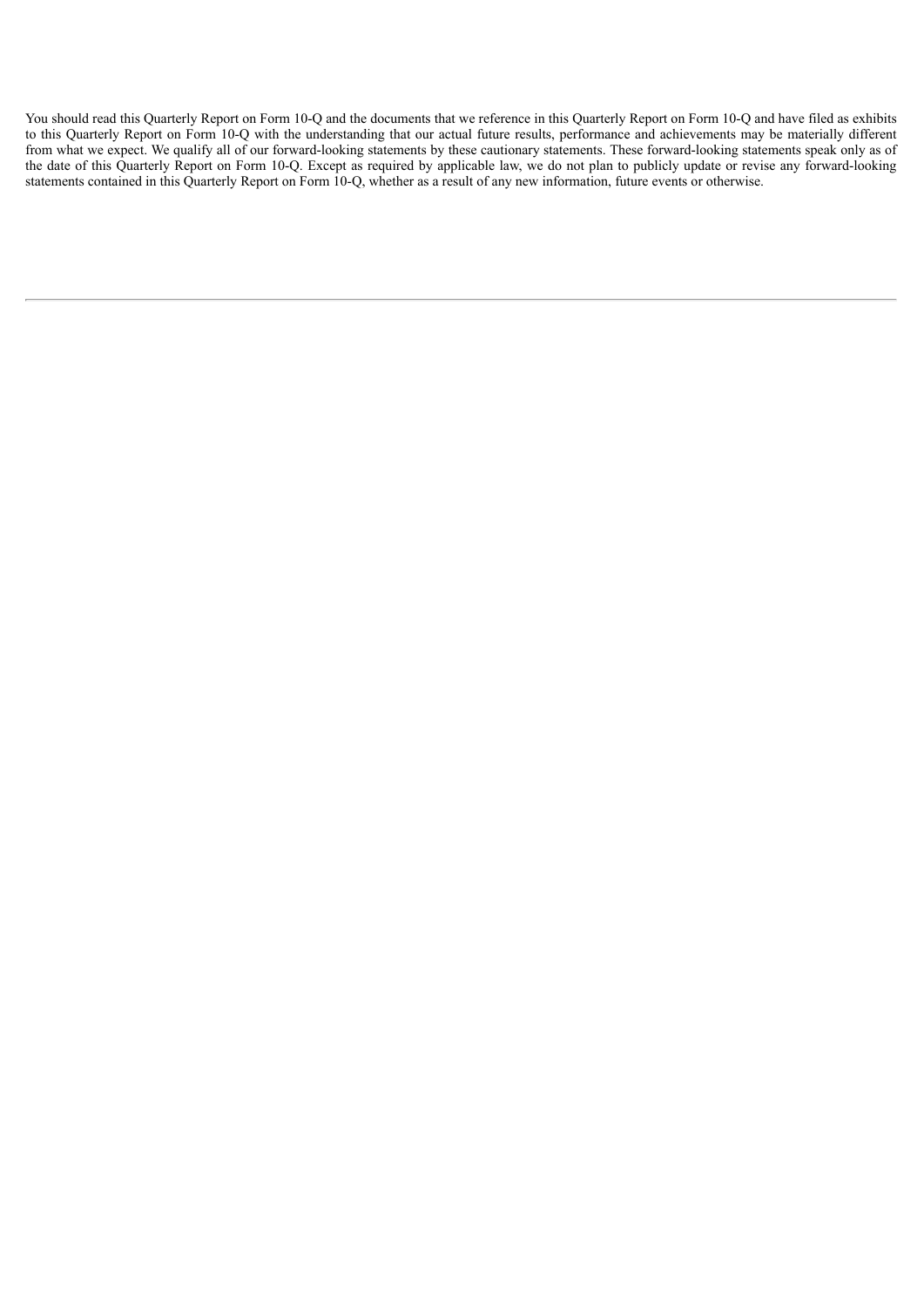You should read this Quarterly Report on Form 10-Q and the documents that we reference in this Quarterly Report on Form 10-Q and have filed as exhibits to this Quarterly Report on Form 10-Q with the understanding that our actual future results, performance and achievements may be materially different from what we expect. We qualify all of our forward-looking statements by these cautionary statements. These forward-looking statements speak only as of the date of this Quarterly Report on Form 10-Q. Except as required by applicable law, we do not plan to publicly update or revise any forward-looking statements contained in this Quarterly Report on Form 10-Q, whether as a result of any new information, future events or otherwise.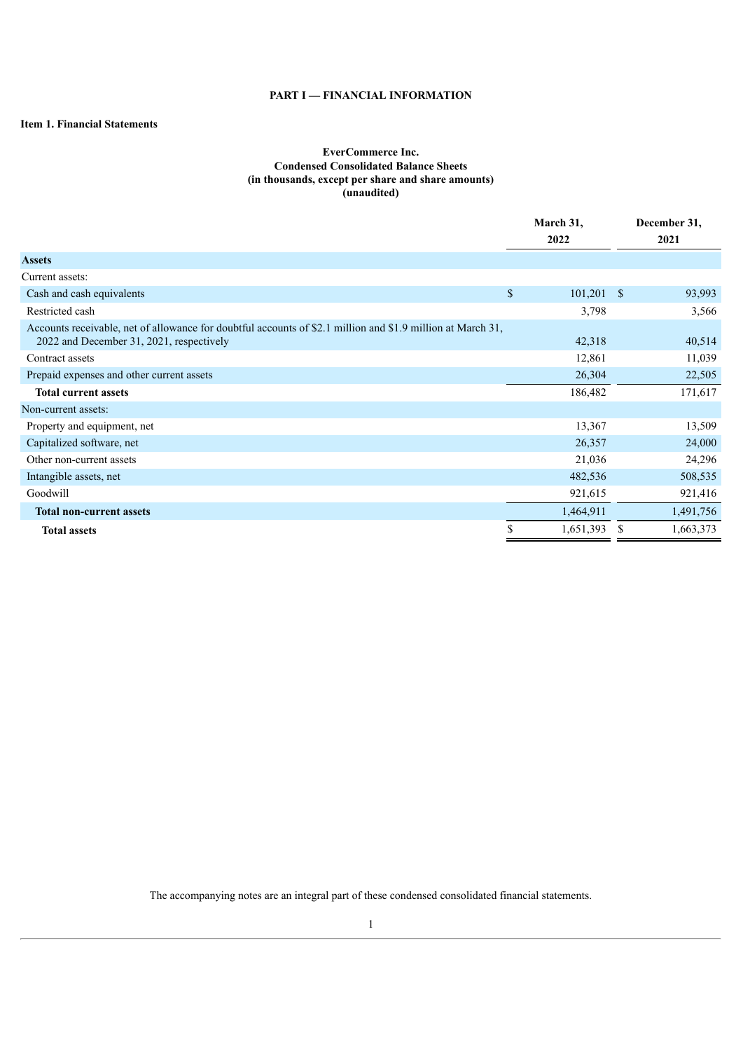# PART I — FINANCIAL INFORMATION

## Item 1. Financial Statements

**EverCommerce Inc.**
**Condensed Consolidated Balance Sheets**
**(in thousands, except per share and share amounts)**
**(unaudited)**

| | March 31, 2022 | December 31, 2021 |
|---|---|---|
| **Assets** | | |
| Current assets: | | |
| Cash and cash equivalents | $ 101,201 | $ 93,993 |
| Restricted cash | 3,798 | 3,566 |
| Accounts receivable, net of allowance for doubtful accounts of $2.1 million and $1.9 million at March 31, 2022 and December 31, 2021, respectively | 42,318 | 40,514 |
| Contract assets | 12,861 | 11,039 |
| Prepaid expenses and other current assets | 26,304 | 22,505 |
| **Total current assets** | 186,482 | 171,617 |
| Non-current assets: | | |
| Property and equipment, net | 13,367 | 13,509 |
| Capitalized software, net | 26,357 | 24,000 |
| Other non-current assets | 21,036 | 24,296 |
| Intangible assets, net | 482,536 | 508,535 |
| Goodwill | 921,615 | 921,416 |
| **Total non-current assets** | 1,464,911 | 1,491,756 |
| **Total assets** | $ 1,651,393 | $ 1,663,373 |

The accompanying notes are an integral part of these condensed consolidated financial statements.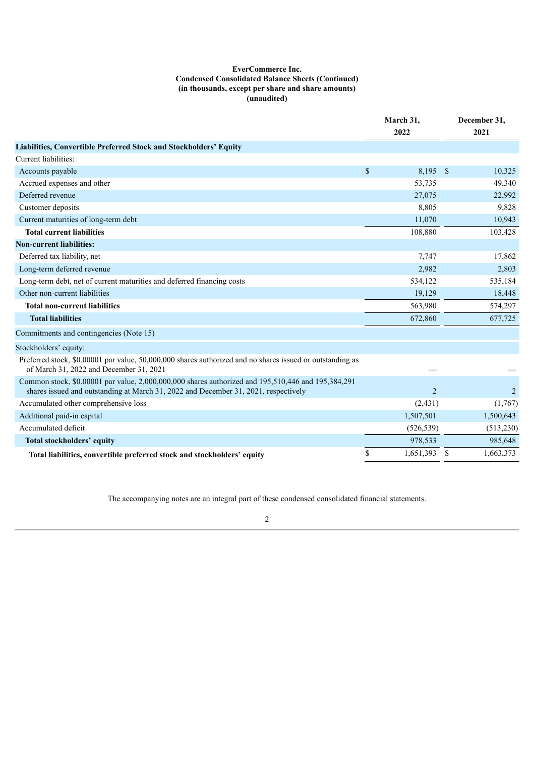**EverCommerce Inc.**
**Condensed Consolidated Balance Sheets (Continued)**
**(in thousands, except per share and share amounts)**
**(unaudited)**

| | March 31, 2022 | December 31, 2021 |
|---|---|---|
| **Liabilities, Convertible Preferred Stock and Stockholders' Equity** | | |
| Current liabilities: | | |
| Accounts payable | $ 8,195 | $ 10,325 |
| Accrued expenses and other | 53,735 | 49,340 |
| Deferred revenue | 27,075 | 22,992 |
| Customer deposits | 8,805 | 9,828 |
| Current maturities of long-term debt | 11,070 | 10,943 |
| **Total current liabilities** | 108,880 | 103,428 |
| **Non-current liabilities:** | | |
| Deferred tax liability, net | 7,747 | 17,862 |
| Long-term deferred revenue | 2,982 | 2,803 |
| Long-term debt, net of current maturities and deferred financing costs | 534,122 | 535,184 |
| Other non-current liabilities | 19,129 | 18,448 |
| **Total non-current liabilities** | 563,980 | 574,297 |
| **Total liabilities** | 672,860 | 677,725 |
| Commitments and contingencies (Note 15) | | |
| Stockholders' equity: | | |
| Preferred stock, \$0.00001 par value, 50,000,000 shares authorized and no shares issued or outstanding as of March 31, 2022 and December 31, 2021 | — | — |
| Common stock, \$0.00001 par value, 2,000,000,000 shares authorized and 195,510,446 and 195,384,291 shares issued and outstanding at March 31, 2022 and December 31, 2021, respectively | 2 | 2 |
| Accumulated other comprehensive loss | (2,431) | (1,767) |
| Additional paid-in capital | 1,507,501 | 1,500,643 |
| Accumulated deficit | (526,539) | (513,230) |
| **Total stockholders' equity** | 978,533 | 985,648 |
| **Total liabilities, convertible preferred stock and stockholders' equity** | $ 1,651,393 | $ 1,663,373 |

The accompanying notes are an integral part of these condensed consolidated financial statements.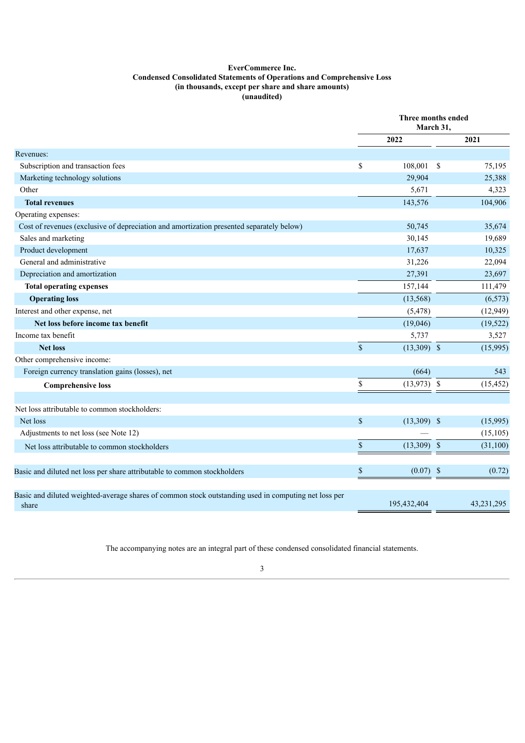**EverCommerce Inc.**
**Condensed Consolidated Statements of Operations and Comprehensive Loss**
**(in thousands, except per share and share amounts)**
**(unaudited)**

| | Three months ended March 31, | |
|---|---|---|
| | **2022** | **2021** |
| Revenues: | | |
| Subscription and transaction fees | $ 108,001 | $ 75,195 |
| Marketing technology solutions | 29,904 | 25,388 |
| Other | 5,671 | 4,323 |
| **Total revenues** | 143,576 | 104,906 |
| Operating expenses: | | |
| Cost of revenues (exclusive of depreciation and amortization presented separately below) | 50,745 | 35,674 |
| Sales and marketing | 30,145 | 19,689 |
| Product development | 17,637 | 10,325 |
| General and administrative | 31,226 | 22,094 |
| Depreciation and amortization | 27,391 | 23,697 |
| **Total operating expenses** | 157,144 | 111,479 |
| **Operating loss** | (13,568) | (6,573) |
| Interest and other expense, net | (5,478) | (12,949) |
| **Net loss before income tax benefit** | (19,046) | (19,522) |
| Income tax benefit | 5,737 | 3,527 |
| **Net loss** | $ (13,309) | $ (15,995) |
| Other comprehensive income: | | |
| Foreign currency translation gains (losses), net | (664) | 543 |
| **Comprehensive loss** | $ (13,973) | $ (15,452) |
| | | |
| Net loss attributable to common stockholders: | | |
| Net loss | $ (13,309) | $ (15,995) |
| Adjustments to net loss (see Note 12) | — | (15,105) |
| Net loss attributable to common stockholders | $ (13,309) | $ (31,100) |
| | | |
| Basic and diluted net loss per share attributable to common stockholders | $ (0.07) | $ (0.72) |
| | | |
| Basic and diluted weighted-average shares of common stock outstanding used in computing net loss per share | 195,432,404 | 43,231,295 |

The accompanying notes are an integral part of these condensed consolidated financial statements.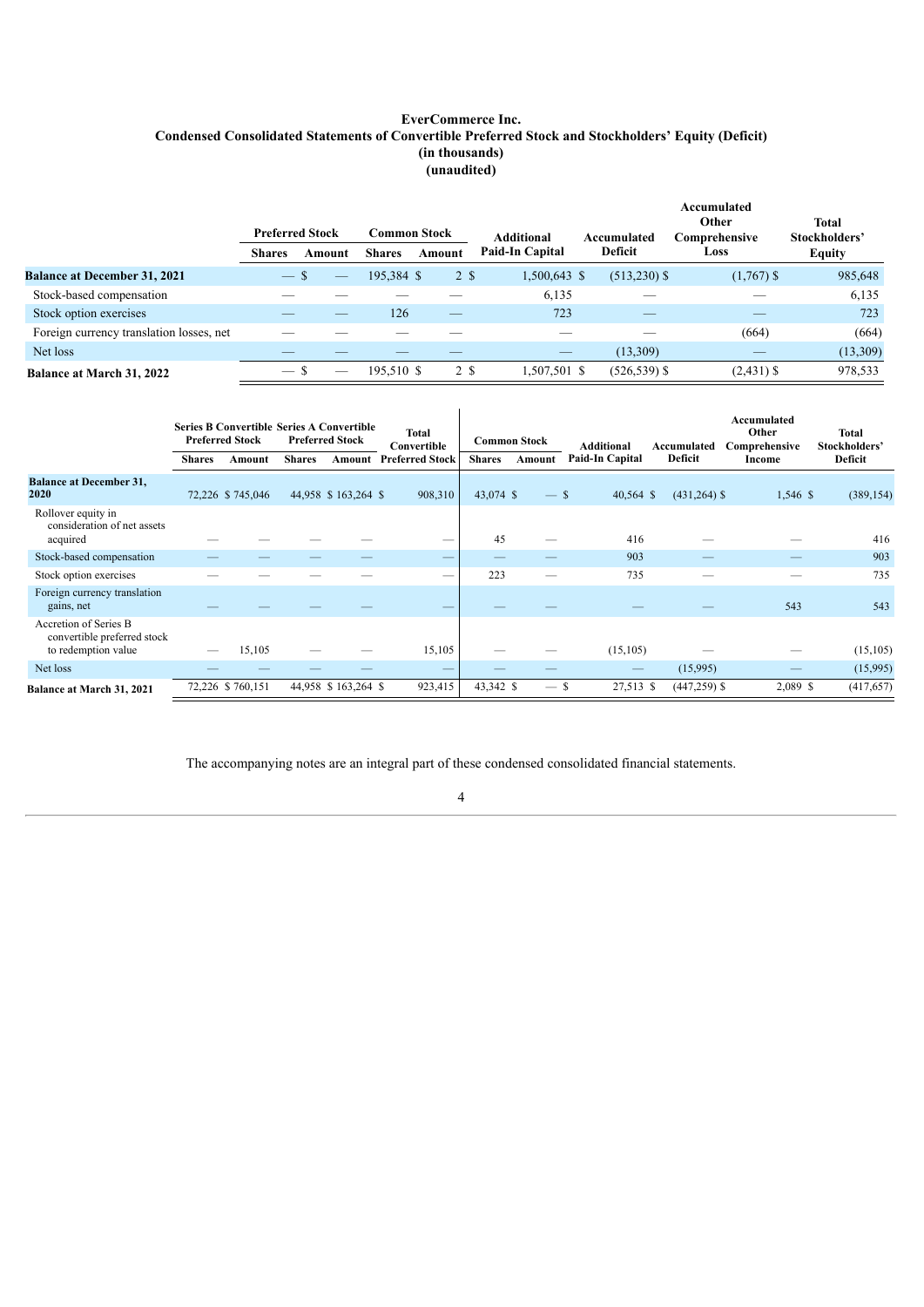**EverCommerce Inc.**
**Condensed Consolidated Statements of Convertible Preferred Stock and Stockholders' Equity (Deficit)**
**(in thousands)**
**(unaudited)**

| | Preferred Stock | | Common Stock | | Additional Paid-In Capital | Accumulated Deficit | Accumulated Other Comprehensive Loss | Total Stockholders' Equity |
|---|---|---|---|---|---|---|---|---|
| | Shares | Amount | Shares | Amount | | | | |
| **Balance at December 31, 2021** | — | $ — | 195,384 | $ 2 | $ 1,500,643 | $ (513,230) | $ (1,767) | $ 985,648 |
| Stock-based compensation | — | — | — | — | 6,135 | — | — | 6,135 |
| Stock option exercises | — | — | 126 | — | 723 | — | — | 723 |
| Foreign currency translation losses, net | — | — | — | — | — | — | (664) | (664) |
| Net loss | — | — | — | — | — | (13,309) | — | (13,309) |
| **Balance at March 31, 2022** | — | $ — | 195,510 | $ 2 | $ 1,507,501 | $ (526,539) | $ (2,431) | $ 978,533 |

| | Series B Convertible Preferred Stock | | Series A Convertible Preferred Stock | | Total Convertible Preferred Stock | Common Stock | | Additional Paid-In Capital | Accumulated Deficit | Accumulated Other Comprehensive Income | Total Stockholders' Deficit |
|---|---|---|---|---|---|---|---|---|---|---|---|
| | Shares | Amount | Shares | Amount | | Shares | Amount | | | | |
| **Balance at December 31, 2020** | 72,226 | $ 745,046 | 44,958 | $ 163,264 | $ 908,310 | 43,074 | $ — | $ 40,564 | $ (431,264) | $ 1,546 | $ (389,154) |
| Rollover equity in consideration of net assets acquired | — | — | — | — | — | 45 | — | 416 | — | — | 416 |
| Stock-based compensation | — | — | — | — | — | — | — | 903 | — | — | 903 |
| Stock option exercises | — | — | — | — | — | 223 | — | 735 | — | — | 735 |
| Foreign currency translation gains, net | — | — | — | — | — | — | — | — | — | 543 | 543 |
| Accretion of Series B convertible preferred stock to redemption value | — | 15,105 | — | — | 15,105 | — | — | (15,105) | — | — | (15,105) |
| Net loss | — | — | — | — | — | — | — | — | (15,995) | — | (15,995) |
| **Balance at March 31, 2021** | 72,226 | $ 760,151 | 44,958 | $ 163,264 | $ 923,415 | 43,342 | $ — | $ 27,513 | $ (447,259) | $ 2,089 | $ (417,657) |

The accompanying notes are an integral part of these condensed consolidated financial statements.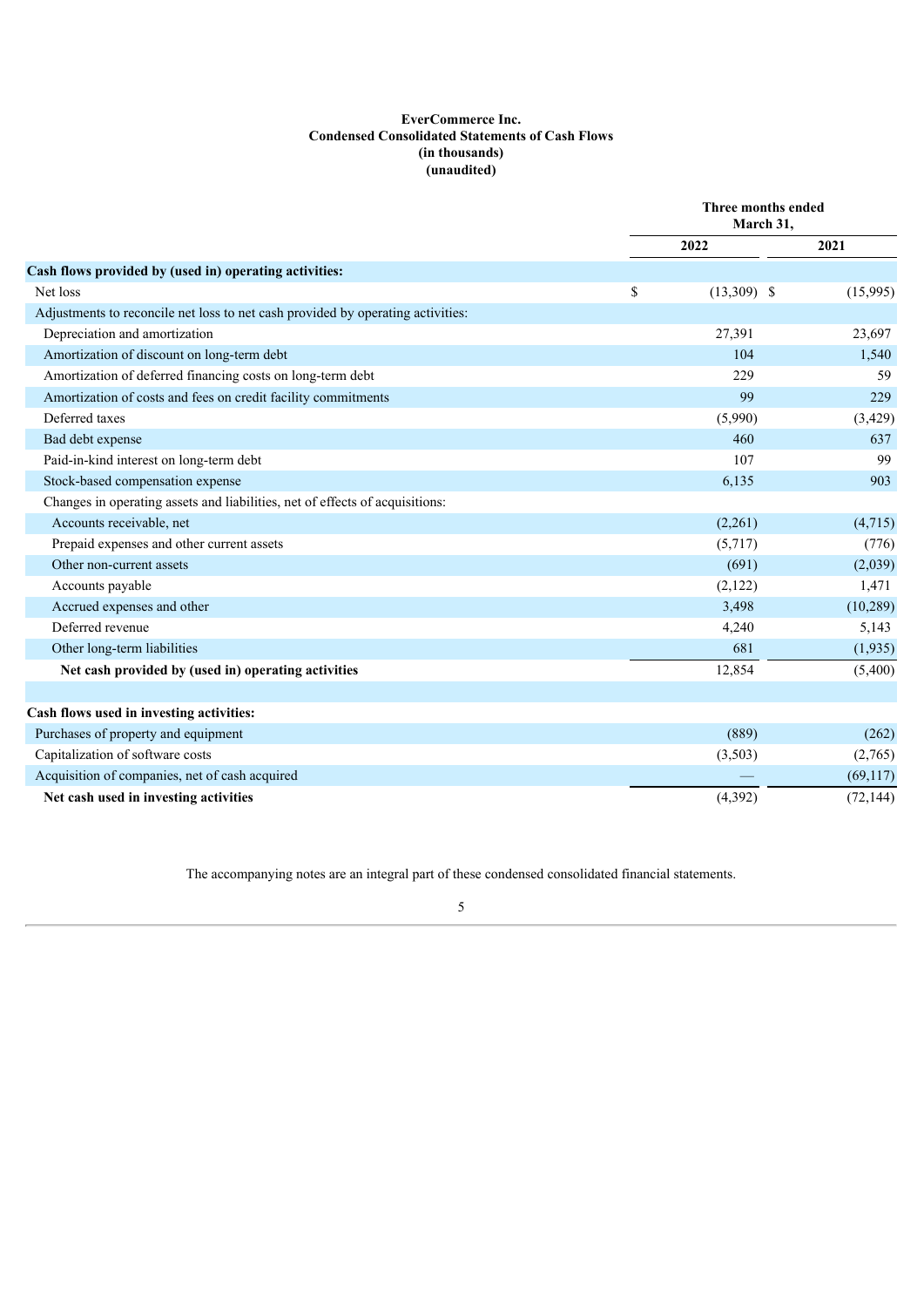**EverCommerce Inc.**
**Condensed Consolidated Statements of Cash Flows**
**(in thousands)**
**(unaudited)**

| | Three months ended March 31, | |
|---|---|---|
| | 2022 | 2021 |
| **Cash flows provided by (used in) operating activities:** | | |
| Net loss | $ (13,309) | $ (15,995) |
| Adjustments to reconcile net loss to net cash provided by operating activities: | | |
| Depreciation and amortization | 27,391 | 23,697 |
| Amortization of discount on long-term debt | 104 | 1,540 |
| Amortization of deferred financing costs on long-term debt | 229 | 59 |
| Amortization of costs and fees on credit facility commitments | 99 | 229 |
| Deferred taxes | (5,990) | (3,429) |
| Bad debt expense | 460 | 637 |
| Paid-in-kind interest on long-term debt | 107 | 99 |
| Stock-based compensation expense | 6,135 | 903 |
| Changes in operating assets and liabilities, net of effects of acquisitions: | | |
| Accounts receivable, net | (2,261) | (4,715) |
| Prepaid expenses and other current assets | (5,717) | (776) |
| Other non-current assets | (691) | (2,039) |
| Accounts payable | (2,122) | 1,471 |
| Accrued expenses and other | 3,498 | (10,289) |
| Deferred revenue | 4,240 | 5,143 |
| Other long-term liabilities | 681 | (1,935) |
| **Net cash provided by (used in) operating activities** | 12,854 | (5,400) |
| | | |
| **Cash flows used in investing activities:** | | |
| Purchases of property and equipment | (889) | (262) |
| Capitalization of software costs | (3,503) | (2,765) |
| Acquisition of companies, net of cash acquired | — | (69,117) |
| **Net cash used in investing activities** | (4,392) | (72,144) |

The accompanying notes are an integral part of these condensed consolidated financial statements.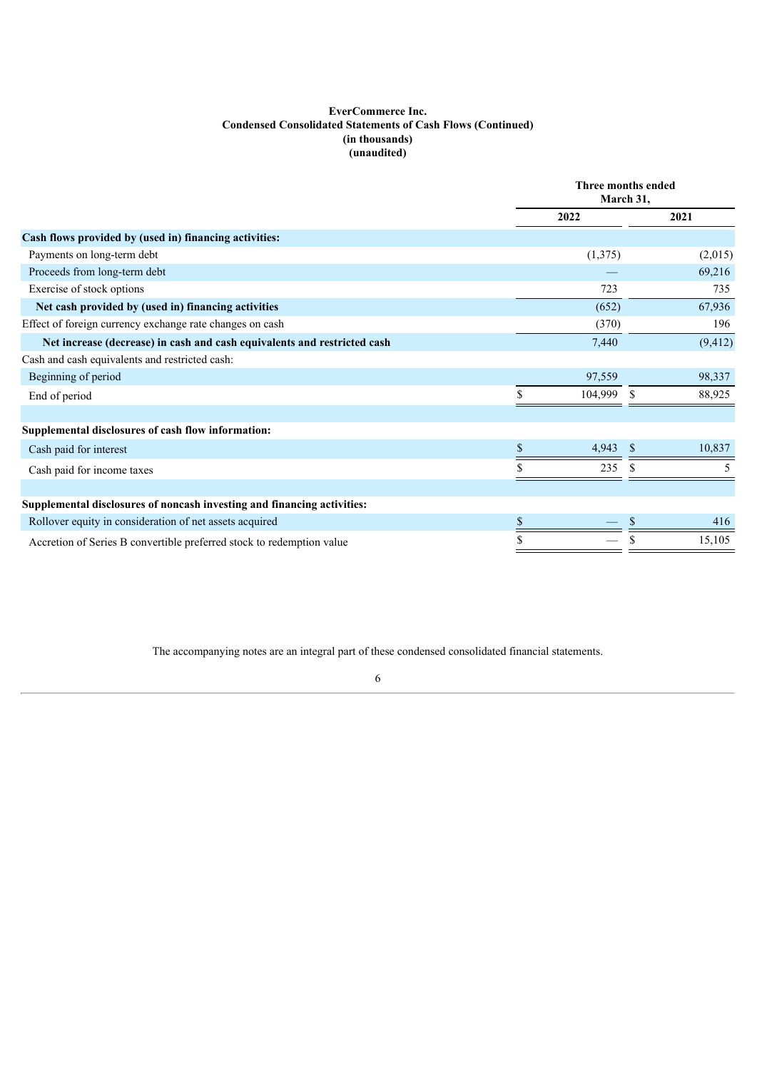**EverCommerce Inc.**
**Condensed Consolidated Statements of Cash Flows (Continued)**
**(in thousands)**
**(unaudited)**

| | Three months ended March 31, | |
|---|---|---|
| | 2022 | 2021 |
| **Cash flows provided by (used in) financing activities:** | | |
| Payments on long-term debt | (1,375) | (2,015) |
| Proceeds from long-term debt | — | 69,216 |
| Exercise of stock options | 723 | 735 |
| **Net cash provided by (used in) financing activities** | (652) | 67,936 |
| Effect of foreign currency exchange rate changes on cash | (370) | 196 |
| **Net increase (decrease) in cash and cash equivalents and restricted cash** | 7,440 | (9,412) |
| Cash and cash equivalents and restricted cash: | | |
| Beginning of period | 97,559 | 98,337 |
| End of period | $ 104,999 | $ 88,925 |
| | | |
| **Supplemental disclosures of cash flow information:** | | |
| Cash paid for interest | $ 4,943 | $ 10,837 |
| Cash paid for income taxes | $ 235 | $ 5 |
| | | |
| **Supplemental disclosures of noncash investing and financing activities:** | | |
| Rollover equity in consideration of net assets acquired | $ — | $ 416 |
| Accretion of Series B convertible preferred stock to redemption value | $ — | $ 15,105 |

The accompanying notes are an integral part of these condensed consolidated financial statements.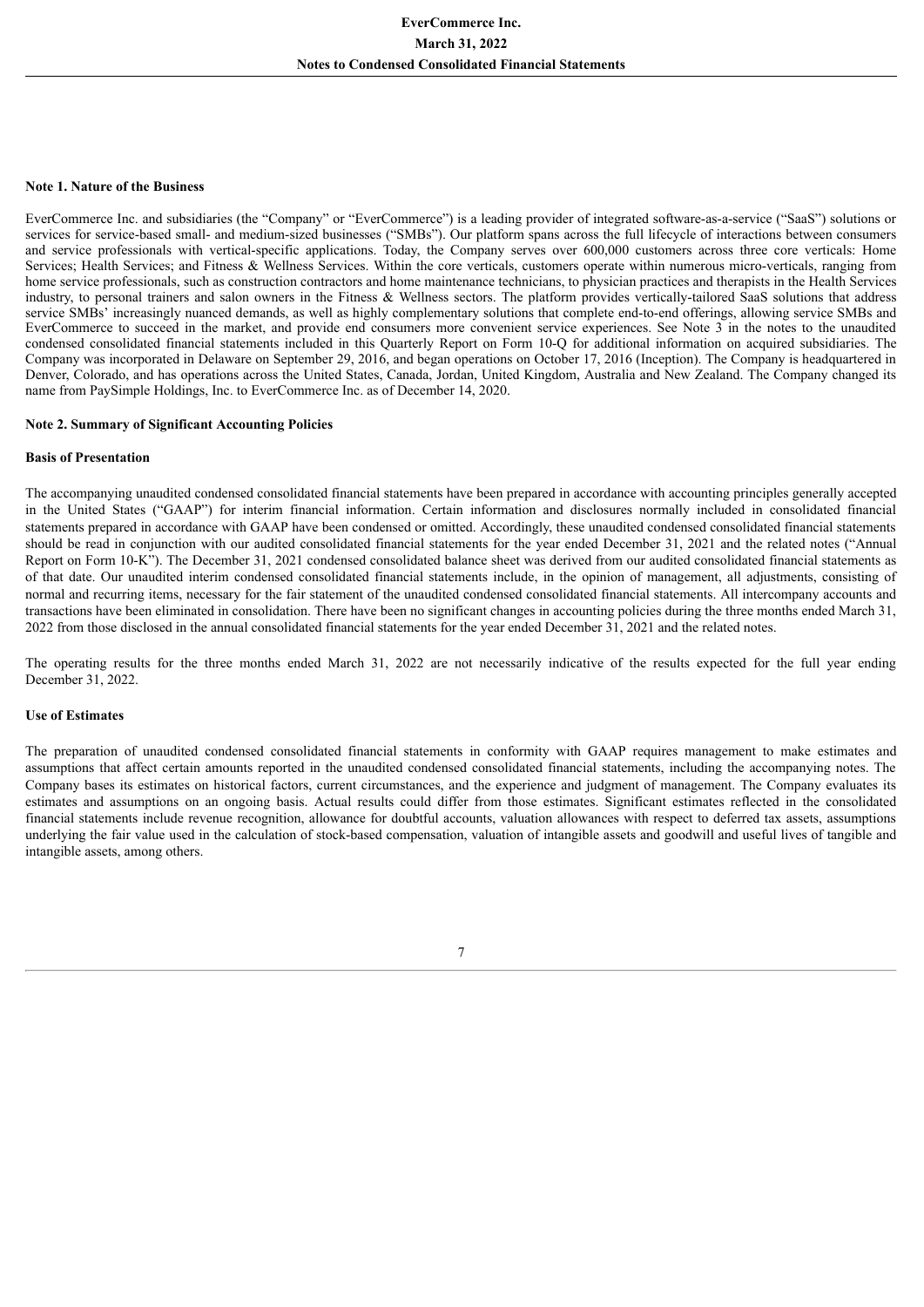**Note 1. Nature of the Business**

EverCommerce Inc. and subsidiaries (the "Company" or "EverCommerce") is a leading provider of integrated software-as-a-service ("SaaS") solutions or services for service-based small- and medium-sized businesses ("SMBs"). Our platform spans across the full lifecycle of interactions between consumers and service professionals with vertical-specific applications. Today, the Company serves over 600,000 customers across three core verticals: Home Services; Health Services; and Fitness & Wellness Services. Within the core verticals, customers operate within numerous micro-verticals, ranging from home service professionals, such as construction contractors and home maintenance technicians, to physician practices and therapists in the Health Services industry, to personal trainers and salon owners in the Fitness & Wellness sectors. The platform provides vertically-tailored SaaS solutions that address service SMBs' increasingly nuanced demands, as well as highly complementary solutions that complete end-to-end offerings, allowing service SMBs and EverCommerce to succeed in the market, and provide end consumers more convenient service experiences. See Note 3 in the notes to the unaudited condensed consolidated financial statements included in this Quarterly Report on Form 10-Q for additional information on acquired subsidiaries. The Company was incorporated in Delaware on September 29, 2016, and began operations on October 17, 2016 (Inception). The Company is headquartered in Denver, Colorado, and has operations across the United States, Canada, Jordan, United Kingdom, Australia and New Zealand. The Company changed its name from PaySimple Holdings, Inc. to EverCommerce Inc. as of December 14, 2020.

**Note 2. Summary of Significant Accounting Policies**

**Basis of Presentation**

The accompanying unaudited condensed consolidated financial statements have been prepared in accordance with accounting principles generally accepted in the United States ("GAAP") for interim financial information. Certain information and disclosures normally included in consolidated financial statements prepared in accordance with GAAP have been condensed or omitted. Accordingly, these unaudited condensed consolidated financial statements should be read in conjunction with our audited consolidated financial statements for the year ended December 31, 2021 and the related notes ("Annual Report on Form 10-K"). The December 31, 2021 condensed consolidated balance sheet was derived from our audited consolidated financial statements as of that date. Our unaudited interim condensed consolidated financial statements include, in the opinion of management, all adjustments, consisting of normal and recurring items, necessary for the fair statement of the unaudited condensed consolidated financial statements. All intercompany accounts and transactions have been eliminated in consolidation. There have been no significant changes in accounting policies during the three months ended March 31, 2022 from those disclosed in the annual consolidated financial statements for the year ended December 31, 2021 and the related notes.

The operating results for the three months ended March 31, 2022 are not necessarily indicative of the results expected for the full year ending December 31, 2022.

**Use of Estimates**

The preparation of unaudited condensed consolidated financial statements in conformity with GAAP requires management to make estimates and assumptions that affect certain amounts reported in the unaudited condensed consolidated financial statements, including the accompanying notes. The Company bases its estimates on historical factors, current circumstances, and the experience and judgment of management. The Company evaluates its estimates and assumptions on an ongoing basis. Actual results could differ from those estimates. Significant estimates reflected in the consolidated financial statements include revenue recognition, allowance for doubtful accounts, valuation allowances with respect to deferred tax assets, assumptions underlying the fair value used in the calculation of stock-based compensation, valuation of intangible assets and goodwill and useful lives of tangible and intangible assets, among others.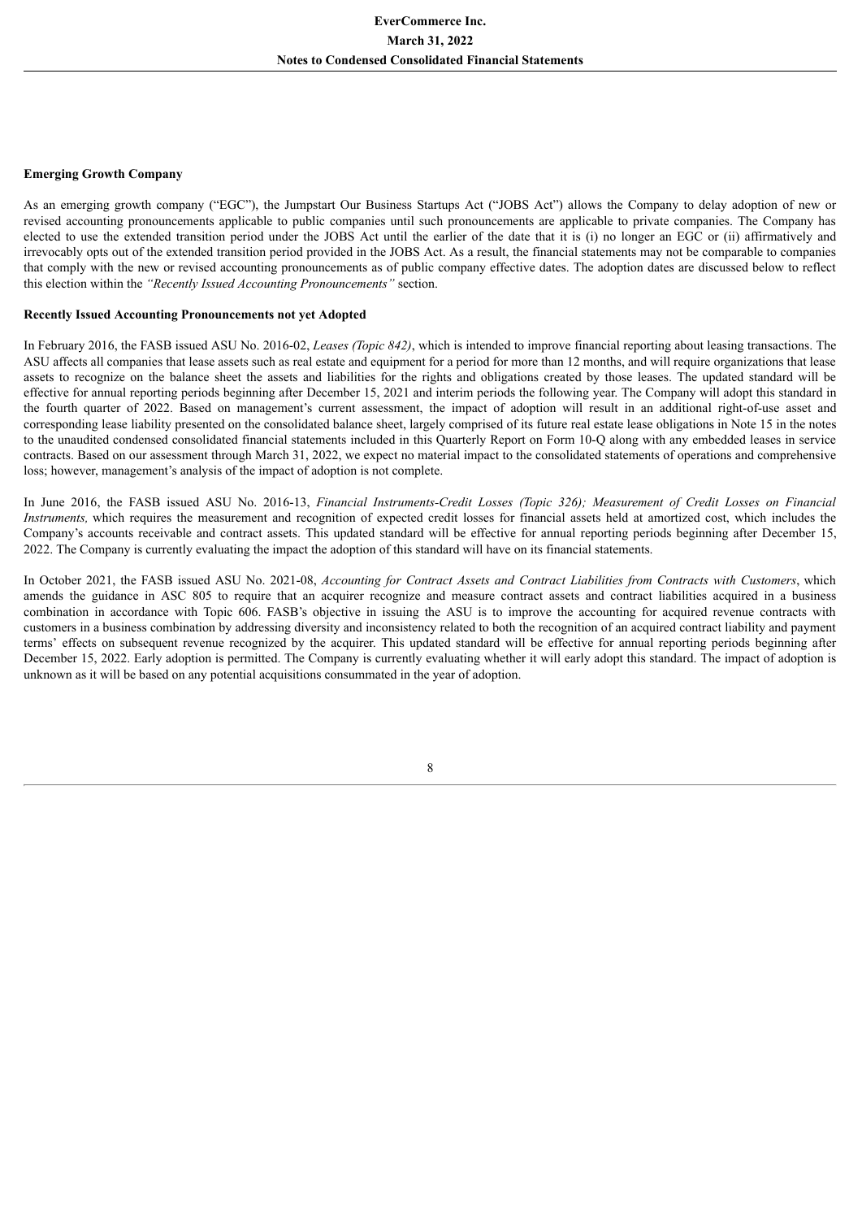**Emerging Growth Company**

As an emerging growth company ("EGC"), the Jumpstart Our Business Startups Act ("JOBS Act") allows the Company to delay adoption of new or revised accounting pronouncements applicable to public companies until such pronouncements are applicable to private companies. The Company has elected to use the extended transition period under the JOBS Act until the earlier of the date that it is (i) no longer an EGC or (ii) affirmatively and irrevocably opts out of the extended transition period provided in the JOBS Act. As a result, the financial statements may not be comparable to companies that comply with the new or revised accounting pronouncements as of public company effective dates. The adoption dates are discussed below to reflect this election within the *"Recently Issued Accounting Pronouncements"* section.

**Recently Issued Accounting Pronouncements not yet Adopted**

In February 2016, the FASB issued ASU No. 2016-02, *Leases (Topic 842)*, which is intended to improve financial reporting about leasing transactions. The ASU affects all companies that lease assets such as real estate and equipment for a period for more than 12 months, and will require organizations that lease assets to recognize on the balance sheet the assets and liabilities for the rights and obligations created by those leases. The updated standard will be effective for annual reporting periods beginning after December 15, 2021 and interim periods the following year. The Company will adopt this standard in the fourth quarter of 2022. Based on management's current assessment, the impact of adoption will result in an additional right-of-use asset and corresponding lease liability presented on the consolidated balance sheet, largely comprised of its future real estate lease obligations in Note 15 in the notes to the unaudited condensed consolidated financial statements included in this Quarterly Report on Form 10-Q along with any embedded leases in service contracts. Based on our assessment through March 31, 2022, we expect no material impact to the consolidated statements of operations and comprehensive loss; however, management's analysis of the impact of adoption is not complete.

In June 2016, the FASB issued ASU No. 2016-13, *Financial Instruments-Credit Losses (Topic 326); Measurement of Credit Losses on Financial Instruments,* which requires the measurement and recognition of expected credit losses for financial assets held at amortized cost, which includes the Company's accounts receivable and contract assets. This updated standard will be effective for annual reporting periods beginning after December 15, 2022. The Company is currently evaluating the impact the adoption of this standard will have on its financial statements.

In October 2021, the FASB issued ASU No. 2021-08, *Accounting for Contract Assets and Contract Liabilities from Contracts with Customers*, which amends the guidance in ASC 805 to require that an acquirer recognize and measure contract assets and contract liabilities acquired in a business combination in accordance with Topic 606. FASB's objective in issuing the ASU is to improve the accounting for acquired revenue contracts with customers in a business combination by addressing diversity and inconsistency related to both the recognition of an acquired contract liability and payment terms' effects on subsequent revenue recognized by the acquirer. This updated standard will be effective for annual reporting periods beginning after December 15, 2022. Early adoption is permitted. The Company is currently evaluating whether it will early adopt this standard. The impact of adoption is unknown as it will be based on any potential acquisitions consummated in the year of adoption.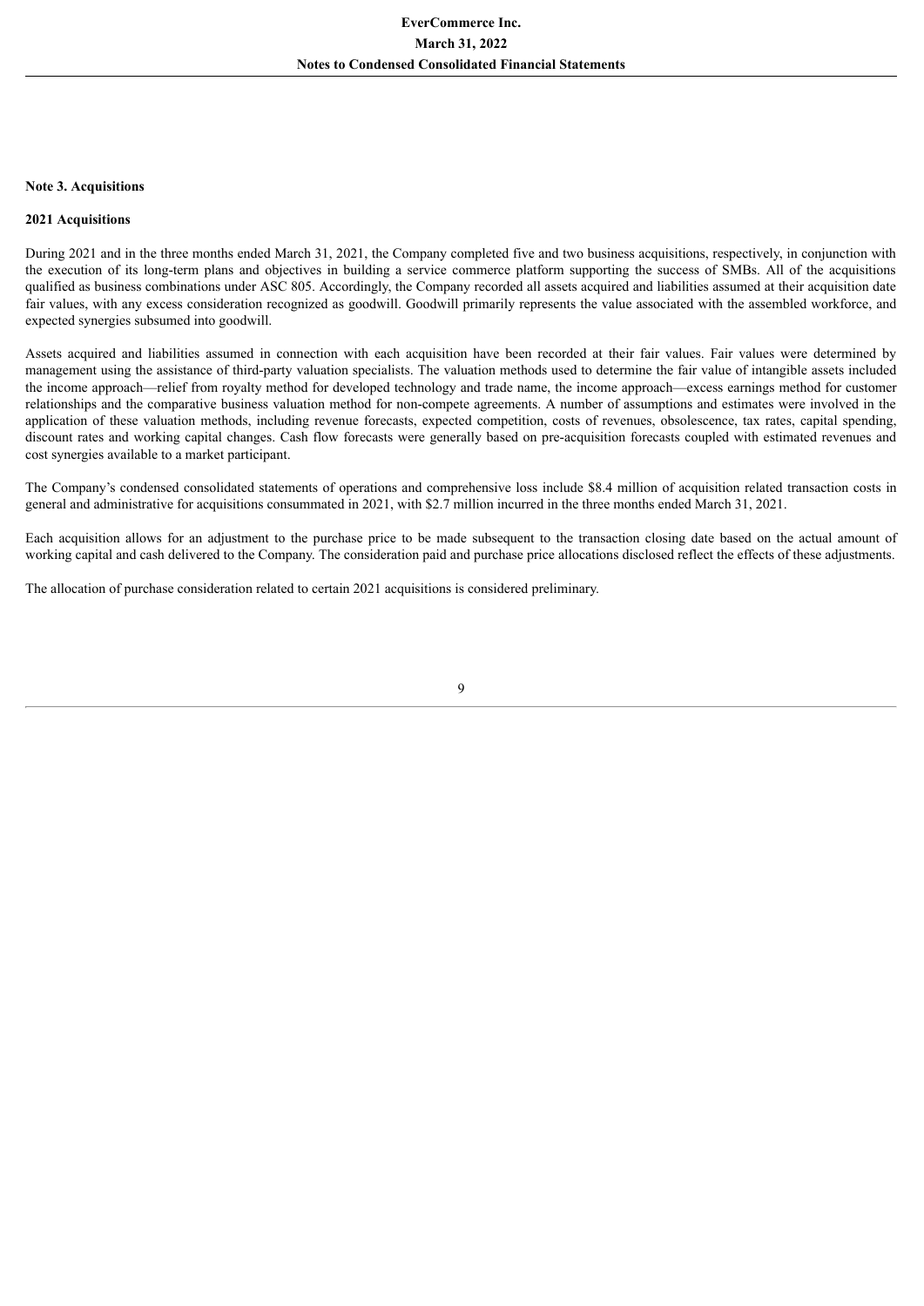## Note 3. Acquisitions

### 2021 Acquisitions

During 2021 and in the three months ended March 31, 2021, the Company completed five and two business acquisitions, respectively, in conjunction with the execution of its long-term plans and objectives in building a service commerce platform supporting the success of SMBs. All of the acquisitions qualified as business combinations under ASC 805. Accordingly, the Company recorded all assets acquired and liabilities assumed at their acquisition date fair values, with any excess consideration recognized as goodwill. Goodwill primarily represents the value associated with the assembled workforce, and expected synergies subsumed into goodwill.

Assets acquired and liabilities assumed in connection with each acquisition have been recorded at their fair values. Fair values were determined by management using the assistance of third-party valuation specialists. The valuation methods used to determine the fair value of intangible assets included the income approach—relief from royalty method for developed technology and trade name, the income approach—excess earnings method for customer relationships and the comparative business valuation method for non-compete agreements. A number of assumptions and estimates were involved in the application of these valuation methods, including revenue forecasts, expected competition, costs of revenues, obsolescence, tax rates, capital spending, discount rates and working capital changes. Cash flow forecasts were generally based on pre-acquisition forecasts coupled with estimated revenues and cost synergies available to a market participant.

The Company's condensed consolidated statements of operations and comprehensive loss include $8.4 million of acquisition related transaction costs in general and administrative for acquisitions consummated in 2021, with $2.7 million incurred in the three months ended March 31, 2021.

Each acquisition allows for an adjustment to the purchase price to be made subsequent to the transaction closing date based on the actual amount of working capital and cash delivered to the Company. The consideration paid and purchase price allocations disclosed reflect the effects of these adjustments.

The allocation of purchase consideration related to certain 2021 acquisitions is considered preliminary.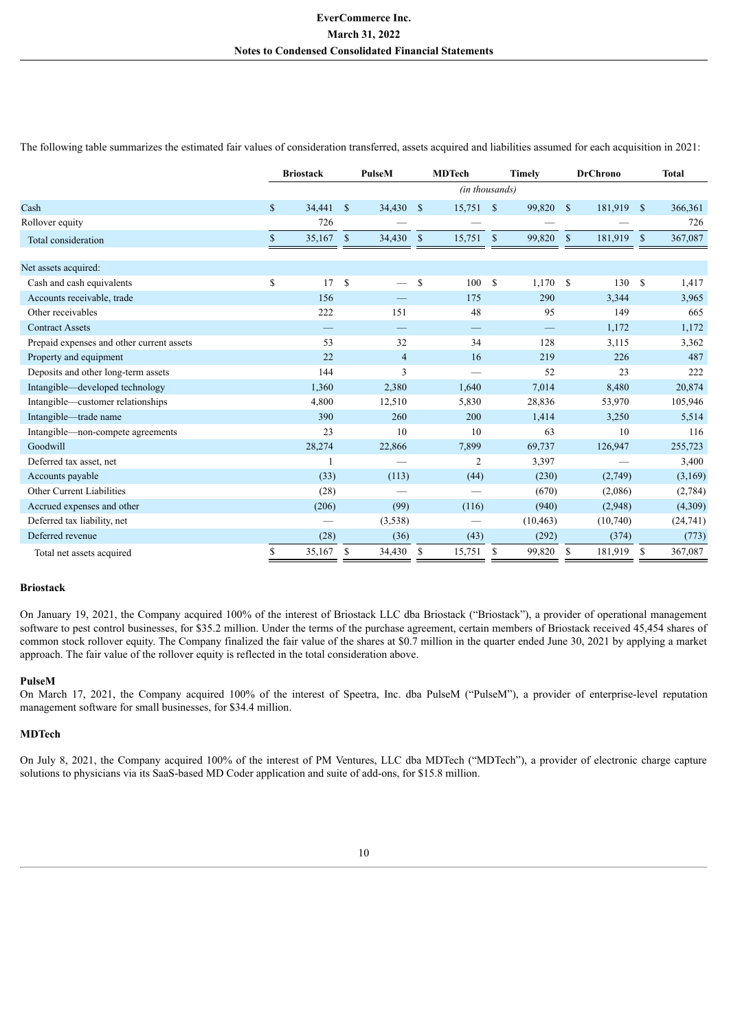The following table summarizes the estimated fair values of consideration transferred, assets acquired and liabilities assumed for each acquisition in 2021:

| | Briostack | PulseM | MDTech | Timely | DrChrono | Total |
|---|---|---|---|---|---|---|
| | *(in thousands)* | | | | | |
| Cash | $ 34,441 | $ 34,430 | $ 15,751 | $ 99,820 | $ 181,919 | $ 366,361 |
| Rollover equity | 726 | — | — | — | — | 726 |
| Total consideration | $ 35,167 | $ 34,430 | $ 15,751 | $ 99,820 | $ 181,919 | $ 367,087 |
| | | | | | | |
| Net assets acquired: | | | | | | |
| Cash and cash equivalents | $ 17 | $ — | $ 100 | $ 1,170 | $ 130 | $ 1,417 |
| Accounts receivable, trade | 156 | — | 175 | 290 | 3,344 | 3,965 |
| Other receivables | 222 | 151 | 48 | 95 | 149 | 665 |
| Contract Assets | — | — | — | — | 1,172 | 1,172 |
| Prepaid expenses and other current assets | 53 | 32 | 34 | 128 | 3,115 | 3,362 |
| Property and equipment | 22 | 4 | 16 | 219 | 226 | 487 |
| Deposits and other long-term assets | 144 | 3 | — | 52 | 23 | 222 |
| Intangible—developed technology | 1,360 | 2,380 | 1,640 | 7,014 | 8,480 | 20,874 |
| Intangible—customer relationships | 4,800 | 12,510 | 5,830 | 28,836 | 53,970 | 105,946 |
| Intangible—trade name | 390 | 260 | 200 | 1,414 | 3,250 | 5,514 |
| Intangible—non-compete agreements | 23 | 10 | 10 | 63 | 10 | 116 |
| Goodwill | 28,274 | 22,866 | 7,899 | 69,737 | 126,947 | 255,723 |
| Deferred tax asset, net | 1 | — | 2 | 3,397 | — | 3,400 |
| Accounts payable | (33) | (113) | (44) | (230) | (2,749) | (3,169) |
| Other Current Liabilities | (28) | — | — | (670) | (2,086) | (2,784) |
| Accrued expenses and other | (206) | (99) | (116) | (940) | (2,948) | (4,309) |
| Deferred tax liability, net | — | (3,538) | — | (10,463) | (10,740) | (24,741) |
| Deferred revenue | (28) | (36) | (43) | (292) | (374) | (773) |
| Total net assets acquired | $ 35,167 | $ 34,430 | $ 15,751 | $ 99,820 | $ 181,919 | $ 367,087 |

**Briostack**

On January 19, 2021, the Company acquired 100% of the interest of Briostack LLC dba Briostack ("Briostack"), a provider of operational management software to pest control businesses, for $35.2 million. Under the terms of the purchase agreement, certain members of Briostack received 45,454 shares of common stock rollover equity. The Company finalized the fair value of the shares at $0.7 million in the quarter ended June 30, 2021 by applying a market approach. The fair value of the rollover equity is reflected in the total consideration above.

**PulseM**

On March 17, 2021, the Company acquired 100% of the interest of Speetra, Inc. dba PulseM ("PulseM"), a provider of enterprise-level reputation management software for small businesses, for $34.4 million.

**MDTech**

On July 8, 2021, the Company acquired 100% of the interest of PM Ventures, LLC dba MDTech ("MDTech"), a provider of electronic charge capture solutions to physicians via its SaaS-based MD Coder application and suite of add-ons, for $15.8 million.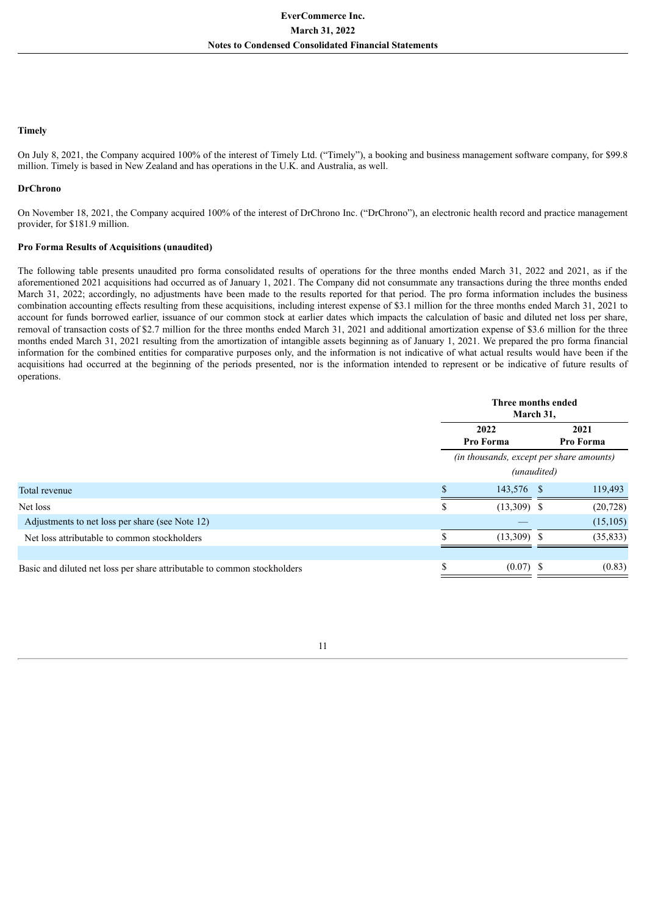### Timely

On July 8, 2021, the Company acquired 100% of the interest of Timely Ltd. ("Timely"), a booking and business management software company, for $99.8 million. Timely is based in New Zealand and has operations in the U.K. and Australia, as well.

### DrChrono

On November 18, 2021, the Company acquired 100% of the interest of DrChrono Inc. ("DrChrono"), an electronic health record and practice management provider, for $181.9 million.

### Pro Forma Results of Acquisitions (unaudited)

The following table presents unaudited pro forma consolidated results of operations for the three months ended March 31, 2022 and 2021, as if the aforementioned 2021 acquisitions had occurred as of January 1, 2021. The Company did not consummate any transactions during the three months ended March 31, 2022; accordingly, no adjustments have been made to the results reported for that period. The pro forma information includes the business combination accounting effects resulting from these acquisitions, including interest expense of $3.1 million for the three months ended March 31, 2021 to account for funds borrowed earlier, issuance of our common stock at earlier dates which impacts the calculation of basic and diluted net loss per share, removal of transaction costs of $2.7 million for the three months ended March 31, 2021 and additional amortization expense of $3.6 million for the three months ended March 31, 2021 resulting from the amortization of intangible assets beginning as of January 1, 2021. We prepared the pro forma financial information for the combined entities for comparative purposes only, and the information is not indicative of what actual results would have been if the acquisitions had occurred at the beginning of the periods presented, nor is the information intended to represent or be indicative of future results of operations.

| | Three months ended March 31, | |
|---|---|---|
| | 2022 Pro Forma | 2021 Pro Forma |
| | *(in thousands, except per share amounts)* *(unaudited)* | |
| Total revenue | $ 143,576 | $ 119,493 |
| Net loss | $ (13,309) | $ (20,728) |
| Adjustments to net loss per share (see Note 12) | — | (15,105) |
| Net loss attributable to common stockholders | $ (13,309) | $ (35,833) |
| | | |
| Basic and diluted net loss per share attributable to common stockholders | $ (0.07) | $ (0.83) |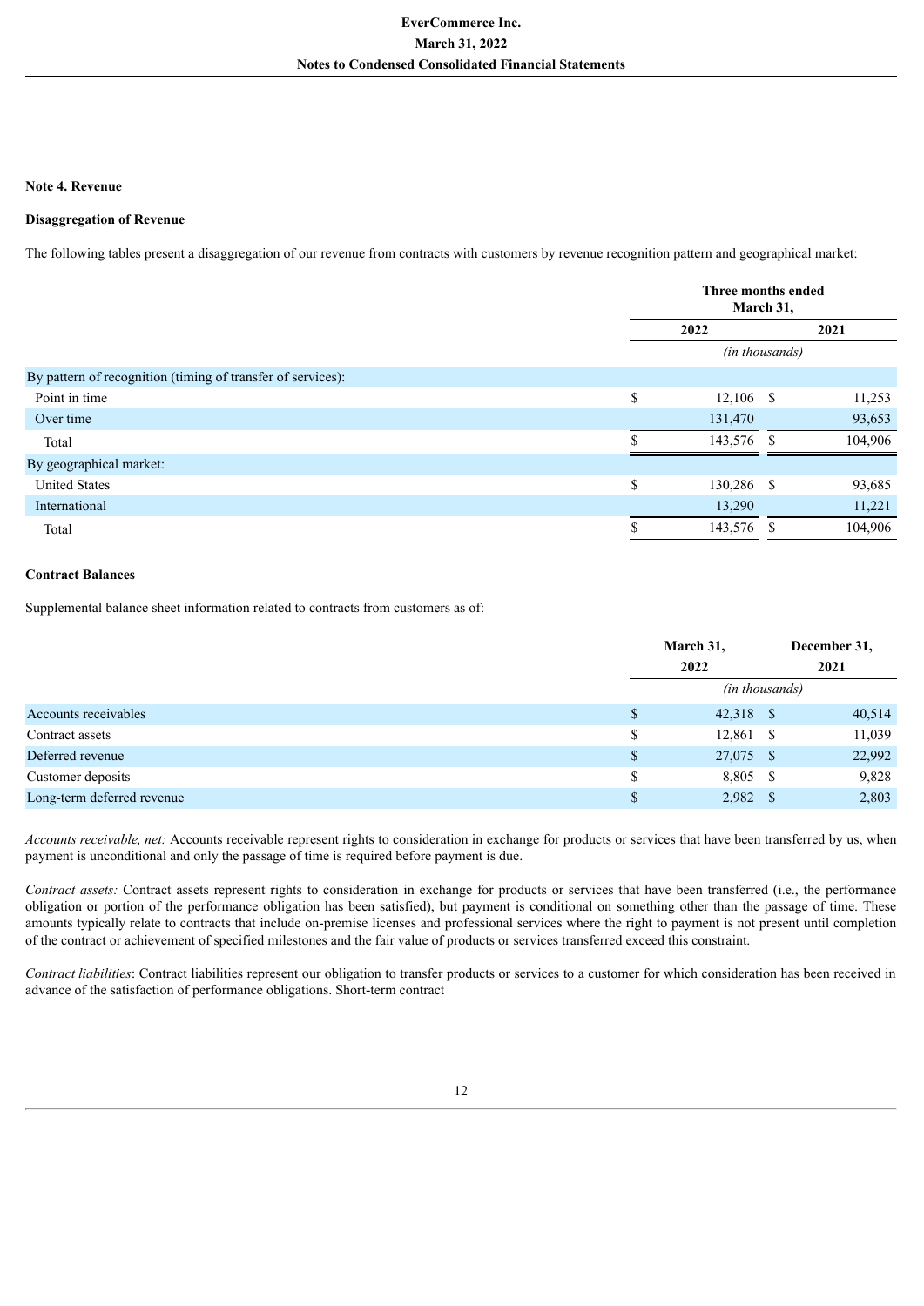**Note 4. Revenue**

**Disaggregation of Revenue**

The following tables present a disaggregation of our revenue from contracts with customers by revenue recognition pattern and geographical market:

| | Three months ended March 31, | |
|---|---|---|
| | 2022 | 2021 |
| | *(in thousands)* | |
| By pattern of recognition (timing of transfer of services): | | |
| Point in time | $ 12,106 | $ 11,253 |
| Over time | 131,470 | 93,653 |
| Total | $ 143,576 | $ 104,906 |
| By geographical market: | | |
| United States | $ 130,286 | $ 93,685 |
| International | 13,290 | 11,221 |
| Total | $ 143,576 | $ 104,906 |

**Contract Balances**

Supplemental balance sheet information related to contracts from customers as of:

| | March 31, 2022 | December 31, 2021 |
|---|---|---|
| | *(in thousands)* | |
| Accounts receivables | $ 42,318 | $ 40,514 |
| Contract assets | $ 12,861 | $ 11,039 |
| Deferred revenue | $ 27,075 | $ 22,992 |
| Customer deposits | $ 8,805 | $ 9,828 |
| Long-term deferred revenue | $ 2,982 | $ 2,803 |

*Accounts receivable, net:* Accounts receivable represent rights to consideration in exchange for products or services that have been transferred by us, when payment is unconditional and only the passage of time is required before payment is due.

*Contract assets:* Contract assets represent rights to consideration in exchange for products or services that have been transferred (i.e., the performance obligation or portion of the performance obligation has been satisfied), but payment is conditional on something other than the passage of time. These amounts typically relate to contracts that include on-premise licenses and professional services where the right to payment is not present until completion of the contract or achievement of specified milestones and the fair value of products or services transferred exceed this constraint.

*Contract liabilities*: Contract liabilities represent our obligation to transfer products or services to a customer for which consideration has been received in advance of the satisfaction of performance obligations. Short-term contract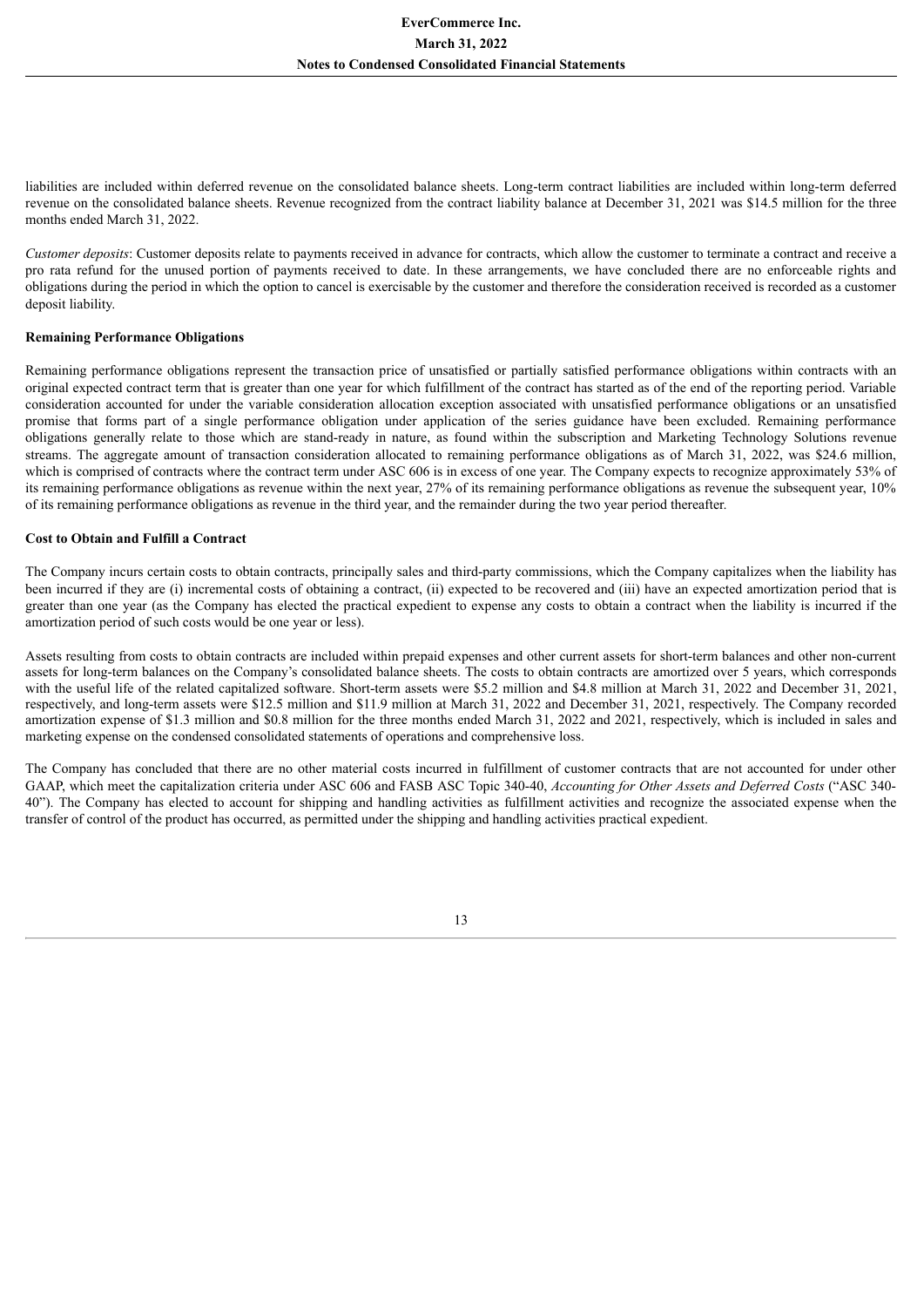liabilities are included within deferred revenue on the consolidated balance sheets. Long-term contract liabilities are included within long-term deferred revenue on the consolidated balance sheets. Revenue recognized from the contract liability balance at December 31, 2021 was $14.5 million for the three months ended March 31, 2022.

*Customer deposits*: Customer deposits relate to payments received in advance for contracts, which allow the customer to terminate a contract and receive a pro rata refund for the unused portion of payments received to date. In these arrangements, we have concluded there are no enforceable rights and obligations during the period in which the option to cancel is exercisable by the customer and therefore the consideration received is recorded as a customer deposit liability.

**Remaining Performance Obligations**

Remaining performance obligations represent the transaction price of unsatisfied or partially satisfied performance obligations within contracts with an original expected contract term that is greater than one year for which fulfillment of the contract has started as of the end of the reporting period. Variable consideration accounted for under the variable consideration allocation exception associated with unsatisfied performance obligations or an unsatisfied promise that forms part of a single performance obligation under application of the series guidance have been excluded. Remaining performance obligations generally relate to those which are stand-ready in nature, as found within the subscription and Marketing Technology Solutions revenue streams. The aggregate amount of transaction consideration allocated to remaining performance obligations as of March 31, 2022, was $24.6 million, which is comprised of contracts where the contract term under ASC 606 is in excess of one year. The Company expects to recognize approximately 53% of its remaining performance obligations as revenue within the next year, 27% of its remaining performance obligations as revenue the subsequent year, 10% of its remaining performance obligations as revenue in the third year, and the remainder during the two year period thereafter.

**Cost to Obtain and Fulfill a Contract**

The Company incurs certain costs to obtain contracts, principally sales and third-party commissions, which the Company capitalizes when the liability has been incurred if they are (i) incremental costs of obtaining a contract, (ii) expected to be recovered and (iii) have an expected amortization period that is greater than one year (as the Company has elected the practical expedient to expense any costs to obtain a contract when the liability is incurred if the amortization period of such costs would be one year or less).

Assets resulting from costs to obtain contracts are included within prepaid expenses and other current assets for short-term balances and other non-current assets for long-term balances on the Company's consolidated balance sheets. The costs to obtain contracts are amortized over 5 years, which corresponds with the useful life of the related capitalized software. Short-term assets were $5.2 million and $4.8 million at March 31, 2022 and December 31, 2021, respectively, and long-term assets were $12.5 million and $11.9 million at March 31, 2022 and December 31, 2021, respectively. The Company recorded amortization expense of $1.3 million and $0.8 million for the three months ended March 31, 2022 and 2021, respectively, which is included in sales and marketing expense on the condensed consolidated statements of operations and comprehensive loss.

The Company has concluded that there are no other material costs incurred in fulfillment of customer contracts that are not accounted for under other GAAP, which meet the capitalization criteria under ASC 606 and FASB ASC Topic 340-40, *Accounting for Other Assets and Deferred Costs* ("ASC 340-40"). The Company has elected to account for shipping and handling activities as fulfillment activities and recognize the associated expense when the transfer of control of the product has occurred, as permitted under the shipping and handling activities practical expedient.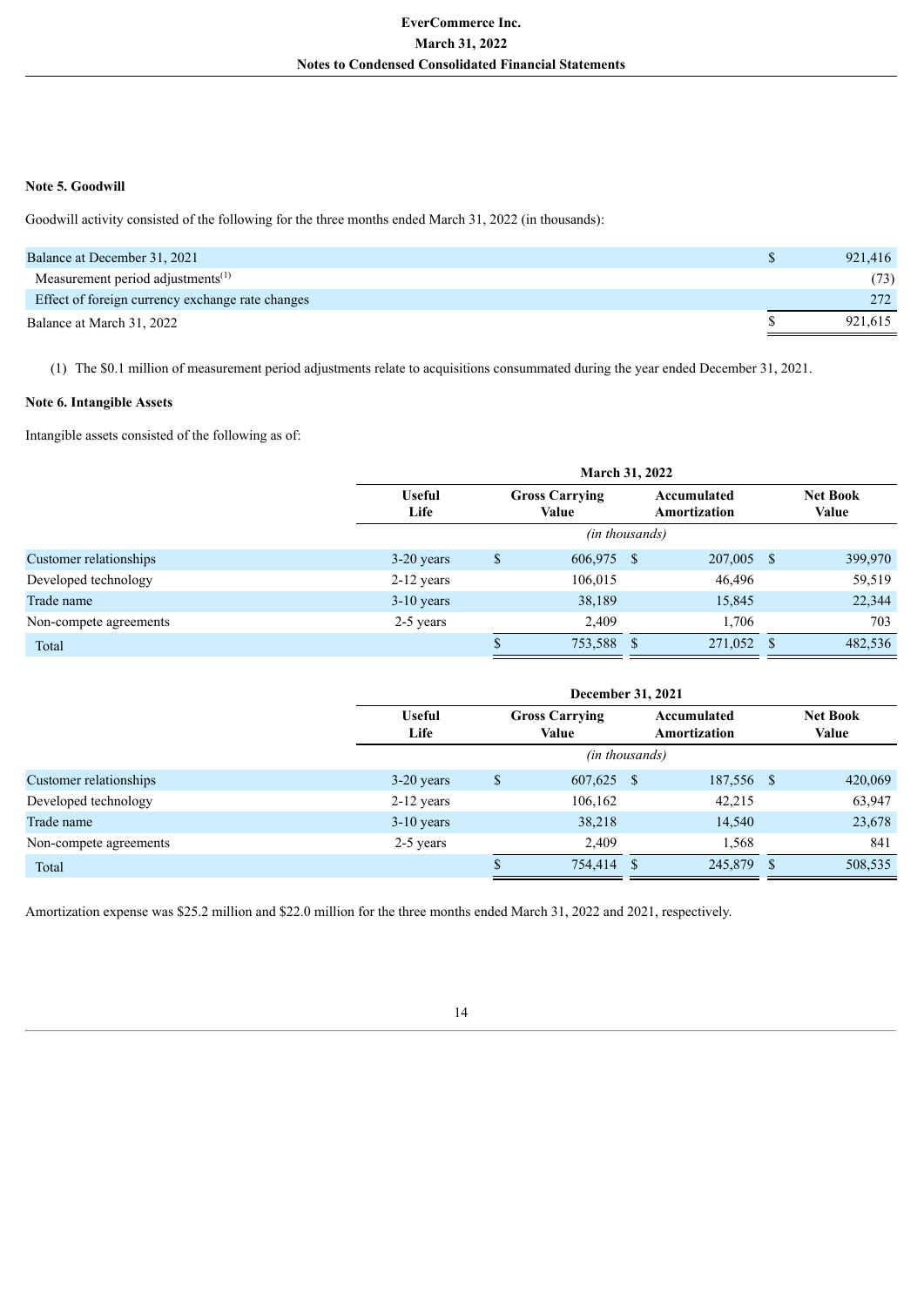**Note 5. Goodwill**

Goodwill activity consisted of the following for the three months ended March 31, 2022 (in thousands):

| | |
|---|---|
| Balance at December 31, 2021 | $ 921,416 |
| Measurement period adjustments[(1)] | (73) |
| Effect of foreign currency exchange rate changes | 272 |
| Balance at March 31, 2022 | $ 921,615 |

(1) The $0.1 million of measurement period adjustments relate to acquisitions consummated during the year ended December 31, 2021.

**Note 6. Intangible Assets**

Intangible assets consisted of the following as of:

| | March 31, 2022 | | | |
|---|---|---|---|---|
| | Useful Life | Gross Carrying Value | Accumulated Amortization | Net Book Value |
| | | *(in thousands)* | | |
| Customer relationships | 3-20 years | $ 606,975 | $ 207,005 | $ 399,970 |
| Developed technology | 2-12 years | 106,015 | 46,496 | 59,519 |
| Trade name | 3-10 years | 38,189 | 15,845 | 22,344 |
| Non-compete agreements | 2-5 years | 2,409 | 1,706 | 703 |
| Total | | $ 753,588 | $ 271,052 | $ 482,536 |

| | December 31, 2021 | | | |
|---|---|---|---|---|
| | Useful Life | Gross Carrying Value | Accumulated Amortization | Net Book Value |
| | | *(in thousands)* | | |
| Customer relationships | 3-20 years | $ 607,625 | $ 187,556 | $ 420,069 |
| Developed technology | 2-12 years | 106,162 | 42,215 | 63,947 |
| Trade name | 3-10 years | 38,218 | 14,540 | 23,678 |
| Non-compete agreements | 2-5 years | 2,409 | 1,568 | 841 |
| Total | | $ 754,414 | $ 245,879 | $ 508,535 |

Amortization expense was $25.2 million and $22.0 million for the three months ended March 31, 2022 and 2021, respectively.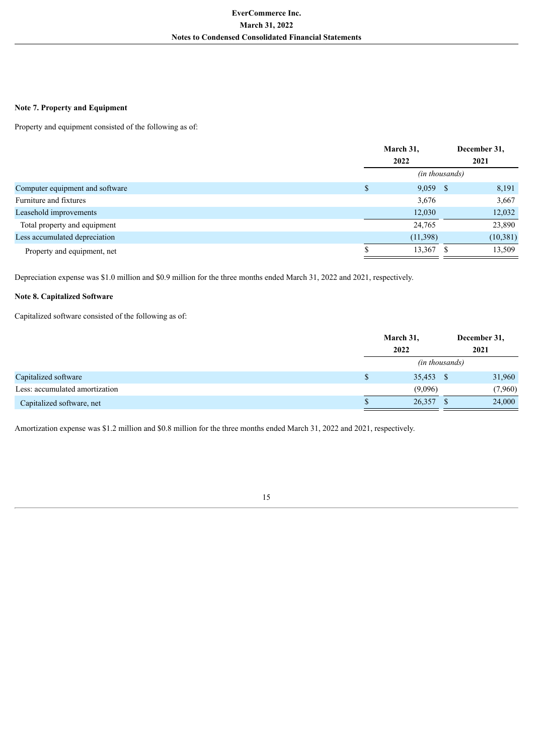## Note 7. Property and Equipment

Property and equipment consisted of the following as of:

| | March 31, 2022 | December 31, 2021 |
|---|---|---|
| | *(in thousands)* | |
| Computer equipment and software | $ 9,059 | $ 8,191 |
| Furniture and fixtures | 3,676 | 3,667 |
| Leasehold improvements | 12,030 | 12,032 |
| Total property and equipment | 24,765 | 23,890 |
| Less accumulated depreciation | (11,398) | (10,381) |
| Property and equipment, net | $ 13,367 | $ 13,509 |

Depreciation expense was $1.0 million and $0.9 million for the three months ended March 31, 2022 and 2021, respectively.

## Note 8. Capitalized Software

Capitalized software consisted of the following as of:

| | March 31, 2022 | December 31, 2021 |
|---|---|---|
| | *(in thousands)* | |
| Capitalized software | $ 35,453 | $ 31,960 |
| Less: accumulated amortization | (9,096) | (7,960) |
| Capitalized software, net | $ 26,357 | $ 24,000 |

Amortization expense was $1.2 million and $0.8 million for the three months ended March 31, 2022 and 2021, respectively.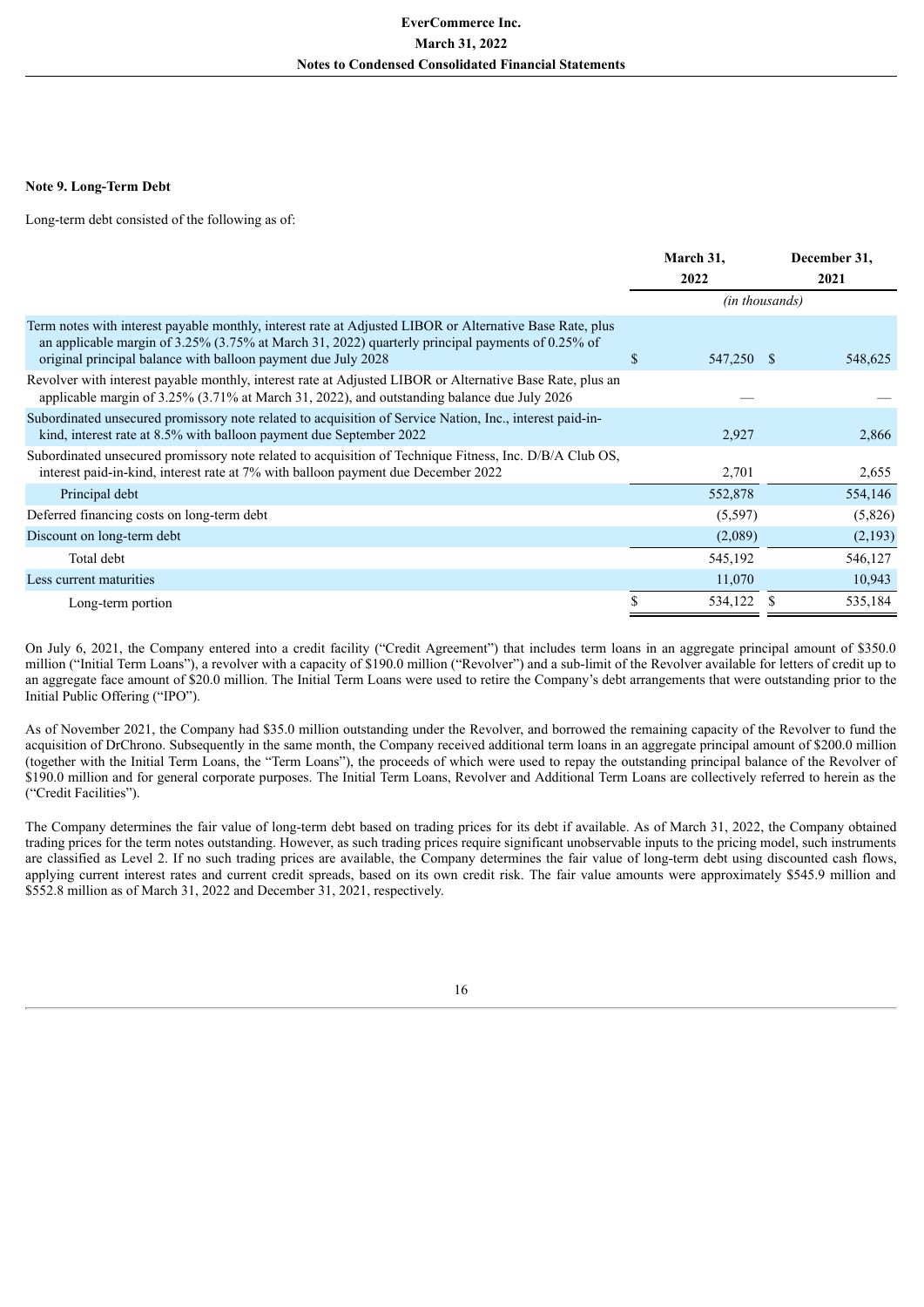### Note 9. Long-Term Debt

Long-term debt consisted of the following as of:

| | March 31, 2022 | December 31, 2021 |
|---|---|---|
| | *(in thousands)* | |
| Term notes with interest payable monthly, interest rate at Adjusted LIBOR or Alternative Base Rate, plus an applicable margin of 3.25% (3.75% at March 31, 2022) quarterly principal payments of 0.25% of original principal balance with balloon payment due July 2028 | $ 547,250 | $ 548,625 |
| Revolver with interest payable monthly, interest rate at Adjusted LIBOR or Alternative Base Rate, plus an applicable margin of 3.25% (3.71% at March 31, 2022), and outstanding balance due July 2026 | — | — |
| Subordinated unsecured promissory note related to acquisition of Service Nation, Inc., interest paid-in-kind, interest rate at 8.5% with balloon payment due September 2022 | 2,927 | 2,866 |
| Subordinated unsecured promissory note related to acquisition of Technique Fitness, Inc. D/B/A Club OS, interest paid-in-kind, interest rate at 7% with balloon payment due December 2022 | 2,701 | 2,655 |
| Principal debt | 552,878 | 554,146 |
| Deferred financing costs on long-term debt | (5,597) | (5,826) |
| Discount on long-term debt | (2,089) | (2,193) |
| Total debt | 545,192 | 546,127 |
| Less current maturities | 11,070 | 10,943 |
| Long-term portion | $ 534,122 | $ 535,184 |

On July 6, 2021, the Company entered into a credit facility ("Credit Agreement") that includes term loans in an aggregate principal amount of $350.0 million ("Initial Term Loans"), a revolver with a capacity of $190.0 million ("Revolver") and a sub-limit of the Revolver available for letters of credit up to an aggregate face amount of $20.0 million. The Initial Term Loans were used to retire the Company's debt arrangements that were outstanding prior to the Initial Public Offering ("IPO").

As of November 2021, the Company had $35.0 million outstanding under the Revolver, and borrowed the remaining capacity of the Revolver to fund the acquisition of DrChrono. Subsequently in the same month, the Company received additional term loans in an aggregate principal amount of $200.0 million (together with the Initial Term Loans, the "Term Loans"), the proceeds of which were used to repay the outstanding principal balance of the Revolver of $190.0 million and for general corporate purposes. The Initial Term Loans, Revolver and Additional Term Loans are collectively referred to herein as the ("Credit Facilities").

The Company determines the fair value of long-term debt based on trading prices for its debt if available. As of March 31, 2022, the Company obtained trading prices for the term notes outstanding. However, as such trading prices require significant unobservable inputs to the pricing model, such instruments are classified as Level 2. If no such trading prices are available, the Company determines the fair value of long-term debt using discounted cash flows, applying current interest rates and current credit spreads, based on its own credit risk. The fair value amounts were approximately $545.9 million and $552.8 million as of March 31, 2022 and December 31, 2021, respectively.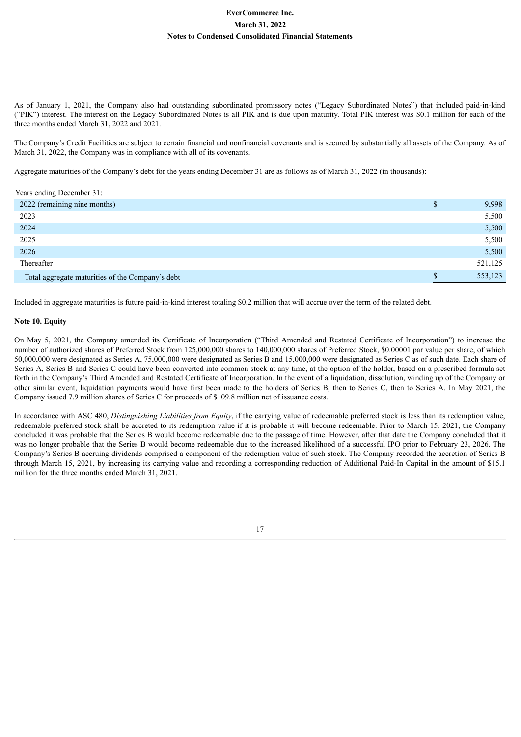As of January 1, 2021, the Company also had outstanding subordinated promissory notes ("Legacy Subordinated Notes") that included paid-in-kind ("PIK") interest. The interest on the Legacy Subordinated Notes is all PIK and is due upon maturity. Total PIK interest was $0.1 million for each of the three months ended March 31, 2022 and 2021.

The Company's Credit Facilities are subject to certain financial and nonfinancial covenants and is secured by substantially all assets of the Company. As of March 31, 2022, the Company was in compliance with all of its covenants.

Aggregate maturities of the Company's debt for the years ending December 31 are as follows as of March 31, 2022 (in thousands):

| Years ending December 31: | | |
|---|---|---|
| 2022 (remaining nine months) | $ | 9,998 |
| 2023 | | 5,500 |
| 2024 | | 5,500 |
| 2025 | | 5,500 |
| 2026 | | 5,500 |
| Thereafter | | 521,125 |
| Total aggregate maturities of the Company's debt | $ | 553,123 |

Included in aggregate maturities is future paid-in-kind interest totaling $0.2 million that will accrue over the term of the related debt.

**Note 10. Equity**

On May 5, 2021, the Company amended its Certificate of Incorporation ("Third Amended and Restated Certificate of Incorporation") to increase the number of authorized shares of Preferred Stock from 125,000,000 shares to 140,000,000 shares of Preferred Stock, $0.00001 par value per share, of which 50,000,000 were designated as Series A, 75,000,000 were designated as Series B and 15,000,000 were designated as Series C as of such date. Each share of Series A, Series B and Series C could have been converted into common stock at any time, at the option of the holder, based on a prescribed formula set forth in the Company's Third Amended and Restated Certificate of Incorporation. In the event of a liquidation, dissolution, winding up of the Company or other similar event, liquidation payments would have first been made to the holders of Series B, then to Series C, then to Series A. In May 2021, the Company issued 7.9 million shares of Series C for proceeds of $109.8 million net of issuance costs.

In accordance with ASC 480, *Distinguishing Liabilities from Equity*, if the carrying value of redeemable preferred stock is less than its redemption value, redeemable preferred stock shall be accreted to its redemption value if it is probable it will become redeemable. Prior to March 15, 2021, the Company concluded it was probable that the Series B would become redeemable due to the passage of time. However, after that date the Company concluded that it was no longer probable that the Series B would become redeemable due to the increased likelihood of a successful IPO prior to February 23, 2026. The Company's Series B accruing dividends comprised a component of the redemption value of such stock. The Company recorded the accretion of Series B through March 15, 2021, by increasing its carrying value and recording a corresponding reduction of Additional Paid-In Capital in the amount of $15.1 million for the three months ended March 31, 2021.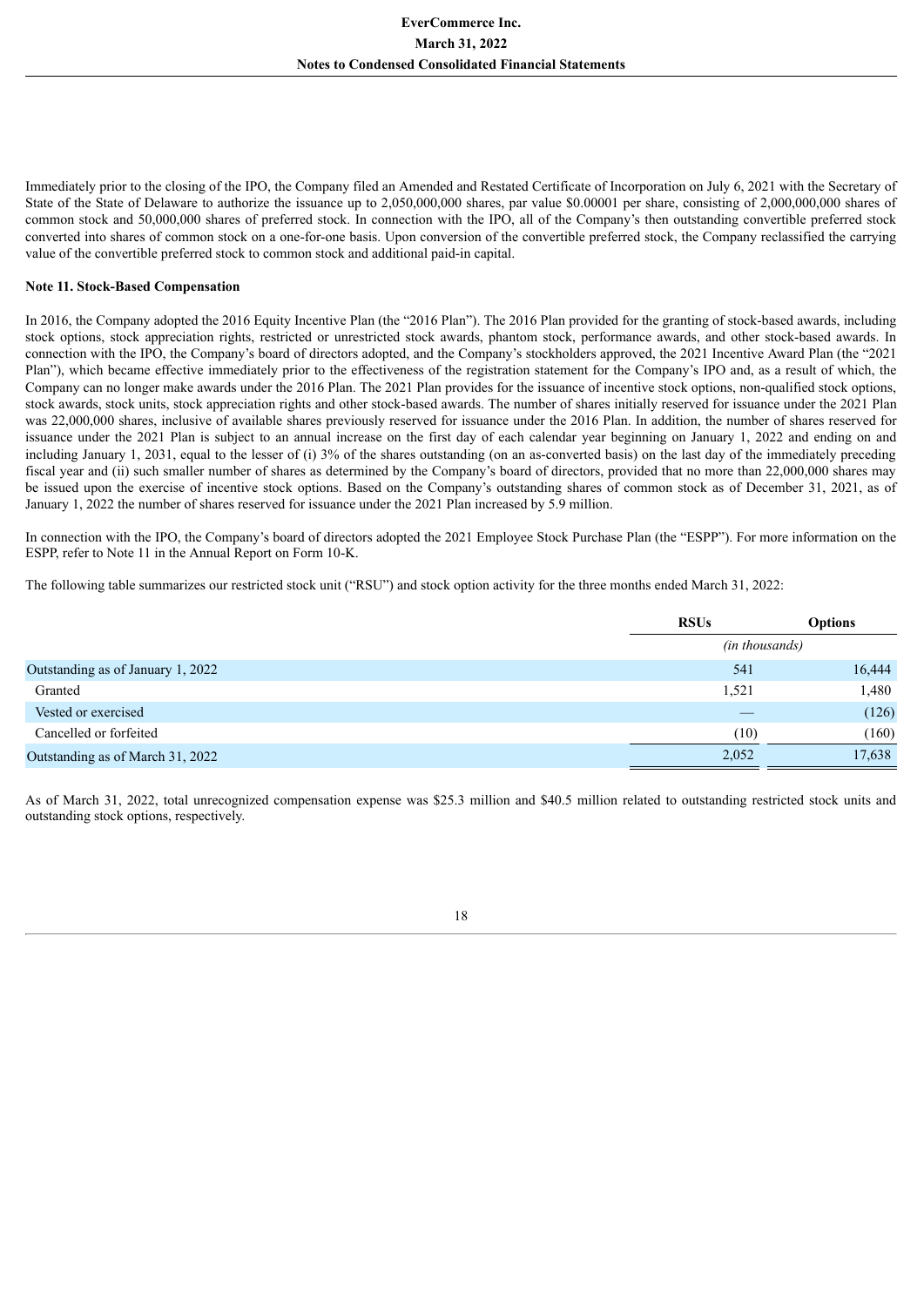Immediately prior to the closing of the IPO, the Company filed an Amended and Restated Certificate of Incorporation on July 6, 2021 with the Secretary of State of the State of Delaware to authorize the issuance up to 2,050,000,000 shares, par value $0.00001 per share, consisting of 2,000,000,000 shares of common stock and 50,000,000 shares of preferred stock. In connection with the IPO, all of the Company's then outstanding convertible preferred stock converted into shares of common stock on a one-for-one basis. Upon conversion of the convertible preferred stock, the Company reclassified the carrying value of the convertible preferred stock to common stock and additional paid-in capital.

**Note 11. Stock-Based Compensation**

In 2016, the Company adopted the 2016 Equity Incentive Plan (the "2016 Plan"). The 2016 Plan provided for the granting of stock-based awards, including stock options, stock appreciation rights, restricted or unrestricted stock awards, phantom stock, performance awards, and other stock-based awards. In connection with the IPO, the Company's board of directors adopted, and the Company's stockholders approved, the 2021 Incentive Award Plan (the "2021 Plan"), which became effective immediately prior to the effectiveness of the registration statement for the Company's IPO and, as a result of which, the Company can no longer make awards under the 2016 Plan. The 2021 Plan provides for the issuance of incentive stock options, non-qualified stock options, stock awards, stock units, stock appreciation rights and other stock-based awards. The number of shares initially reserved for issuance under the 2021 Plan was 22,000,000 shares, inclusive of available shares previously reserved for issuance under the 2016 Plan. In addition, the number of shares reserved for issuance under the 2021 Plan is subject to an annual increase on the first day of each calendar year beginning on January 1, 2022 and ending on and including January 1, 2031, equal to the lesser of (i) 3% of the shares outstanding (on an as-converted basis) on the last day of the immediately preceding fiscal year and (ii) such smaller number of shares as determined by the Company's board of directors, provided that no more than 22,000,000 shares may be issued upon the exercise of incentive stock options. Based on the Company's outstanding shares of common stock as of December 31, 2021, as of January 1, 2022 the number of shares reserved for issuance under the 2021 Plan increased by 5.9 million.

In connection with the IPO, the Company's board of directors adopted the 2021 Employee Stock Purchase Plan (the "ESPP"). For more information on the ESPP, refer to Note 11 in the Annual Report on Form 10-K.

The following table summarizes our restricted stock unit ("RSU") and stock option activity for the three months ended March 31, 2022:

| | RSUs | Options |
|---|---|---|
| | *(in thousands)* | |
| Outstanding as of January 1, 2022 | 541 | 16,444 |
| Granted | 1,521 | 1,480 |
| Vested or exercised | — | (126) |
| Cancelled or forfeited | (10) | (160) |
| Outstanding as of March 31, 2022 | 2,052 | 17,638 |

As of March 31, 2022, total unrecognized compensation expense was $25.3 million and $40.5 million related to outstanding restricted stock units and outstanding stock options, respectively.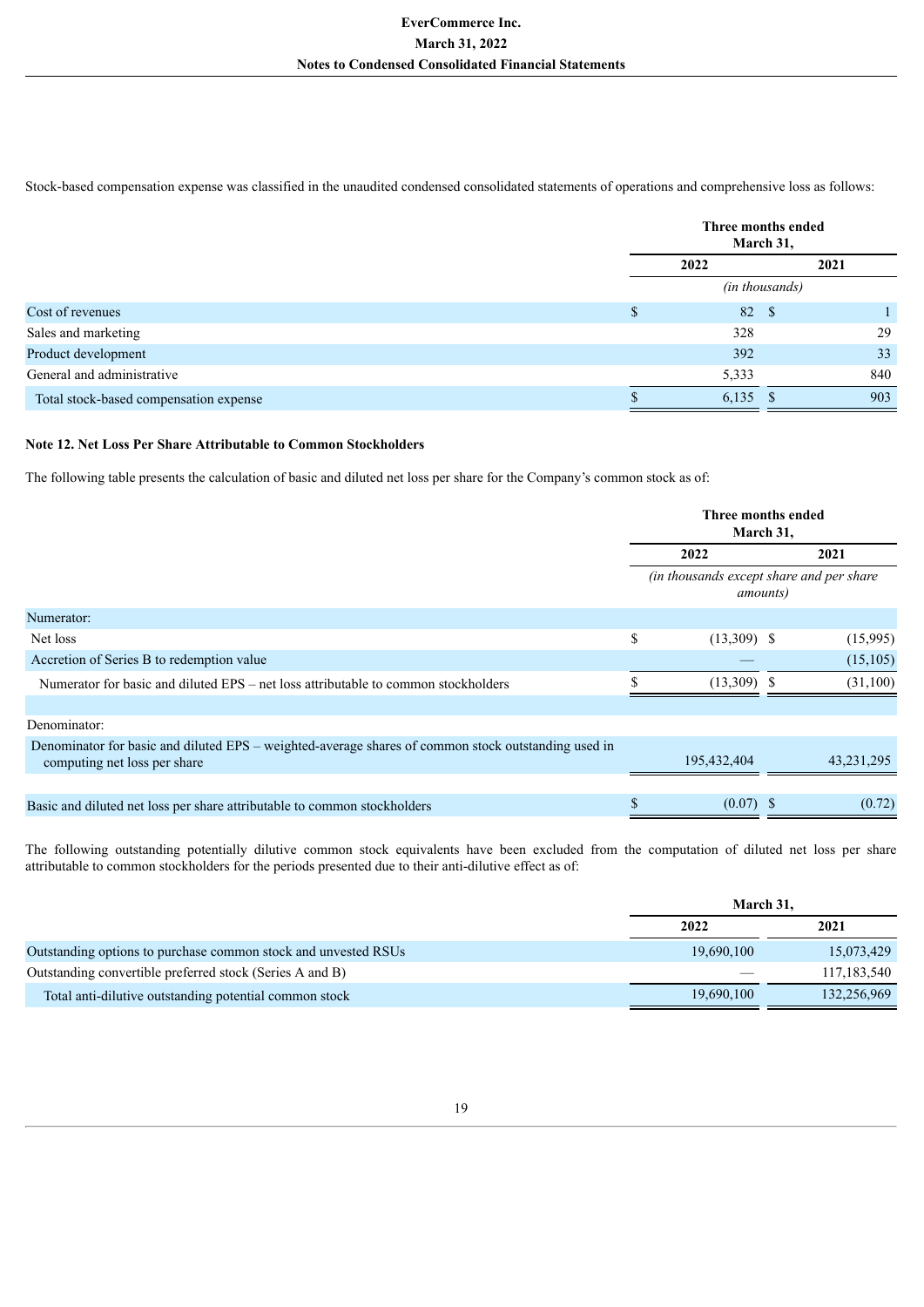Stock-based compensation expense was classified in the unaudited condensed consolidated statements of operations and comprehensive loss as follows:

| | Three months ended March 31, | |
|---|---|---|
| | 2022 | 2021 |
| | *(in thousands)* | |
| Cost of revenues | $ 82 | $ 1 |
| Sales and marketing | 328 | 29 |
| Product development | 392 | 33 |
| General and administrative | 5,333 | 840 |
| Total stock-based compensation expense | $ 6,135 | $ 903 |

**Note 12. Net Loss Per Share Attributable to Common Stockholders**

The following table presents the calculation of basic and diluted net loss per share for the Company's common stock as of:

| | Three months ended March 31, | |
|---|---|---|
| | 2022 | 2021 |
| | *(in thousands except share and per share amounts)* | |
| Numerator: | | |
| Net loss | $ (13,309) | $ (15,995) |
| Accretion of Series B to redemption value | — | (15,105) |
| Numerator for basic and diluted EPS – net loss attributable to common stockholders | $ (13,309) | $ (31,100) |
| | | |
| Denominator: | | |
| Denominator for basic and diluted EPS – weighted-average shares of common stock outstanding used in computing net loss per share | 195,432,404 | 43,231,295 |
| | | |
| Basic and diluted net loss per share attributable to common stockholders | $ (0.07) | $ (0.72) |

The following outstanding potentially dilutive common stock equivalents have been excluded from the computation of diluted net loss per share attributable to common stockholders for the periods presented due to their anti-dilutive effect as of:

| | March 31, | |
|---|---|---|
| | 2022 | 2021 |
| Outstanding options to purchase common stock and unvested RSUs | 19,690,100 | 15,073,429 |
| Outstanding convertible preferred stock (Series A and B) | — | 117,183,540 |
| Total anti-dilutive outstanding potential common stock | 19,690,100 | 132,256,969 |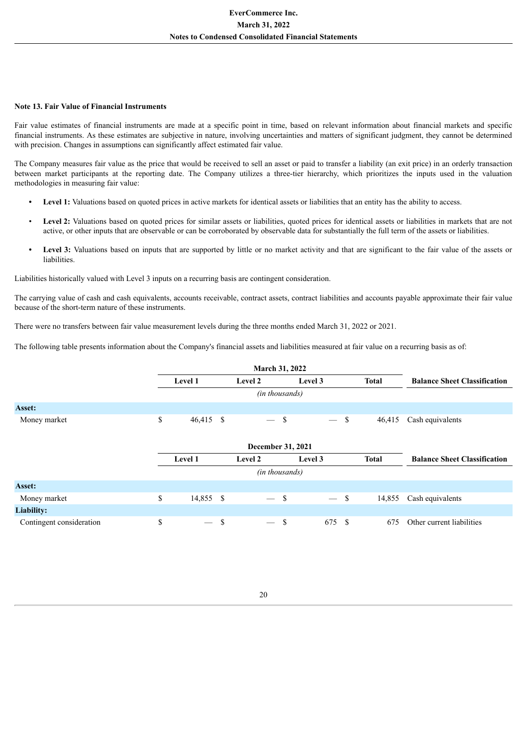### Note 13. Fair Value of Financial Instruments

Fair value estimates of financial instruments are made at a specific point in time, based on relevant information about financial markets and specific financial instruments. As these estimates are subjective in nature, involving uncertainties and matters of significant judgment, they cannot be determined with precision. Changes in assumptions can significantly affect estimated fair value.

The Company measures fair value as the price that would be received to sell an asset or paid to transfer a liability (an exit price) in an orderly transaction between market participants at the reporting date. The Company utilizes a three-tier hierarchy, which prioritizes the inputs used in the valuation methodologies in measuring fair value:

- **Level 1:** Valuations based on quoted prices in active markets for identical assets or liabilities that an entity has the ability to access.
- **Level 2:** Valuations based on quoted prices for similar assets or liabilities, quoted prices for identical assets or liabilities in markets that are not active, or other inputs that are observable or can be corroborated by observable data for substantially the full term of the assets or liabilities.
- **Level 3:** Valuations based on inputs that are supported by little or no market activity and that are significant to the fair value of the assets or liabilities.

Liabilities historically valued with Level 3 inputs on a recurring basis are contingent consideration.

The carrying value of cash and cash equivalents, accounts receivable, contract assets, contract liabilities and accounts payable approximate their fair value because of the short-term nature of these instruments.

There were no transfers between fair value measurement levels during the three months ended March 31, 2022 or 2021.

The following table presents information about the Company's financial assets and liabilities measured at fair value on a recurring basis as of:

| | March 31, 2022 | | | | |
|---|---|---|---|---|---|
| | Level 1 | Level 2 | Level 3 | Total | Balance Sheet Classification |
| | (in thousands) | | | | |
| **Asset:** | | | | | |
| Money market | $ 46,415 | $ — | $ — | $ 46,415 | Cash equivalents |

| | December 31, 2021 | | | | |
|---|---|---|---|---|---|
| | Level 1 | Level 2 | Level 3 | Total | Balance Sheet Classification |
| | (in thousands) | | | | |
| **Asset:** | | | | | |
| Money market | $ 14,855 | $ — | $ — | $ 14,855 | Cash equivalents |
| **Liability:** | | | | | |
| Contingent consideration | $ — | $ — | $ 675 | $ 675 | Other current liabilities |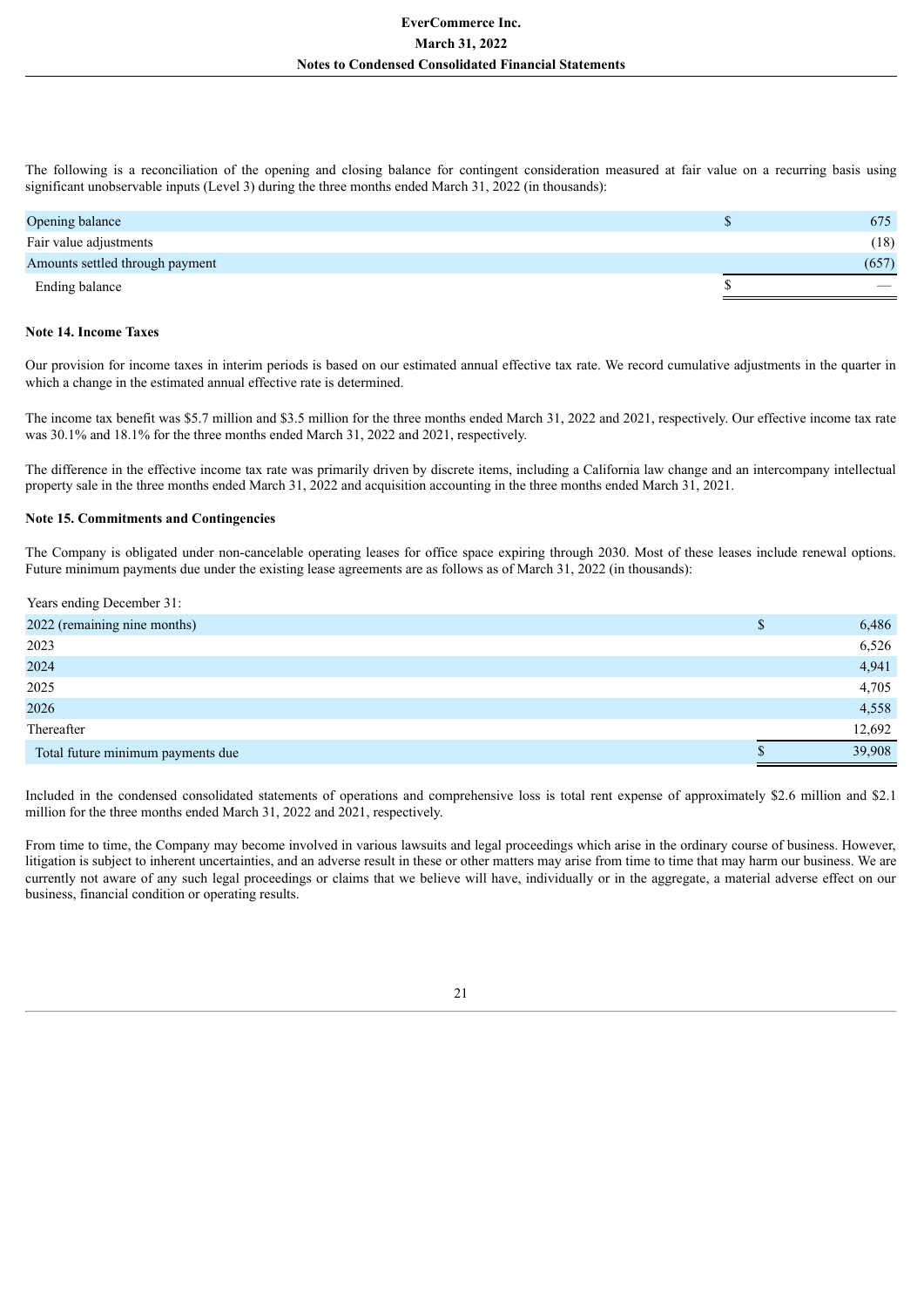The following is a reconciliation of the opening and closing balance for contingent consideration measured at fair value on a recurring basis using significant unobservable inputs (Level 3) during the three months ended March 31, 2022 (in thousands):

| | |
|---|---|
| Opening balance | $ 675 |
| Fair value adjustments | (18) |
| Amounts settled through payment | (657) |
| Ending balance | $ — |

**Note 14. Income Taxes**

Our provision for income taxes in interim periods is based on our estimated annual effective tax rate. We record cumulative adjustments in the quarter in which a change in the estimated annual effective rate is determined.

The income tax benefit was $5.7 million and $3.5 million for the three months ended March 31, 2022 and 2021, respectively. Our effective income tax rate was 30.1% and 18.1% for the three months ended March 31, 2022 and 2021, respectively.

The difference in the effective income tax rate was primarily driven by discrete items, including a California law change and an intercompany intellectual property sale in the three months ended March 31, 2022 and acquisition accounting in the three months ended March 31, 2021.

**Note 15. Commitments and Contingencies**

The Company is obligated under non-cancelable operating leases for office space expiring through 2030. Most of these leases include renewal options. Future minimum payments due under the existing lease agreements are as follows as of March 31, 2022 (in thousands):

| Years ending December 31: | |
|---|---|
| 2022 (remaining nine months) | $ 6,486 |
| 2023 | 6,526 |
| 2024 | 4,941 |
| 2025 | 4,705 |
| 2026 | 4,558 |
| Thereafter | 12,692 |
| Total future minimum payments due | $ 39,908 |

Included in the condensed consolidated statements of operations and comprehensive loss is total rent expense of approximately $2.6 million and $2.1 million for the three months ended March 31, 2022 and 2021, respectively.

From time to time, the Company may become involved in various lawsuits and legal proceedings which arise in the ordinary course of business. However, litigation is subject to inherent uncertainties, and an adverse result in these or other matters may arise from time to time that may harm our business. We are currently not aware of any such legal proceedings or claims that we believe will have, individually or in the aggregate, a material adverse effect on our business, financial condition or operating results.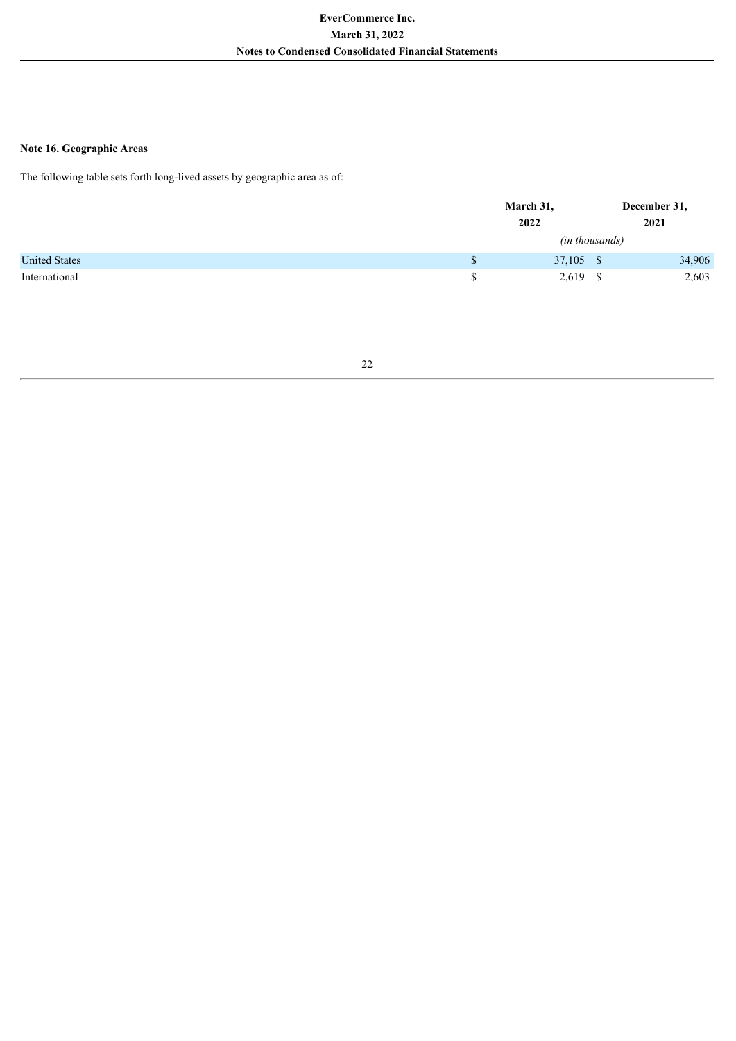**Note 16. Geographic Areas**

The following table sets forth long-lived assets by geographic area as of:

| | March 31, 2022 | December 31, 2021 |
|---|---|---|
| | *(in thousands)* | |
| United States | $ 37,105 | $ 34,906 |
| International | $ 2,619 | $ 2,603 |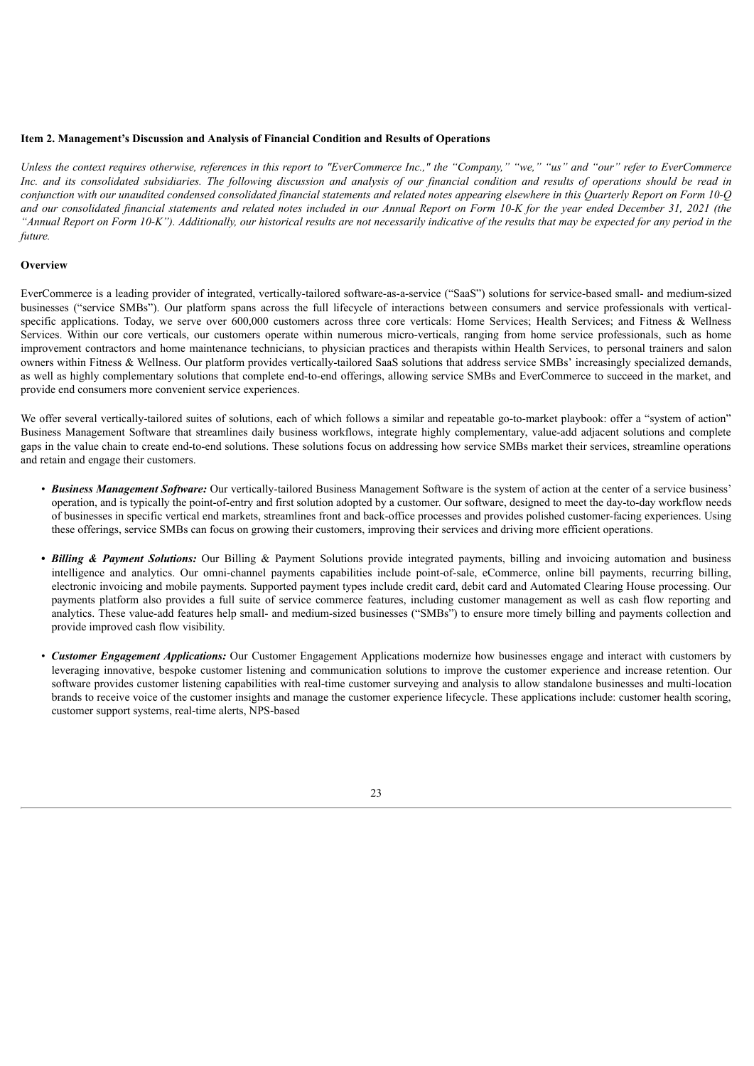## Item 2. Management's Discussion and Analysis of Financial Condition and Results of Operations

*Unless the context requires otherwise, references in this report to "EverCommerce Inc.," the "Company," "we," "us" and "our" refer to EverCommerce Inc. and its consolidated subsidiaries. The following discussion and analysis of our financial condition and results of operations should be read in conjunction with our unaudited condensed consolidated financial statements and related notes appearing elsewhere in this Quarterly Report on Form 10-Q and our consolidated financial statements and related notes included in our Annual Report on Form 10-K for the year ended December 31, 2021 (the "Annual Report on Form 10-K"). Additionally, our historical results are not necessarily indicative of the results that may be expected for any period in the future.*

### Overview

EverCommerce is a leading provider of integrated, vertically-tailored software-as-a-service ("SaaS") solutions for service-based small- and medium-sized businesses ("service SMBs"). Our platform spans across the full lifecycle of interactions between consumers and service professionals with vertical-specific applications. Today, we serve over 600,000 customers across three core verticals: Home Services; Health Services; and Fitness & Wellness Services. Within our core verticals, our customers operate within numerous micro-verticals, ranging from home service professionals, such as home improvement contractors and home maintenance technicians, to physician practices and therapists within Health Services, to personal trainers and salon owners within Fitness & Wellness. Our platform provides vertically-tailored SaaS solutions that address service SMBs' increasingly specialized demands, as well as highly complementary solutions that complete end-to-end offerings, allowing service SMBs and EverCommerce to succeed in the market, and provide end consumers more convenient service experiences.

We offer several vertically-tailored suites of solutions, each of which follows a similar and repeatable go-to-market playbook: offer a "system of action" Business Management Software that streamlines daily business workflows, integrate highly complementary, value-add adjacent solutions and complete gaps in the value chain to create end-to-end solutions. These solutions focus on addressing how service SMBs market their services, streamline operations and retain and engage their customers.

- ***Business Management Software:*** Our vertically-tailored Business Management Software is the system of action at the center of a service business' operation, and is typically the point-of-entry and first solution adopted by a customer. Our software, designed to meet the day-to-day workflow needs of businesses in specific vertical end markets, streamlines front and back-office processes and provides polished customer-facing experiences. Using these offerings, service SMBs can focus on growing their customers, improving their services and driving more efficient operations.

- ***Billing & Payment Solutions:*** Our Billing & Payment Solutions provide integrated payments, billing and invoicing automation and business intelligence and analytics. Our omni-channel payments capabilities include point-of-sale, eCommerce, online bill payments, recurring billing, electronic invoicing and mobile payments. Supported payment types include credit card, debit card and Automated Clearing House processing. Our payments platform also provides a full suite of service commerce features, including customer management as well as cash flow reporting and analytics. These value-add features help small- and medium-sized businesses ("SMBs") to ensure more timely billing and payments collection and provide improved cash flow visibility.

- ***Customer Engagement Applications:*** Our Customer Engagement Applications modernize how businesses engage and interact with customers by leveraging innovative, bespoke customer listening and communication solutions to improve the customer experience and increase retention. Our software provides customer listening capabilities with real-time customer surveying and analysis to allow standalone businesses and multi-location brands to receive voice of the customer insights and manage the customer experience lifecycle. These applications include: customer health scoring, customer support systems, real-time alerts, NPS-based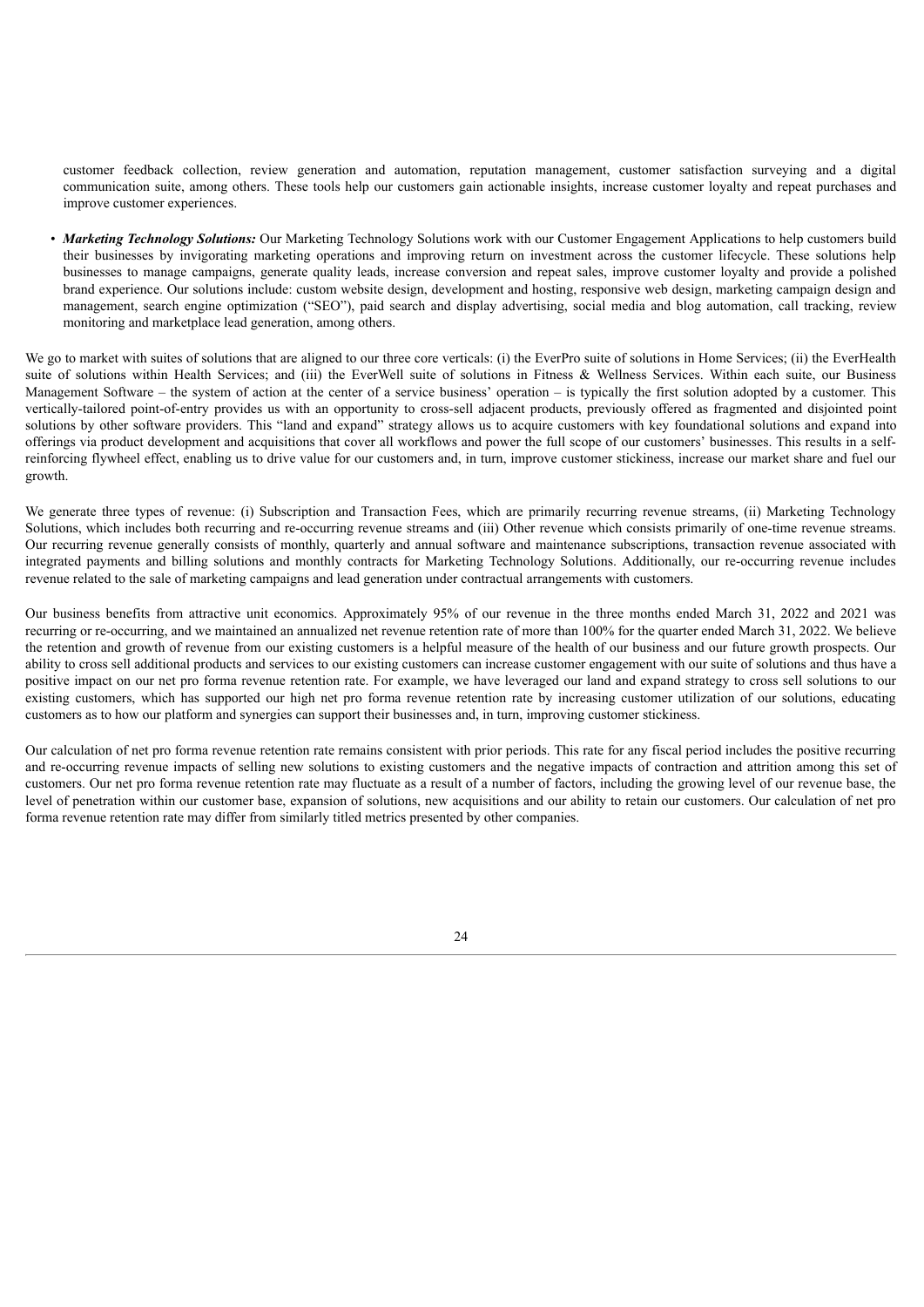customer feedback collection, review generation and automation, reputation management, customer satisfaction surveying and a digital communication suite, among others. These tools help our customers gain actionable insights, increase customer loyalty and repeat purchases and improve customer experiences.

- ***Marketing Technology Solutions:*** Our Marketing Technology Solutions work with our Customer Engagement Applications to help customers build their businesses by invigorating marketing operations and improving return on investment across the customer lifecycle. These solutions help businesses to manage campaigns, generate quality leads, increase conversion and repeat sales, improve customer loyalty and provide a polished brand experience. Our solutions include: custom website design, development and hosting, responsive web design, marketing campaign design and management, search engine optimization ("SEO"), paid search and display advertising, social media and blog automation, call tracking, review monitoring and marketplace lead generation, among others.

We go to market with suites of solutions that are aligned to our three core verticals: (i) the EverPro suite of solutions in Home Services; (ii) the EverHealth suite of solutions within Health Services; and (iii) the EverWell suite of solutions in Fitness & Wellness Services. Within each suite, our Business Management Software – the system of action at the center of a service business' operation – is typically the first solution adopted by a customer. This vertically-tailored point-of-entry provides us with an opportunity to cross-sell adjacent products, previously offered as fragmented and disjointed point solutions by other software providers. This "land and expand" strategy allows us to acquire customers with key foundational solutions and expand into offerings via product development and acquisitions that cover all workflows and power the full scope of our customers' businesses. This results in a self-reinforcing flywheel effect, enabling us to drive value for our customers and, in turn, improve customer stickiness, increase our market share and fuel our growth.

We generate three types of revenue: (i) Subscription and Transaction Fees, which are primarily recurring revenue streams, (ii) Marketing Technology Solutions, which includes both recurring and re-occurring revenue streams and (iii) Other revenue which consists primarily of one-time revenue streams. Our recurring revenue generally consists of monthly, quarterly and annual software and maintenance subscriptions, transaction revenue associated with integrated payments and billing solutions and monthly contracts for Marketing Technology Solutions. Additionally, our re-occurring revenue includes revenue related to the sale of marketing campaigns and lead generation under contractual arrangements with customers.

Our business benefits from attractive unit economics. Approximately 95% of our revenue in the three months ended March 31, 2022 and 2021 was recurring or re-occurring, and we maintained an annualized net revenue retention rate of more than 100% for the quarter ended March 31, 2022. We believe the retention and growth of revenue from our existing customers is a helpful measure of the health of our business and our future growth prospects. Our ability to cross sell additional products and services to our existing customers can increase customer engagement with our suite of solutions and thus have a positive impact on our net pro forma revenue retention rate. For example, we have leveraged our land and expand strategy to cross sell solutions to our existing customers, which has supported our high net pro forma revenue retention rate by increasing customer utilization of our solutions, educating customers as to how our platform and synergies can support their businesses and, in turn, improving customer stickiness.

Our calculation of net pro forma revenue retention rate remains consistent with prior periods. This rate for any fiscal period includes the positive recurring and re-occurring revenue impacts of selling new solutions to existing customers and the negative impacts of contraction and attrition among this set of customers. Our net pro forma revenue retention rate may fluctuate as a result of a number of factors, including the growing level of our revenue base, the level of penetration within our customer base, expansion of solutions, new acquisitions and our ability to retain our customers. Our calculation of net pro forma revenue retention rate may differ from similarly titled metrics presented by other companies.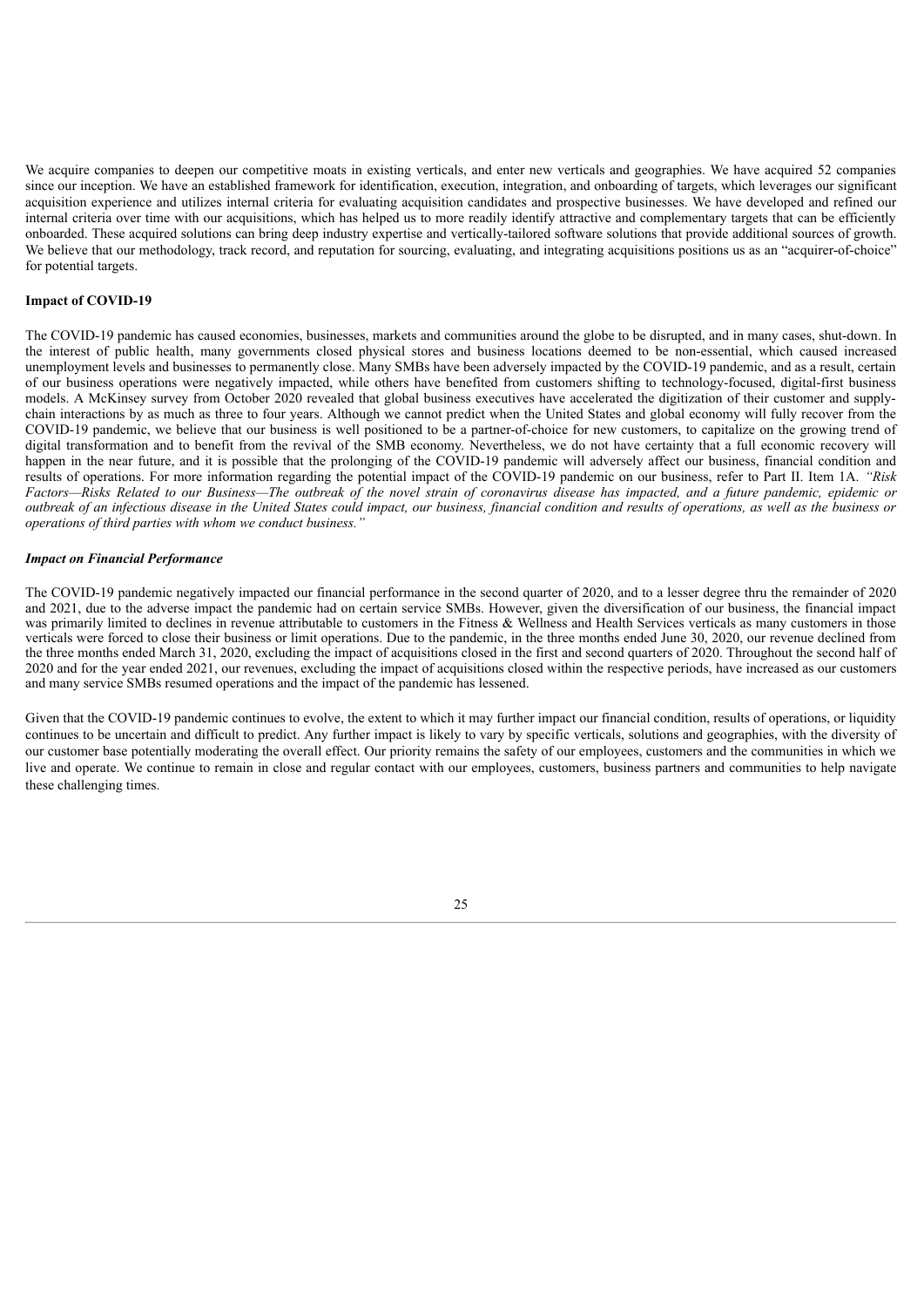We acquire companies to deepen our competitive moats in existing verticals, and enter new verticals and geographies. We have acquired 52 companies since our inception. We have an established framework for identification, execution, integration, and onboarding of targets, which leverages our significant acquisition experience and utilizes internal criteria for evaluating acquisition candidates and prospective businesses. We have developed and refined our internal criteria over time with our acquisitions, which has helped us to more readily identify attractive and complementary targets that can be efficiently onboarded. These acquired solutions can bring deep industry expertise and vertically-tailored software solutions that provide additional sources of growth. We believe that our methodology, track record, and reputation for sourcing, evaluating, and integrating acquisitions positions us as an "acquirer-of-choice" for potential targets.

**Impact of COVID-19**

The COVID-19 pandemic has caused economies, businesses, markets and communities around the globe to be disrupted, and in many cases, shut-down. In the interest of public health, many governments closed physical stores and business locations deemed to be non-essential, which caused increased unemployment levels and businesses to permanently close. Many SMBs have been adversely impacted by the COVID-19 pandemic, and as a result, certain of our business operations were negatively impacted, while others have benefited from customers shifting to technology-focused, digital-first business models. A McKinsey survey from October 2020 revealed that global business executives have accelerated the digitization of their customer and supply-chain interactions by as much as three to four years. Although we cannot predict when the United States and global economy will fully recover from the COVID-19 pandemic, we believe that our business is well positioned to be a partner-of-choice for new customers, to capitalize on the growing trend of digital transformation and to benefit from the revival of the SMB economy. Nevertheless, we do not have certainty that a full economic recovery will happen in the near future, and it is possible that the prolonging of the COVID-19 pandemic will adversely affect our business, financial condition and results of operations. For more information regarding the potential impact of the COVID-19 pandemic on our business, refer to Part II. Item 1A. *"Risk Factors—Risks Related to our Business—The outbreak of the novel strain of coronavirus disease has impacted, and a future pandemic, epidemic or outbreak of an infectious disease in the United States could impact, our business, financial condition and results of operations, as well as the business or operations of third parties with whom we conduct business."*

***Impact on Financial Performance***

The COVID-19 pandemic negatively impacted our financial performance in the second quarter of 2020, and to a lesser degree thru the remainder of 2020 and 2021, due to the adverse impact the pandemic had on certain service SMBs. However, given the diversification of our business, the financial impact was primarily limited to declines in revenue attributable to customers in the Fitness & Wellness and Health Services verticals as many customers in those verticals were forced to close their business or limit operations. Due to the pandemic, in the three months ended June 30, 2020, our revenue declined from the three months ended March 31, 2020, excluding the impact of acquisitions closed in the first and second quarters of 2020. Throughout the second half of 2020 and for the year ended 2021, our revenues, excluding the impact of acquisitions closed within the respective periods, have increased as our customers and many service SMBs resumed operations and the impact of the pandemic has lessened.

Given that the COVID-19 pandemic continues to evolve, the extent to which it may further impact our financial condition, results of operations, or liquidity continues to be uncertain and difficult to predict. Any further impact is likely to vary by specific verticals, solutions and geographies, with the diversity of our customer base potentially moderating the overall effect. Our priority remains the safety of our employees, customers and the communities in which we live and operate. We continue to remain in close and regular contact with our employees, customers, business partners and communities to help navigate these challenging times.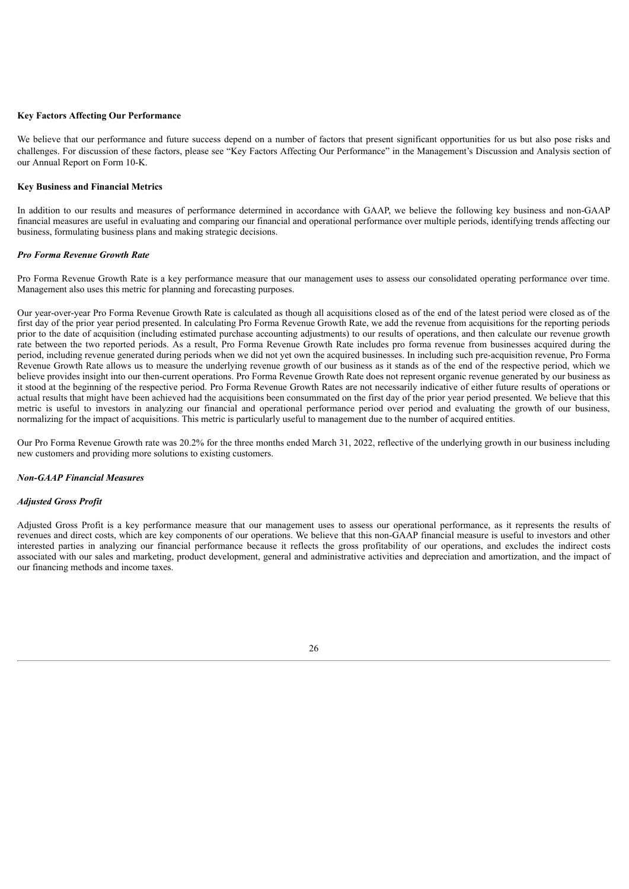**Key Factors Affecting Our Performance**

We believe that our performance and future success depend on a number of factors that present significant opportunities for us but also pose risks and challenges. For discussion of these factors, please see "Key Factors Affecting Our Performance" in the Management's Discussion and Analysis section of our Annual Report on Form 10-K.

**Key Business and Financial Metrics**

In addition to our results and measures of performance determined in accordance with GAAP, we believe the following key business and non-GAAP financial measures are useful in evaluating and comparing our financial and operational performance over multiple periods, identifying trends affecting our business, formulating business plans and making strategic decisions.

***Pro Forma Revenue Growth Rate***

Pro Forma Revenue Growth Rate is a key performance measure that our management uses to assess our consolidated operating performance over time. Management also uses this metric for planning and forecasting purposes.

Our year-over-year Pro Forma Revenue Growth Rate is calculated as though all acquisitions closed as of the end of the latest period were closed as of the first day of the prior year period presented. In calculating Pro Forma Revenue Growth Rate, we add the revenue from acquisitions for the reporting periods prior to the date of acquisition (including estimated purchase accounting adjustments) to our results of operations, and then calculate our revenue growth rate between the two reported periods. As a result, Pro Forma Revenue Growth Rate includes pro forma revenue from businesses acquired during the period, including revenue generated during periods when we did not yet own the acquired businesses. In including such pre-acquisition revenue, Pro Forma Revenue Growth Rate allows us to measure the underlying revenue growth of our business as it stands as of the end of the respective period, which we believe provides insight into our then-current operations. Pro Forma Revenue Growth Rate does not represent organic revenue generated by our business as it stood at the beginning of the respective period. Pro Forma Revenue Growth Rates are not necessarily indicative of either future results of operations or actual results that might have been achieved had the acquisitions been consummated on the first day of the prior year period presented. We believe that this metric is useful to investors in analyzing our financial and operational performance period over period and evaluating the growth of our business, normalizing for the impact of acquisitions. This metric is particularly useful to management due to the number of acquired entities.

Our Pro Forma Revenue Growth rate was 20.2% for the three months ended March 31, 2022, reflective of the underlying growth in our business including new customers and providing more solutions to existing customers.

***Non-GAAP Financial Measures***

***Adjusted Gross Profit***

Adjusted Gross Profit is a key performance measure that our management uses to assess our operational performance, as it represents the results of revenues and direct costs, which are key components of our operations. We believe that this non-GAAP financial measure is useful to investors and other interested parties in analyzing our financial performance because it reflects the gross profitability of our operations, and excludes the indirect costs associated with our sales and marketing, product development, general and administrative activities and depreciation and amortization, and the impact of our financing methods and income taxes.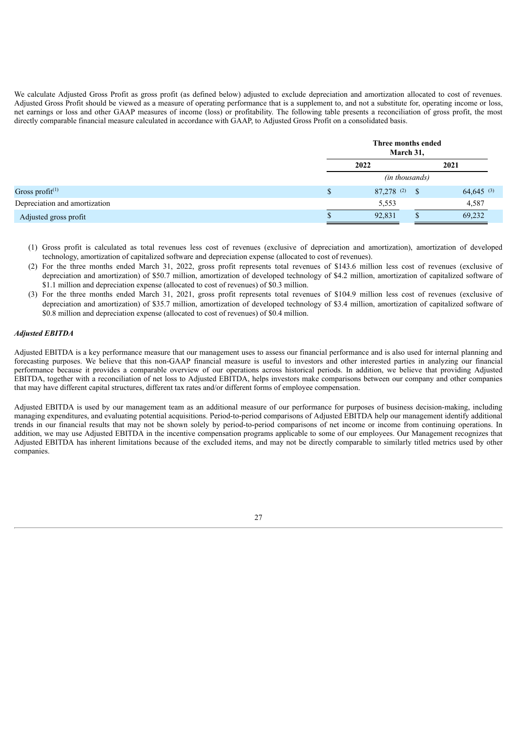We calculate Adjusted Gross Profit as gross profit (as defined below) adjusted to exclude depreciation and amortization allocated to cost of revenues. Adjusted Gross Profit should be viewed as a measure of operating performance that is a supplement to, and not a substitute for, operating income or loss, net earnings or loss and other GAAP measures of income (loss) or profitability. The following table presents a reconciliation of gross profit, the most directly comparable financial measure calculated in accordance with GAAP, to Adjusted Gross Profit on a consolidated basis.

| | Three months ended March 31, | |
|---|---|---|
| | 2022 | 2021 |
| | *(in thousands)* | |
| Gross profit[(1)] | $ 87,278 [(2)] | $ 64,645 [(3)] |
| Depreciation and amortization | 5,553 | 4,587 |
| Adjusted gross profit | $ 92,831 | $ 69,232 |

(1) Gross profit is calculated as total revenues less cost of revenues (exclusive of depreciation and amortization), amortization of developed technology, amortization of capitalized software and depreciation expense (allocated to cost of revenues).

(2) For the three months ended March 31, 2022, gross profit represents total revenues of $143.6 million less cost of revenues (exclusive of depreciation and amortization) of $50.7 million, amortization of developed technology of $4.2 million, amortization of capitalized software of $1.1 million and depreciation expense (allocated to cost of revenues) of $0.3 million.

(3) For the three months ended March 31, 2021, gross profit represents total revenues of $104.9 million less cost of revenues (exclusive of depreciation and amortization) of $35.7 million, amortization of developed technology of $3.4 million, amortization of capitalized software of $0.8 million and depreciation expense (allocated to cost of revenues) of $0.4 million.

***Adjusted EBITDA***

Adjusted EBITDA is a key performance measure that our management uses to assess our financial performance and is also used for internal planning and forecasting purposes. We believe that this non-GAAP financial measure is useful to investors and other interested parties in analyzing our financial performance because it provides a comparable overview of our operations across historical periods. In addition, we believe that providing Adjusted EBITDA, together with a reconciliation of net loss to Adjusted EBITDA, helps investors make comparisons between our company and other companies that may have different capital structures, different tax rates and/or different forms of employee compensation.

Adjusted EBITDA is used by our management team as an additional measure of our performance for purposes of business decision-making, including managing expenditures, and evaluating potential acquisitions. Period-to-period comparisons of Adjusted EBITDA help our management identify additional trends in our financial results that may not be shown solely by period-to-period comparisons of net income or income from continuing operations. In addition, we may use Adjusted EBITDA in the incentive compensation programs applicable to some of our employees. Our Management recognizes that Adjusted EBITDA has inherent limitations because of the excluded items, and may not be directly comparable to similarly titled metrics used by other companies.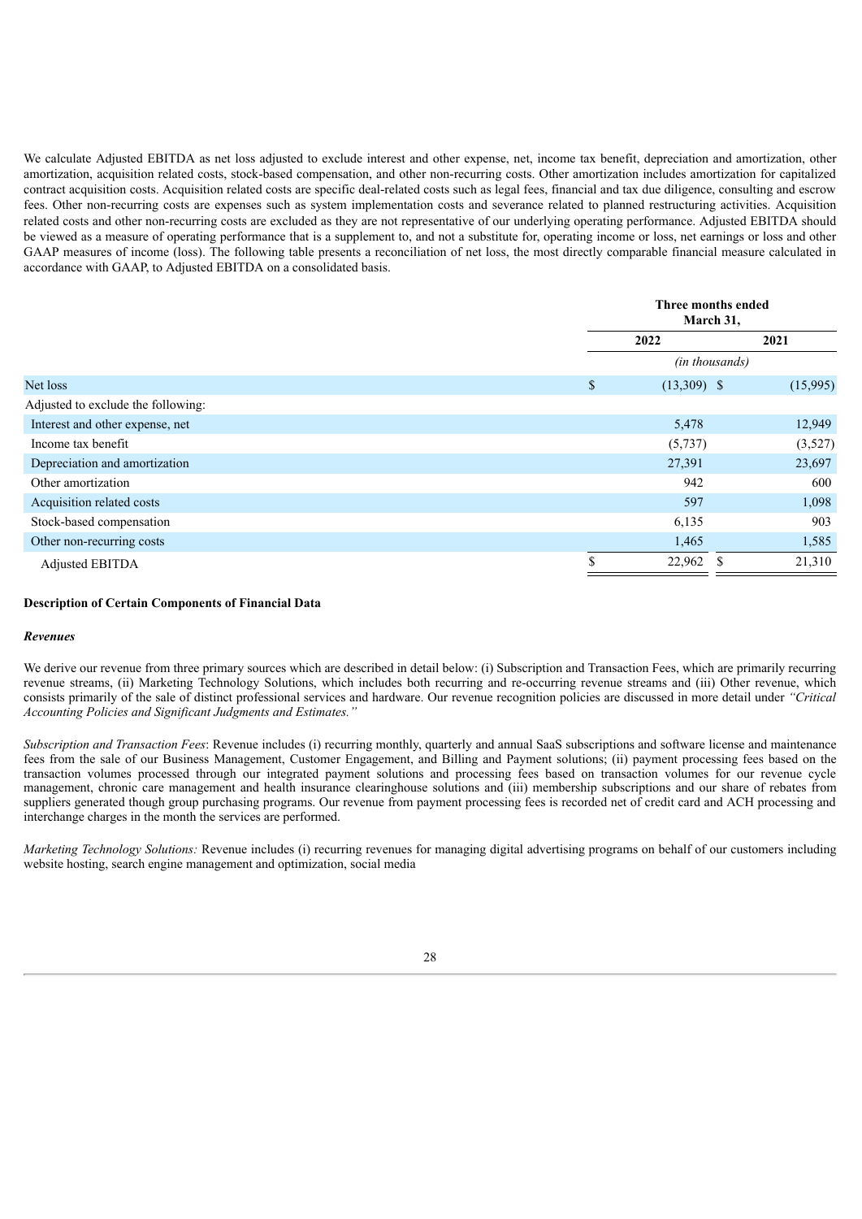We calculate Adjusted EBITDA as net loss adjusted to exclude interest and other expense, net, income tax benefit, depreciation and amortization, other amortization, acquisition related costs, stock-based compensation, and other non-recurring costs. Other amortization includes amortization for capitalized contract acquisition costs. Acquisition related costs are specific deal-related costs such as legal fees, financial and tax due diligence, consulting and escrow fees. Other non-recurring costs are expenses such as system implementation costs and severance related to planned restructuring activities. Acquisition related costs and other non-recurring costs are excluded as they are not representative of our underlying operating performance. Adjusted EBITDA should be viewed as a measure of operating performance that is a supplement to, and not a substitute for, operating income or loss, net earnings or loss and other GAAP measures of income (loss). The following table presents a reconciliation of net loss, the most directly comparable financial measure calculated in accordance with GAAP, to Adjusted EBITDA on a consolidated basis.

| | Three months ended March 31, | |
|---|---|---|
| | 2022 | 2021 |
| | *(in thousands)* | |
| Net loss | $ (13,309) | $ (15,995) |
| Adjusted to exclude the following: | | |
| Interest and other expense, net | 5,478 | 12,949 |
| Income tax benefit | (5,737) | (3,527) |
| Depreciation and amortization | 27,391 | 23,697 |
| Other amortization | 942 | 600 |
| Acquisition related costs | 597 | 1,098 |
| Stock-based compensation | 6,135 | 903 |
| Other non-recurring costs | 1,465 | 1,585 |
| Adjusted EBITDA | $ 22,962 | $ 21,310 |

**Description of Certain Components of Financial Data**

***Revenues***

We derive our revenue from three primary sources which are described in detail below: (i) Subscription and Transaction Fees, which are primarily recurring revenue streams, (ii) Marketing Technology Solutions, which includes both recurring and re-occurring revenue streams and (iii) Other revenue, which consists primarily of the sale of distinct professional services and hardware. Our revenue recognition policies are discussed in more detail under *"Critical Accounting Policies and Significant Judgments and Estimates."*

*Subscription and Transaction Fees*: Revenue includes (i) recurring monthly, quarterly and annual SaaS subscriptions and software license and maintenance fees from the sale of our Business Management, Customer Engagement, and Billing and Payment solutions; (ii) payment processing fees based on the transaction volumes processed through our integrated payment solutions and processing fees based on transaction volumes for our revenue cycle management, chronic care management and health insurance clearinghouse solutions and (iii) membership subscriptions and our share of rebates from suppliers generated though group purchasing programs. Our revenue from payment processing fees is recorded net of credit card and ACH processing and interchange charges in the month the services are performed.

*Marketing Technology Solutions:* Revenue includes (i) recurring revenues for managing digital advertising programs on behalf of our customers including website hosting, search engine management and optimization, social media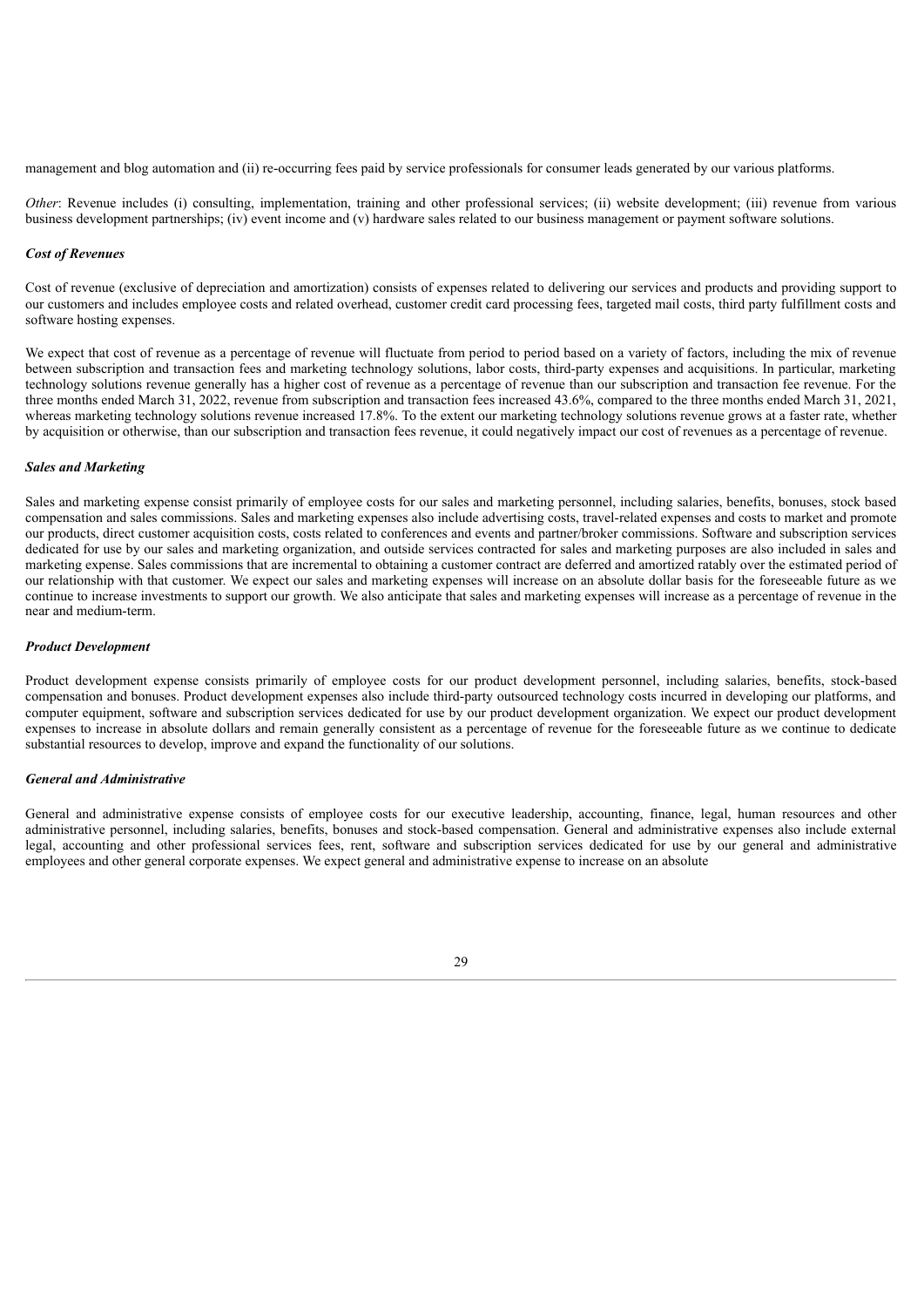management and blog automation and (ii) re-occurring fees paid by service professionals for consumer leads generated by our various platforms.

*Other*: Revenue includes (i) consulting, implementation, training and other professional services; (ii) website development; (iii) revenue from various business development partnerships; (iv) event income and (v) hardware sales related to our business management or payment software solutions.

***Cost of Revenues***

Cost of revenue (exclusive of depreciation and amortization) consists of expenses related to delivering our services and products and providing support to our customers and includes employee costs and related overhead, customer credit card processing fees, targeted mail costs, third party fulfillment costs and software hosting expenses.

We expect that cost of revenue as a percentage of revenue will fluctuate from period to period based on a variety of factors, including the mix of revenue between subscription and transaction fees and marketing technology solutions, labor costs, third-party expenses and acquisitions. In particular, marketing technology solutions revenue generally has a higher cost of revenue as a percentage of revenue than our subscription and transaction fee revenue. For the three months ended March 31, 2022, revenue from subscription and transaction fees increased 43.6%, compared to the three months ended March 31, 2021, whereas marketing technology solutions revenue increased 17.8%. To the extent our marketing technology solutions revenue grows at a faster rate, whether by acquisition or otherwise, than our subscription and transaction fees revenue, it could negatively impact our cost of revenues as a percentage of revenue.

***Sales and Marketing***

Sales and marketing expense consist primarily of employee costs for our sales and marketing personnel, including salaries, benefits, bonuses, stock based compensation and sales commissions. Sales and marketing expenses also include advertising costs, travel-related expenses and costs to market and promote our products, direct customer acquisition costs, costs related to conferences and events and partner/broker commissions. Software and subscription services dedicated for use by our sales and marketing organization, and outside services contracted for sales and marketing purposes are also included in sales and marketing expense. Sales commissions that are incremental to obtaining a customer contract are deferred and amortized ratably over the estimated period of our relationship with that customer. We expect our sales and marketing expenses will increase on an absolute dollar basis for the foreseeable future as we continue to increase investments to support our growth. We also anticipate that sales and marketing expenses will increase as a percentage of revenue in the near and medium-term.

***Product Development***

Product development expense consists primarily of employee costs for our product development personnel, including salaries, benefits, stock-based compensation and bonuses. Product development expenses also include third-party outsourced technology costs incurred in developing our platforms, and computer equipment, software and subscription services dedicated for use by our product development organization. We expect our product development expenses to increase in absolute dollars and remain generally consistent as a percentage of revenue for the foreseeable future as we continue to dedicate substantial resources to develop, improve and expand the functionality of our solutions.

***General and Administrative***

General and administrative expense consists of employee costs for our executive leadership, accounting, finance, legal, human resources and other administrative personnel, including salaries, benefits, bonuses and stock-based compensation. General and administrative expenses also include external legal, accounting and other professional services fees, rent, software and subscription services dedicated for use by our general and administrative employees and other general corporate expenses. We expect general and administrative expense to increase on an absolute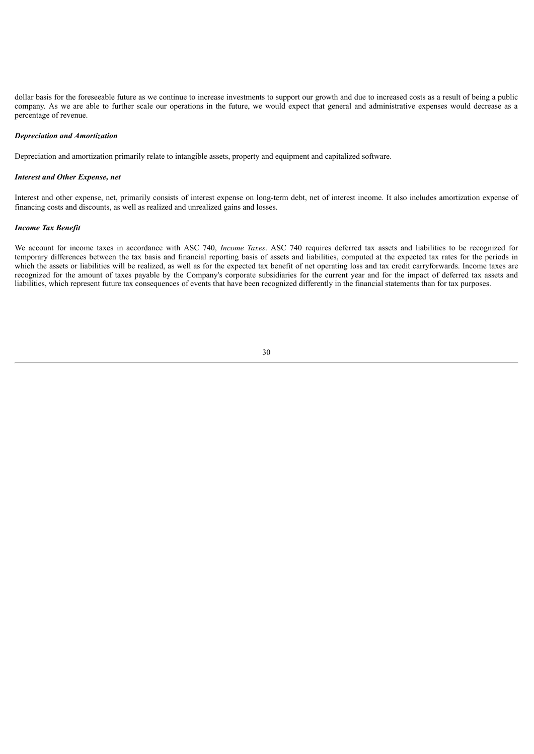dollar basis for the foreseeable future as we continue to increase investments to support our growth and due to increased costs as a result of being a public company. As we are able to further scale our operations in the future, we would expect that general and administrative expenses would decrease as a percentage of revenue.

***Depreciation and Amortization***

Depreciation and amortization primarily relate to intangible assets, property and equipment and capitalized software.

***Interest and Other Expense, net***

Interest and other expense, net, primarily consists of interest expense on long-term debt, net of interest income. It also includes amortization expense of financing costs and discounts, as well as realized and unrealized gains and losses.

***Income Tax Benefit***

We account for income taxes in accordance with ASC 740, *Income Taxes*. ASC 740 requires deferred tax assets and liabilities to be recognized for temporary differences between the tax basis and financial reporting basis of assets and liabilities, computed at the expected tax rates for the periods in which the assets or liabilities will be realized, as well as for the expected tax benefit of net operating loss and tax credit carryforwards. Income taxes are recognized for the amount of taxes payable by the Company's corporate subsidiaries for the current year and for the impact of deferred tax assets and liabilities, which represent future tax consequences of events that have been recognized differently in the financial statements than for tax purposes.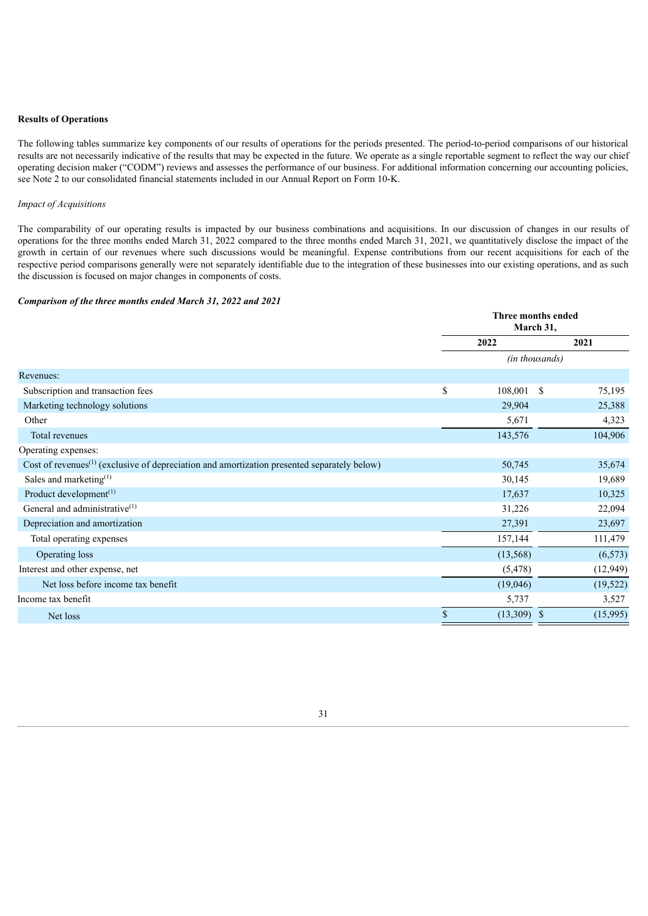**Results of Operations**

The following tables summarize key components of our results of operations for the periods presented. The period-to-period comparisons of our historical results are not necessarily indicative of the results that may be expected in the future. We operate as a single reportable segment to reflect the way our chief operating decision maker ("CODM") reviews and assesses the performance of our business. For additional information concerning our accounting policies, see Note 2 to our consolidated financial statements included in our Annual Report on Form 10-K.

*Impact of Acquisitions*

The comparability of our operating results is impacted by our business combinations and acquisitions. In our discussion of changes in our results of operations for the three months ended March 31, 2022 compared to the three months ended March 31, 2021, we quantitatively disclose the impact of the growth in certain of our revenues where such discussions would be meaningful. Expense contributions from our recent acquisitions for each of the respective period comparisons generally were not separately identifiable due to the integration of these businesses into our existing operations, and as such the discussion is focused on major changes in components of costs.

***Comparison of the three months ended March 31, 2022 and 2021***

| | Three months ended March 31, | |
|---|---|---|
| | 2022 | 2021 |
| | *(in thousands)* | |
| Revenues: | | |
| Subscription and transaction fees | $ 108,001 | $ 75,195 |
| Marketing technology solutions | 29,904 | 25,388 |
| Other | 5,671 | 4,323 |
| Total revenues | 143,576 | 104,906 |
| Operating expenses: | | |
| Cost of revenues[1] (exclusive of depreciation and amortization presented separately below) | 50,745 | 35,674 |
| Sales and marketing[1] | 30,145 | 19,689 |
| Product development[1] | 17,637 | 10,325 |
| General and administrative[1] | 31,226 | 22,094 |
| Depreciation and amortization | 27,391 | 23,697 |
| Total operating expenses | 157,144 | 111,479 |
| Operating loss | (13,568) | (6,573) |
| Interest and other expense, net | (5,478) | (12,949) |
| Net loss before income tax benefit | (19,046) | (19,522) |
| Income tax benefit | 5,737 | 3,527 |
| Net loss | $ (13,309) | $ (15,995) |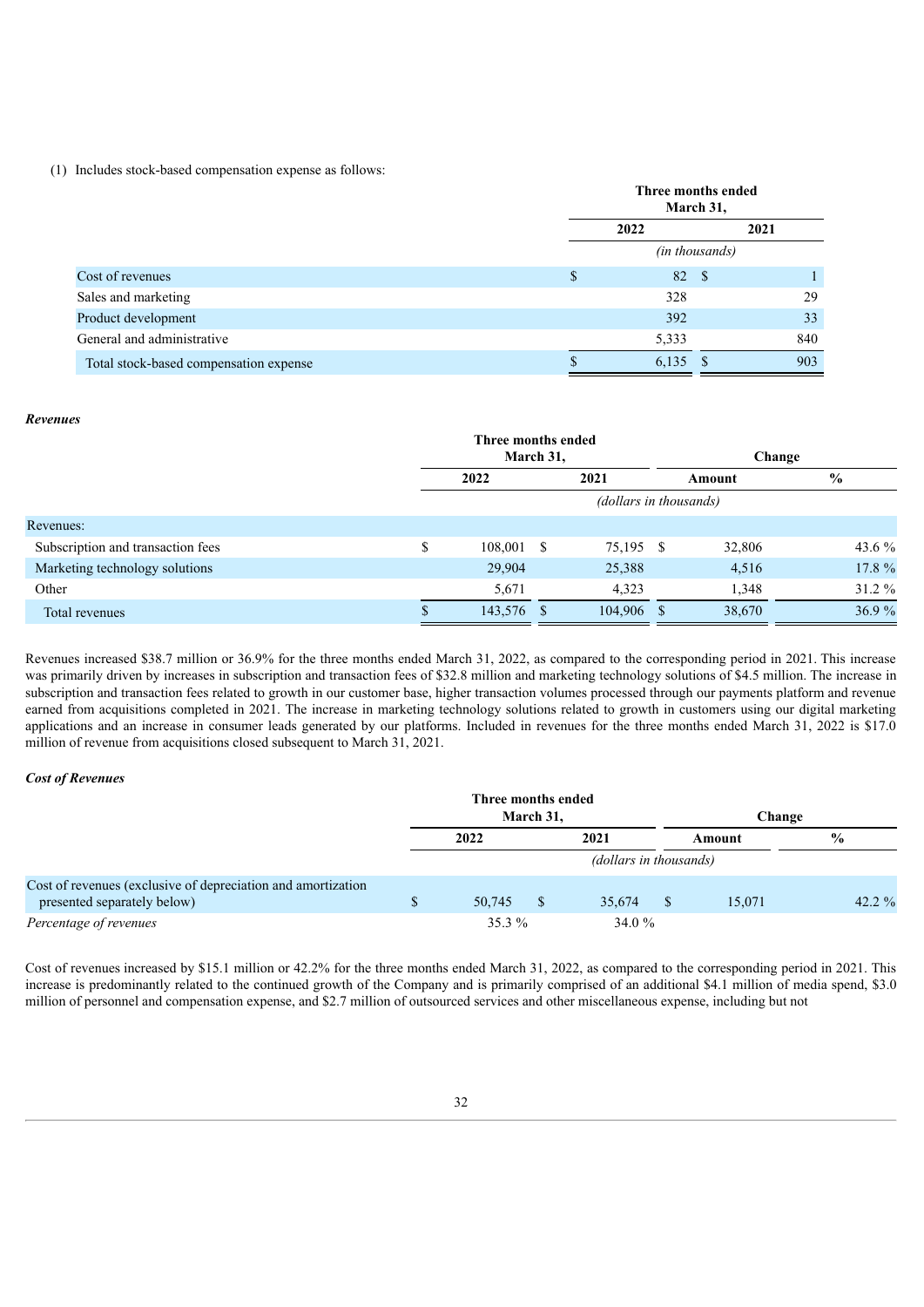(1) Includes stock-based compensation expense as follows:

| | Three months ended March 31, | |
|---|---|---|
| | 2022 | 2021 |
| | (in thousands) | |
| Cost of revenues | $ 82 | $ 1 |
| Sales and marketing | 328 | 29 |
| Product development | 392 | 33 |
| General and administrative | 5,333 | 840 |
| Total stock-based compensation expense | $ 6,135 | $ 903 |

***Revenues***

| | Three months ended March 31, | | Change | |
|---|---|---|---|---|
| | 2022 | 2021 | Amount | % |
| | (dollars in thousands) | | | |
| Revenues: | | | | |
| Subscription and transaction fees | $ 108,001 | $ 75,195 | $ 32,806 | 43.6 % |
| Marketing technology solutions | 29,904 | 25,388 | 4,516 | 17.8 % |
| Other | 5,671 | 4,323 | 1,348 | 31.2 % |
| Total revenues | $ 143,576 | $ 104,906 | $ 38,670 | 36.9 % |

Revenues increased $38.7 million or 36.9% for the three months ended March 31, 2022, as compared to the corresponding period in 2021. This increase was primarily driven by increases in subscription and transaction fees of $32.8 million and marketing technology solutions of $4.5 million. The increase in subscription and transaction fees related to growth in our customer base, higher transaction volumes processed through our payments platform and revenue earned from acquisitions completed in 2021. The increase in marketing technology solutions related to growth in customers using our digital marketing applications and an increase in consumer leads generated by our platforms. Included in revenues for the three months ended March 31, 2022 is $17.0 million of revenue from acquisitions closed subsequent to March 31, 2021.

***Cost of Revenues***

| | Three months ended March 31, | | Change | |
|---|---|---|---|---|
| | 2022 | 2021 | Amount | % |
| | (dollars in thousands) | | | |
| Cost of revenues (exclusive of depreciation and amortization presented separately below) | $ 50,745 | $ 35,674 | $ 15,071 | 42.2 % |
| *Percentage of revenues* | 35.3 % | 34.0 % | | |

Cost of revenues increased by $15.1 million or 42.2% for the three months ended March 31, 2022, as compared to the corresponding period in 2021. This increase is predominantly related to the continued growth of the Company and is primarily comprised of an additional $4.1 million of media spend, $3.0 million of personnel and compensation expense, and $2.7 million of outsourced services and other miscellaneous expense, including but not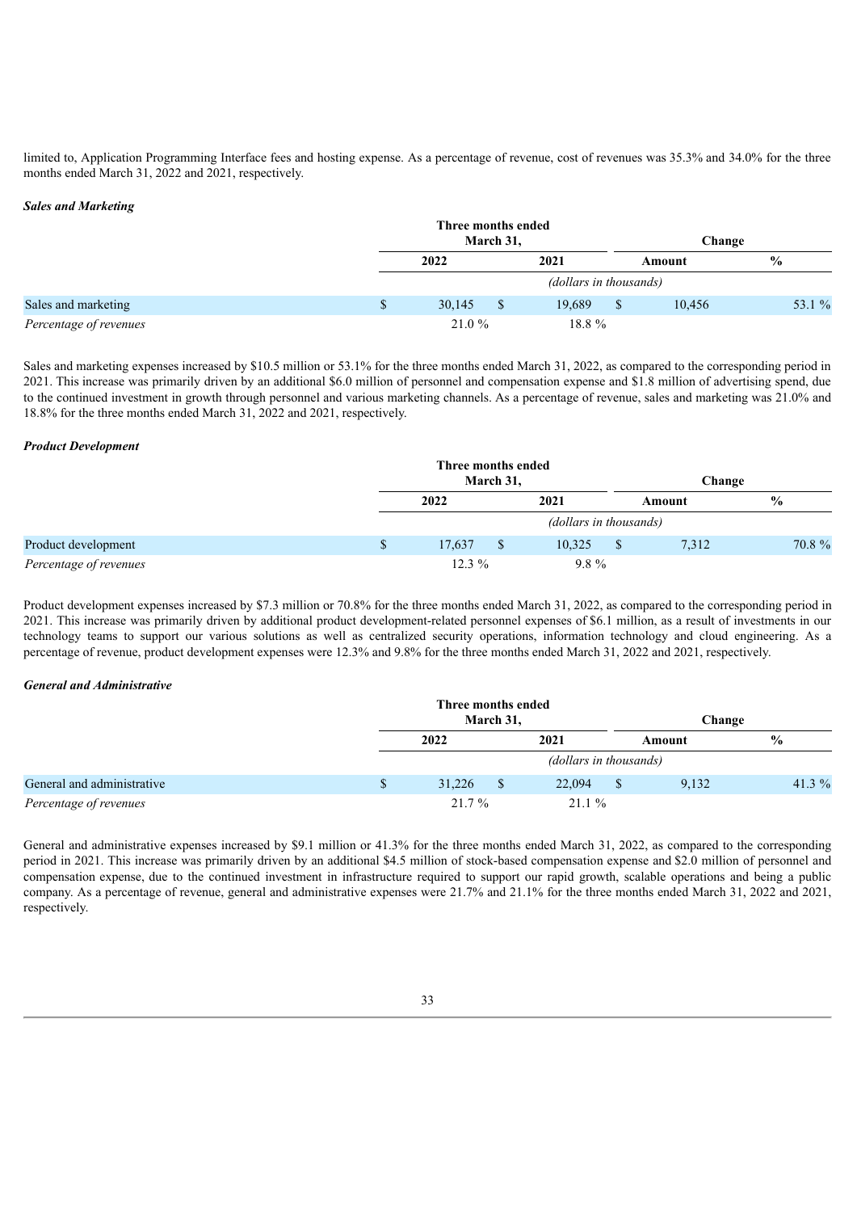limited to, Application Programming Interface fees and hosting expense. As a percentage of revenue, cost of revenues was 35.3% and 34.0% for the three months ended March 31, 2022 and 2021, respectively.

***Sales and Marketing***

| | Three months ended March 31, | | Change | |
|---|---|---|---|---|
| | 2022 | 2021 | Amount | % |
| | *(dollars in thousands)* | | | |
| Sales and marketing | $ 30,145 | $ 19,689 | $ 10,456 | 53.1 % |
| *Percentage of revenues* | 21.0 % | 18.8 % | | |

Sales and marketing expenses increased by $10.5 million or 53.1% for the three months ended March 31, 2022, as compared to the corresponding period in 2021. This increase was primarily driven by an additional $6.0 million of personnel and compensation expense and $1.8 million of advertising spend, due to the continued investment in growth through personnel and various marketing channels. As a percentage of revenue, sales and marketing was 21.0% and 18.8% for the three months ended March 31, 2022 and 2021, respectively.

***Product Development***

| | Three months ended March 31, | | Change | |
|---|---|---|---|---|
| | 2022 | 2021 | Amount | % |
| | *(dollars in thousands)* | | | |
| Product development | $ 17,637 | $ 10,325 | $ 7,312 | 70.8 % |
| *Percentage of revenues* | 12.3 % | 9.8 % | | |

Product development expenses increased by $7.3 million or 70.8% for the three months ended March 31, 2022, as compared to the corresponding period in 2021. This increase was primarily driven by additional product development-related personnel expenses of $6.1 million, as a result of investments in our technology teams to support our various solutions as well as centralized security operations, information technology and cloud engineering. As a percentage of revenue, product development expenses were 12.3% and 9.8% for the three months ended March 31, 2022 and 2021, respectively.

***General and Administrative***

| | Three months ended March 31, | | Change | |
|---|---|---|---|---|
| | 2022 | 2021 | Amount | % |
| | *(dollars in thousands)* | | | |
| General and administrative | $ 31,226 | $ 22,094 | $ 9,132 | 41.3 % |
| *Percentage of revenues* | 21.7 % | 21.1 % | | |

General and administrative expenses increased by $9.1 million or 41.3% for the three months ended March 31, 2022, as compared to the corresponding period in 2021. This increase was primarily driven by an additional $4.5 million of stock-based compensation expense and $2.0 million of personnel and compensation expense, due to the continued investment in infrastructure required to support our rapid growth, scalable operations and being a public company. As a percentage of revenue, general and administrative expenses were 21.7% and 21.1% for the three months ended March 31, 2022 and 2021, respectively.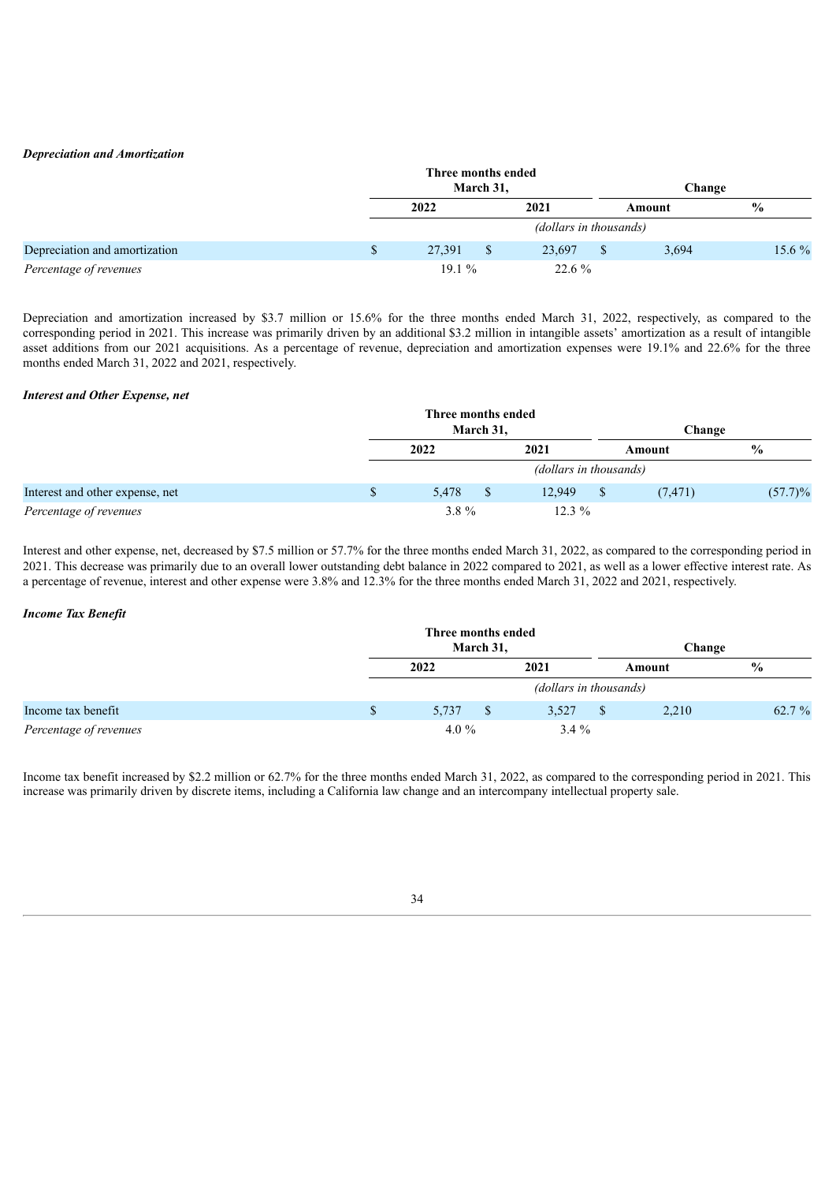***Depreciation and Amortization***

| | Three months ended March 31, | | Change | |
|---|---|---|---|---|
| | 2022 | 2021 | Amount | % |
| | *(dollars in thousands)* | | | |
| Depreciation and amortization | $ 27,391 | $ 23,697 | $ 3,694 | 15.6 % |
| *Percentage of revenues* | 19.1 % | 22.6 % | | |

Depreciation and amortization increased by $3.7 million or 15.6% for the three months ended March 31, 2022, respectively, as compared to the corresponding period in 2021. This increase was primarily driven by an additional $3.2 million in intangible assets' amortization as a result of intangible asset additions from our 2021 acquisitions. As a percentage of revenue, depreciation and amortization expenses were 19.1% and 22.6% for the three months ended March 31, 2022 and 2021, respectively.

***Interest and Other Expense, net***

| | Three months ended March 31, | | Change | |
|---|---|---|---|---|
| | 2022 | 2021 | Amount | % |
| | *(dollars in thousands)* | | | |
| Interest and other expense, net | $ 5,478 | $ 12,949 | $ (7,471) | (57.7)% |
| *Percentage of revenues* | 3.8 % | 12.3 % | | |

Interest and other expense, net, decreased by $7.5 million or 57.7% for the three months ended March 31, 2022, as compared to the corresponding period in 2021. This decrease was primarily due to an overall lower outstanding debt balance in 2022 compared to 2021, as well as a lower effective interest rate. As a percentage of revenue, interest and other expense were 3.8% and 12.3% for the three months ended March 31, 2022 and 2021, respectively.

***Income Tax Benefit***

| | Three months ended March 31, | | Change | |
|---|---|---|---|---|
| | 2022 | 2021 | Amount | % |
| | *(dollars in thousands)* | | | |
| Income tax benefit | $ 5,737 | $ 3,527 | $ 2,210 | 62.7 % |
| *Percentage of revenues* | 4.0 % | 3.4 % | | |

Income tax benefit increased by $2.2 million or 62.7% for the three months ended March 31, 2022, as compared to the corresponding period in 2021. This increase was primarily driven by discrete items, including a California law change and an intercompany intellectual property sale.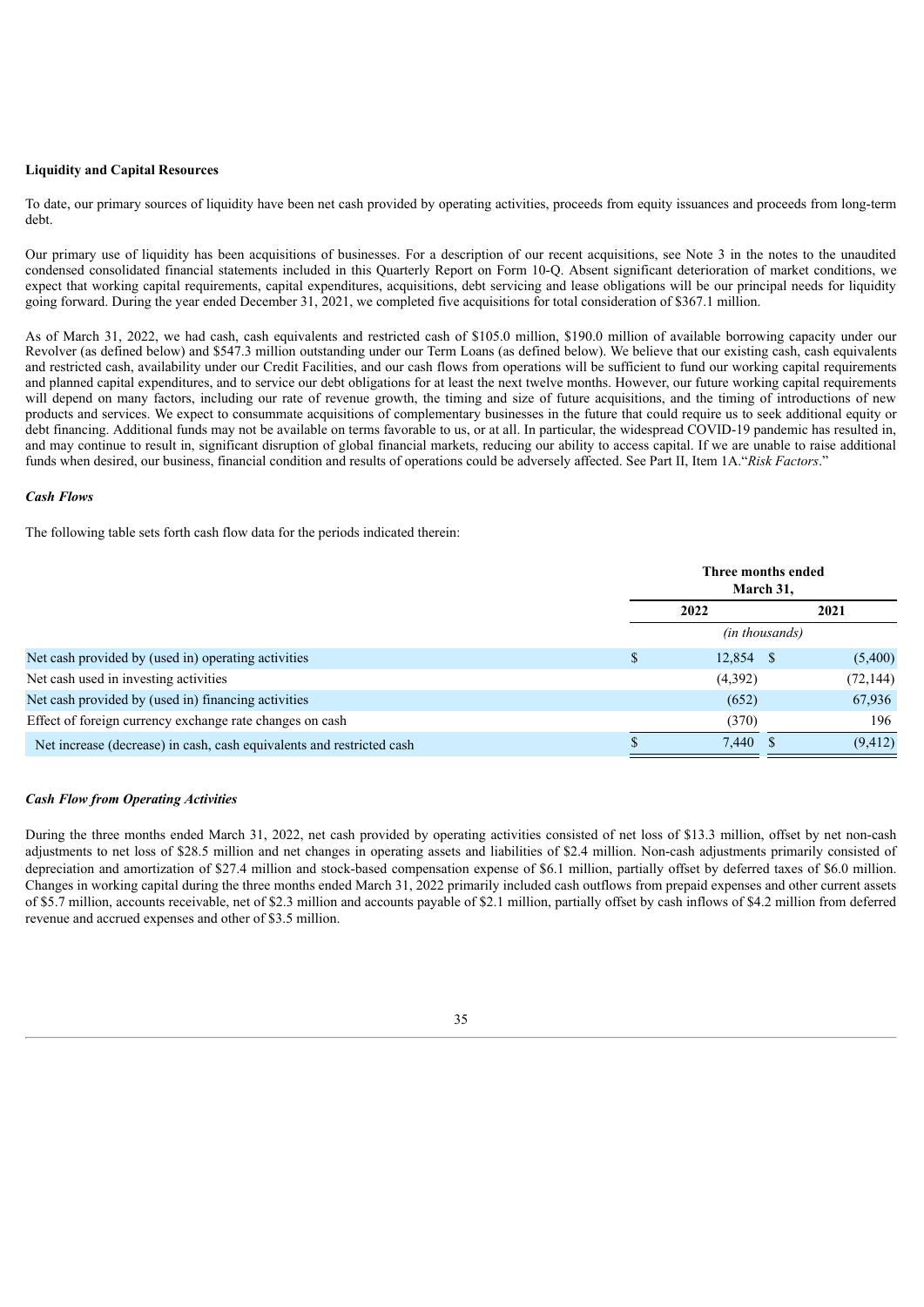**Liquidity and Capital Resources**

To date, our primary sources of liquidity have been net cash provided by operating activities, proceeds from equity issuances and proceeds from long-term debt.

Our primary use of liquidity has been acquisitions of businesses. For a description of our recent acquisitions, see Note 3 in the notes to the unaudited condensed consolidated financial statements included in this Quarterly Report on Form 10-Q. Absent significant deterioration of market conditions, we expect that working capital requirements, capital expenditures, acquisitions, debt servicing and lease obligations will be our principal needs for liquidity going forward. During the year ended December 31, 2021, we completed five acquisitions for total consideration of $367.1 million.

As of March 31, 2022, we had cash, cash equivalents and restricted cash of $105.0 million, $190.0 million of available borrowing capacity under our Revolver (as defined below) and $547.3 million outstanding under our Term Loans (as defined below). We believe that our existing cash, cash equivalents and restricted cash, availability under our Credit Facilities, and our cash flows from operations will be sufficient to fund our working capital requirements and planned capital expenditures, and to service our debt obligations for at least the next twelve months. However, our future working capital requirements will depend on many factors, including our rate of revenue growth, the timing and size of future acquisitions, and the timing of introductions of new products and services. We expect to consummate acquisitions of complementary businesses in the future that could require us to seek additional equity or debt financing. Additional funds may not be available on terms favorable to us, or at all. In particular, the widespread COVID-19 pandemic has resulted in, and may continue to result in, significant disruption of global financial markets, reducing our ability to access capital. If we are unable to raise additional funds when desired, our business, financial condition and results of operations could be adversely affected. See Part II, Item 1A."*Risk Factors*."

***Cash Flows***

The following table sets forth cash flow data for the periods indicated therein:

| | Three months ended March 31, | |
|---|---|---|
| | 2022 | 2021 |
| | *(in thousands)* | |
| Net cash provided by (used in) operating activities | $ 12,854 | $ (5,400) |
| Net cash used in investing activities | (4,392) | (72,144) |
| Net cash provided by (used in) financing activities | (652) | 67,936 |
| Effect of foreign currency exchange rate changes on cash | (370) | 196 |
| Net increase (decrease) in cash, cash equivalents and restricted cash | $ 7,440 | $ (9,412) |

***Cash Flow from Operating Activities***

During the three months ended March 31, 2022, net cash provided by operating activities consisted of net loss of $13.3 million, offset by net non-cash adjustments to net loss of $28.5 million and net changes in operating assets and liabilities of $2.4 million. Non-cash adjustments primarily consisted of depreciation and amortization of $27.4 million and stock-based compensation expense of $6.1 million, partially offset by deferred taxes of $6.0 million. Changes in working capital during the three months ended March 31, 2022 primarily included cash outflows from prepaid expenses and other current assets of $5.7 million, accounts receivable, net of $2.3 million and accounts payable of $2.1 million, partially offset by cash inflows of $4.2 million from deferred revenue and accrued expenses and other of $3.5 million.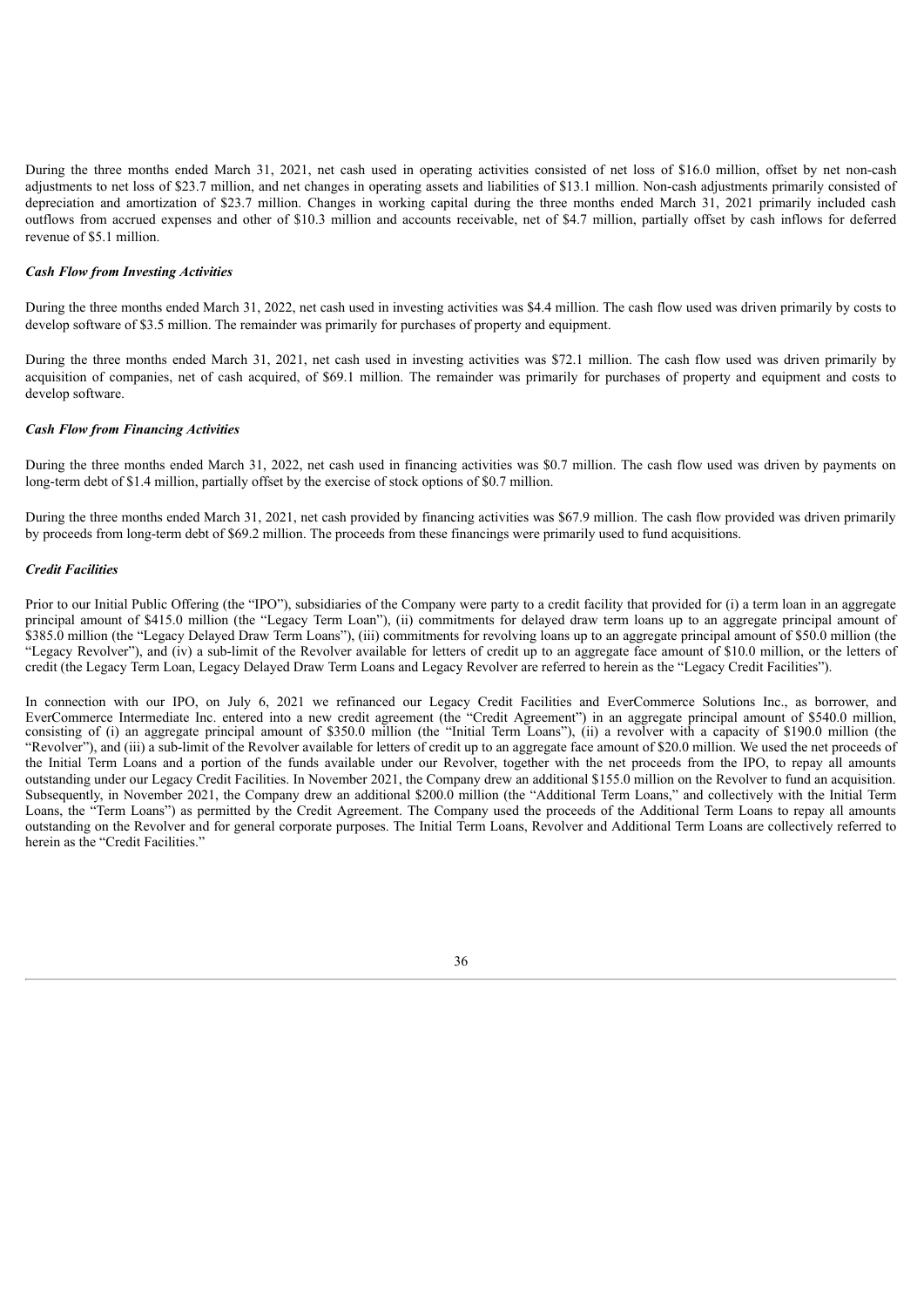During the three months ended March 31, 2021, net cash used in operating activities consisted of net loss of $16.0 million, offset by net non-cash adjustments to net loss of $23.7 million, and net changes in operating assets and liabilities of $13.1 million. Non-cash adjustments primarily consisted of depreciation and amortization of $23.7 million. Changes in working capital during the three months ended March 31, 2021 primarily included cash outflows from accrued expenses and other of $10.3 million and accounts receivable, net of $4.7 million, partially offset by cash inflows for deferred revenue of $5.1 million.

### *Cash Flow from Investing Activities*

During the three months ended March 31, 2022, net cash used in investing activities was $4.4 million. The cash flow used was driven primarily by costs to develop software of $3.5 million. The remainder was primarily for purchases of property and equipment.

During the three months ended March 31, 2021, net cash used in investing activities was $72.1 million. The cash flow used was driven primarily by acquisition of companies, net of cash acquired, of $69.1 million. The remainder was primarily for purchases of property and equipment and costs to develop software.

### *Cash Flow from Financing Activities*

During the three months ended March 31, 2022, net cash used in financing activities was $0.7 million. The cash flow used was driven by payments on long-term debt of $1.4 million, partially offset by the exercise of stock options of $0.7 million.

During the three months ended March 31, 2021, net cash provided by financing activities was $67.9 million. The cash flow provided was driven primarily by proceeds from long-term debt of $69.2 million. The proceeds from these financings were primarily used to fund acquisitions.

### *Credit Facilities*

Prior to our Initial Public Offering (the "IPO"), subsidiaries of the Company were party to a credit facility that provided for (i) a term loan in an aggregate principal amount of $415.0 million (the "Legacy Term Loan"), (ii) commitments for delayed draw term loans up to an aggregate principal amount of $385.0 million (the "Legacy Delayed Draw Term Loans"), (iii) commitments for revolving loans up to an aggregate principal amount of $50.0 million (the "Legacy Revolver"), and (iv) a sub-limit of the Revolver available for letters of credit up to an aggregate face amount of $10.0 million, or the letters of credit (the Legacy Term Loan, Legacy Delayed Draw Term Loans and Legacy Revolver are referred to herein as the "Legacy Credit Facilities").

In connection with our IPO, on July 6, 2021 we refinanced our Legacy Credit Facilities and EverCommerce Solutions Inc., as borrower, and EverCommerce Intermediate Inc. entered into a new credit agreement (the "Credit Agreement") in an aggregate principal amount of $540.0 million, consisting of (i) an aggregate principal amount of $350.0 million (the "Initial Term Loans"), (ii) a revolver with a capacity of $190.0 million (the "Revolver"), and (iii) a sub-limit of the Revolver available for letters of credit up to an aggregate face amount of $20.0 million. We used the net proceeds of the Initial Term Loans and a portion of the funds available under our Revolver, together with the net proceeds from the IPO, to repay all amounts outstanding under our Legacy Credit Facilities. In November 2021, the Company drew an additional $155.0 million on the Revolver to fund an acquisition. Subsequently, in November 2021, the Company drew an additional $200.0 million (the "Additional Term Loans," and collectively with the Initial Term Loans, the "Term Loans") as permitted by the Credit Agreement. The Company used the proceeds of the Additional Term Loans to repay all amounts outstanding on the Revolver and for general corporate purposes. The Initial Term Loans, Revolver and Additional Term Loans are collectively referred to herein as the "Credit Facilities."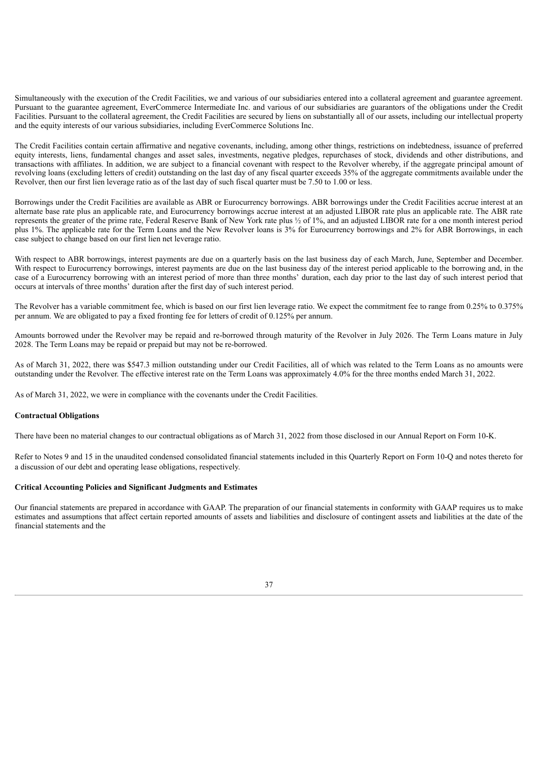Simultaneously with the execution of the Credit Facilities, we and various of our subsidiaries entered into a collateral agreement and guarantee agreement. Pursuant to the guarantee agreement, EverCommerce Intermediate Inc. and various of our subsidiaries are guarantors of the obligations under the Credit Facilities. Pursuant to the collateral agreement, the Credit Facilities are secured by liens on substantially all of our assets, including our intellectual property and the equity interests of our various subsidiaries, including EverCommerce Solutions Inc.

The Credit Facilities contain certain affirmative and negative covenants, including, among other things, restrictions on indebtedness, issuance of preferred equity interests, liens, fundamental changes and asset sales, investments, negative pledges, repurchases of stock, dividends and other distributions, and transactions with affiliates. In addition, we are subject to a financial covenant with respect to the Revolver whereby, if the aggregate principal amount of revolving loans (excluding letters of credit) outstanding on the last day of any fiscal quarter exceeds 35% of the aggregate commitments available under the Revolver, then our first lien leverage ratio as of the last day of such fiscal quarter must be 7.50 to 1.00 or less.

Borrowings under the Credit Facilities are available as ABR or Eurocurrency borrowings. ABR borrowings under the Credit Facilities accrue interest at an alternate base rate plus an applicable rate, and Eurocurrency borrowings accrue interest at an adjusted LIBOR rate plus an applicable rate. The ABR rate represents the greater of the prime rate, Federal Reserve Bank of New York rate plus ½ of 1%, and an adjusted LIBOR rate for a one month interest period plus 1%. The applicable rate for the Term Loans and the New Revolver loans is 3% for Eurocurrency borrowings and 2% for ABR Borrowings, in each case subject to change based on our first lien net leverage ratio.

With respect to ABR borrowings, interest payments are due on a quarterly basis on the last business day of each March, June, September and December. With respect to Eurocurrency borrowings, interest payments are due on the last business day of the interest period applicable to the borrowing and, in the case of a Eurocurrency borrowing with an interest period of more than three months' duration, each day prior to the last day of such interest period that occurs at intervals of three months' duration after the first day of such interest period.

The Revolver has a variable commitment fee, which is based on our first lien leverage ratio. We expect the commitment fee to range from 0.25% to 0.375% per annum. We are obligated to pay a fixed fronting fee for letters of credit of 0.125% per annum.

Amounts borrowed under the Revolver may be repaid and re-borrowed through maturity of the Revolver in July 2026. The Term Loans mature in July 2028. The Term Loans may be repaid or prepaid but may not be re-borrowed.

As of March 31, 2022, there was $547.3 million outstanding under our Credit Facilities, all of which was related to the Term Loans as no amounts were outstanding under the Revolver. The effective interest rate on the Term Loans was approximately 4.0% for the three months ended March 31, 2022.

As of March 31, 2022, we were in compliance with the covenants under the Credit Facilities.

**Contractual Obligations**

There have been no material changes to our contractual obligations as of March 31, 2022 from those disclosed in our Annual Report on Form 10-K.

Refer to Notes 9 and 15 in the unaudited condensed consolidated financial statements included in this Quarterly Report on Form 10-Q and notes thereto for a discussion of our debt and operating lease obligations, respectively.

**Critical Accounting Policies and Significant Judgments and Estimates**

Our financial statements are prepared in accordance with GAAP. The preparation of our financial statements in conformity with GAAP requires us to make estimates and assumptions that affect certain reported amounts of assets and liabilities and disclosure of contingent assets and liabilities at the date of the financial statements and the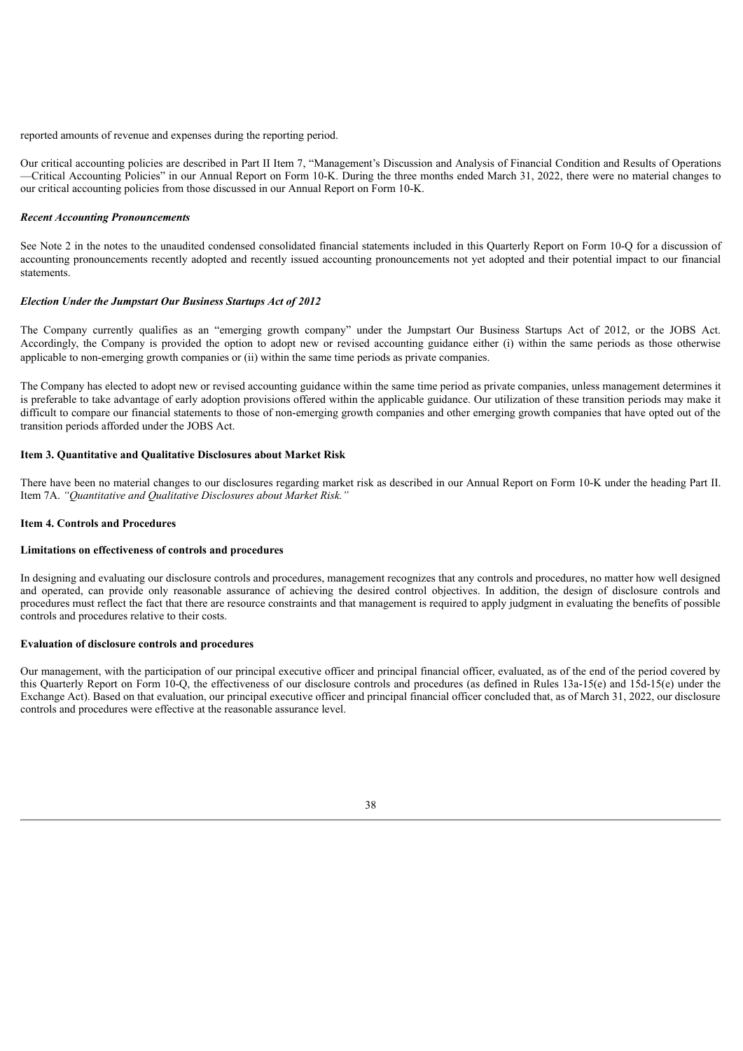reported amounts of revenue and expenses during the reporting period.

Our critical accounting policies are described in Part II Item 7, "Management's Discussion and Analysis of Financial Condition and Results of Operations —Critical Accounting Policies" in our Annual Report on Form 10-K. During the three months ended March 31, 2022, there were no material changes to our critical accounting policies from those discussed in our Annual Report on Form 10-K.

***Recent Accounting Pronouncements***

See Note 2 in the notes to the unaudited condensed consolidated financial statements included in this Quarterly Report on Form 10-Q for a discussion of accounting pronouncements recently adopted and recently issued accounting pronouncements not yet adopted and their potential impact to our financial statements.

***Election Under the Jumpstart Our Business Startups Act of 2012***

The Company currently qualifies as an "emerging growth company" under the Jumpstart Our Business Startups Act of 2012, or the JOBS Act. Accordingly, the Company is provided the option to adopt new or revised accounting guidance either (i) within the same periods as those otherwise applicable to non-emerging growth companies or (ii) within the same time periods as private companies.

The Company has elected to adopt new or revised accounting guidance within the same time period as private companies, unless management determines it is preferable to take advantage of early adoption provisions offered within the applicable guidance. Our utilization of these transition periods may make it difficult to compare our financial statements to those of non-emerging growth companies and other emerging growth companies that have opted out of the transition periods afforded under the JOBS Act.

## Item 3. Quantitative and Qualitative Disclosures about Market Risk

There have been no material changes to our disclosures regarding market risk as described in our Annual Report on Form 10-K under the heading Part II. Item 7A. *"Quantitative and Qualitative Disclosures about Market Risk."*

## Item 4. Controls and Procedures

**Limitations on effectiveness of controls and procedures**

In designing and evaluating our disclosure controls and procedures, management recognizes that any controls and procedures, no matter how well designed and operated, can provide only reasonable assurance of achieving the desired control objectives. In addition, the design of disclosure controls and procedures must reflect the fact that there are resource constraints and that management is required to apply judgment in evaluating the benefits of possible controls and procedures relative to their costs.

**Evaluation of disclosure controls and procedures**

Our management, with the participation of our principal executive officer and principal financial officer, evaluated, as of the end of the period covered by this Quarterly Report on Form 10-Q, the effectiveness of our disclosure controls and procedures (as defined in Rules 13a-15(e) and 15d-15(e) under the Exchange Act). Based on that evaluation, our principal executive officer and principal financial officer concluded that, as of March 31, 2022, our disclosure controls and procedures were effective at the reasonable assurance level.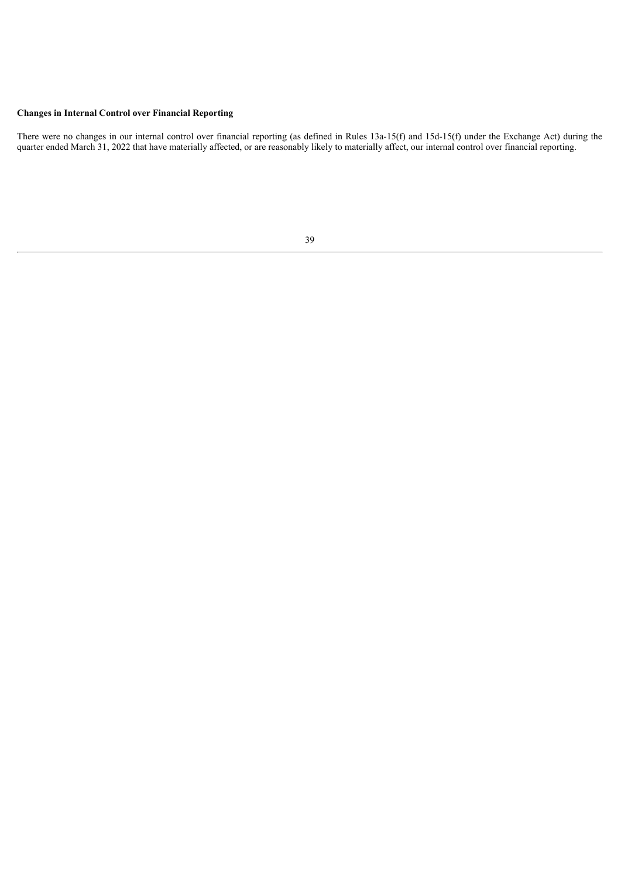**Changes in Internal Control over Financial Reporting**

There were no changes in our internal control over financial reporting (as defined in Rules 13a-15(f) and 15d-15(f) under the Exchange Act) during the quarter ended March 31, 2022 that have materially affected, or are reasonably likely to materially affect, our internal control over financial reporting.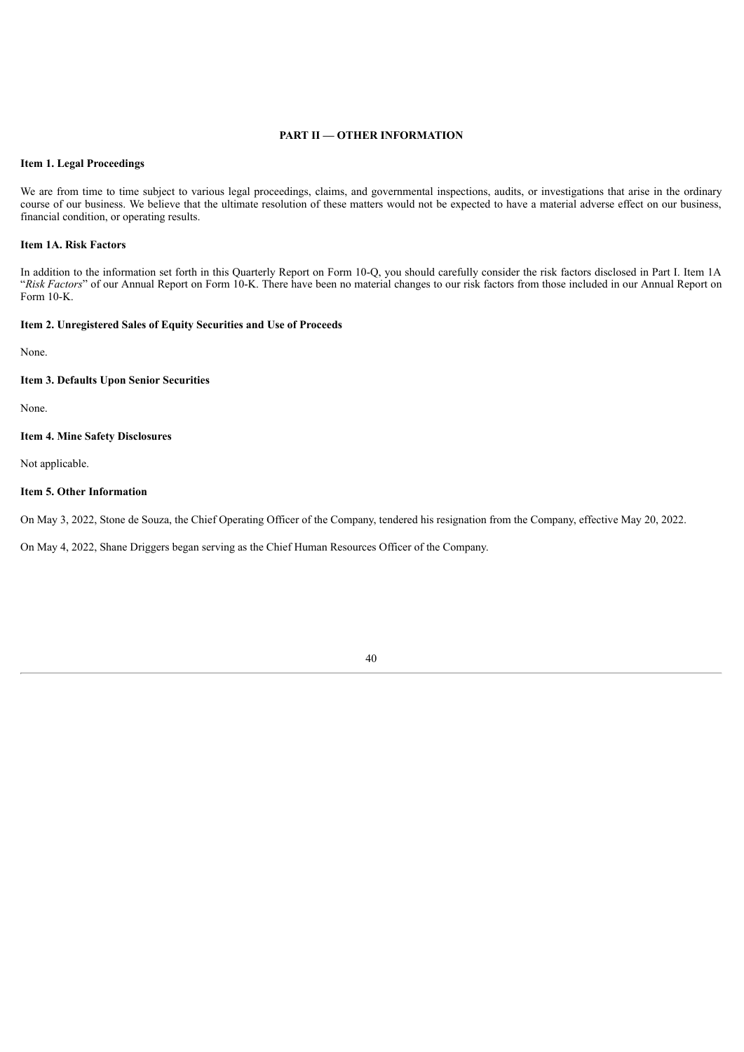## PART II — OTHER INFORMATION

### Item 1. Legal Proceedings

We are from time to time subject to various legal proceedings, claims, and governmental inspections, audits, or investigations that arise in the ordinary course of our business. We believe that the ultimate resolution of these matters would not be expected to have a material adverse effect on our business, financial condition, or operating results.

### Item 1A. Risk Factors

In addition to the information set forth in this Quarterly Report on Form 10-Q, you should carefully consider the risk factors disclosed in Part I. Item 1A "*Risk Factors*" of our Annual Report on Form 10-K. There have been no material changes to our risk factors from those included in our Annual Report on Form 10-K.

### Item 2. Unregistered Sales of Equity Securities and Use of Proceeds

None.

### Item 3. Defaults Upon Senior Securities

None.

### Item 4. Mine Safety Disclosures

Not applicable.

### Item 5. Other Information

On May 3, 2022, Stone de Souza, the Chief Operating Officer of the Company, tendered his resignation from the Company, effective May 20, 2022.

On May 4, 2022, Shane Driggers began serving as the Chief Human Resources Officer of the Company.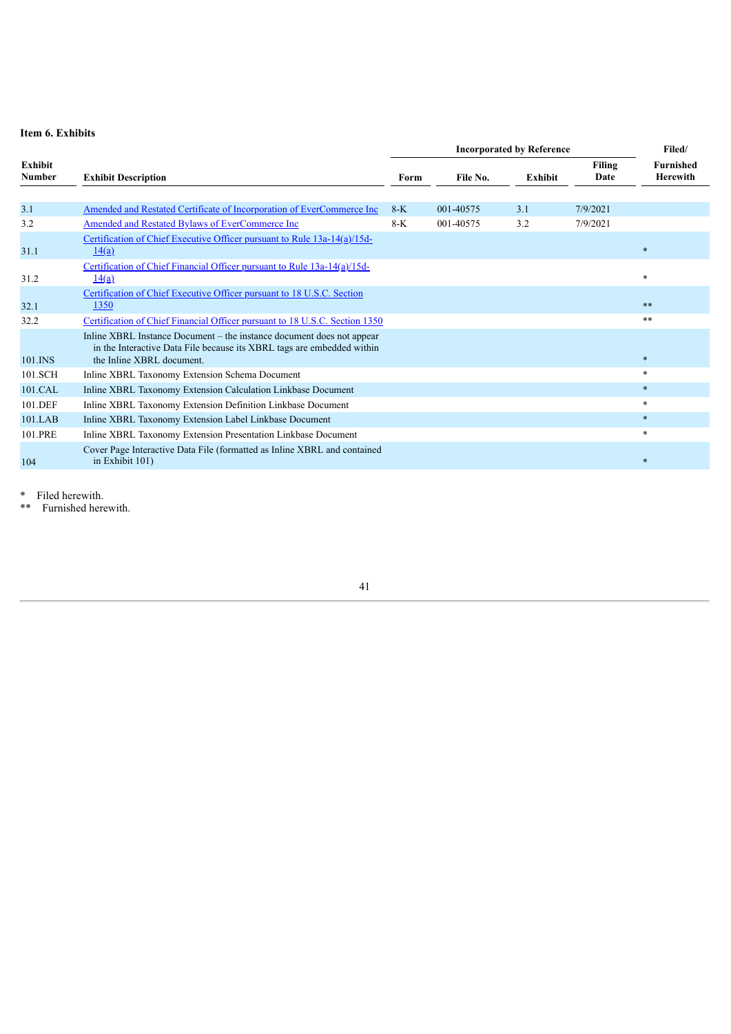### Item 6. Exhibits

| Exhibit Number | Exhibit Description | Incorporated by Reference | | | | Filed/ Furnished Herewith |
|---|---|---|---|---|---|---|
| | | Form | File No. | Exhibit | Filing Date | |
| 3.1 | Amended and Restated Certificate of Incorporation of EverCommerce Inc | 8-K | 001-40575 | 3.1 | 7/9/2021 | |
| 3.2 | Amended and Restated Bylaws of EverCommerce Inc | 8-K | 001-40575 | 3.2 | 7/9/2021 | |
| 31.1 | Certification of Chief Executive Officer pursuant to Rule 13a-14(a)/15d-14(a) | | | | | * |
| 31.2 | Certification of Chief Financial Officer pursuant to Rule 13a-14(a)/15d-14(a) | | | | | * |
| 32.1 | Certification of Chief Executive Officer pursuant to 18 U.S.C. Section 1350 | | | | | ** |
| 32.2 | Certification of Chief Financial Officer pursuant to 18 U.S.C. Section 1350 | | | | | ** |
| 101.INS | Inline XBRL Instance Document – the instance document does not appear in the Interactive Data File because its XBRL tags are embedded within the Inline XBRL document. | | | | | * |
| 101.SCH | Inline XBRL Taxonomy Extension Schema Document | | | | | * |
| 101.CAL | Inline XBRL Taxonomy Extension Calculation Linkbase Document | | | | | * |
| 101.DEF | Inline XBRL Taxonomy Extension Definition Linkbase Document | | | | | * |
| 101.LAB | Inline XBRL Taxonomy Extension Label Linkbase Document | | | | | * |
| 101.PRE | Inline XBRL Taxonomy Extension Presentation Linkbase Document | | | | | * |
| 104 | Cover Page Interactive Data File (formatted as Inline XBRL and contained in Exhibit 101) | | | | | * |

\* Filed herewith.

\*\* Furnished herewith.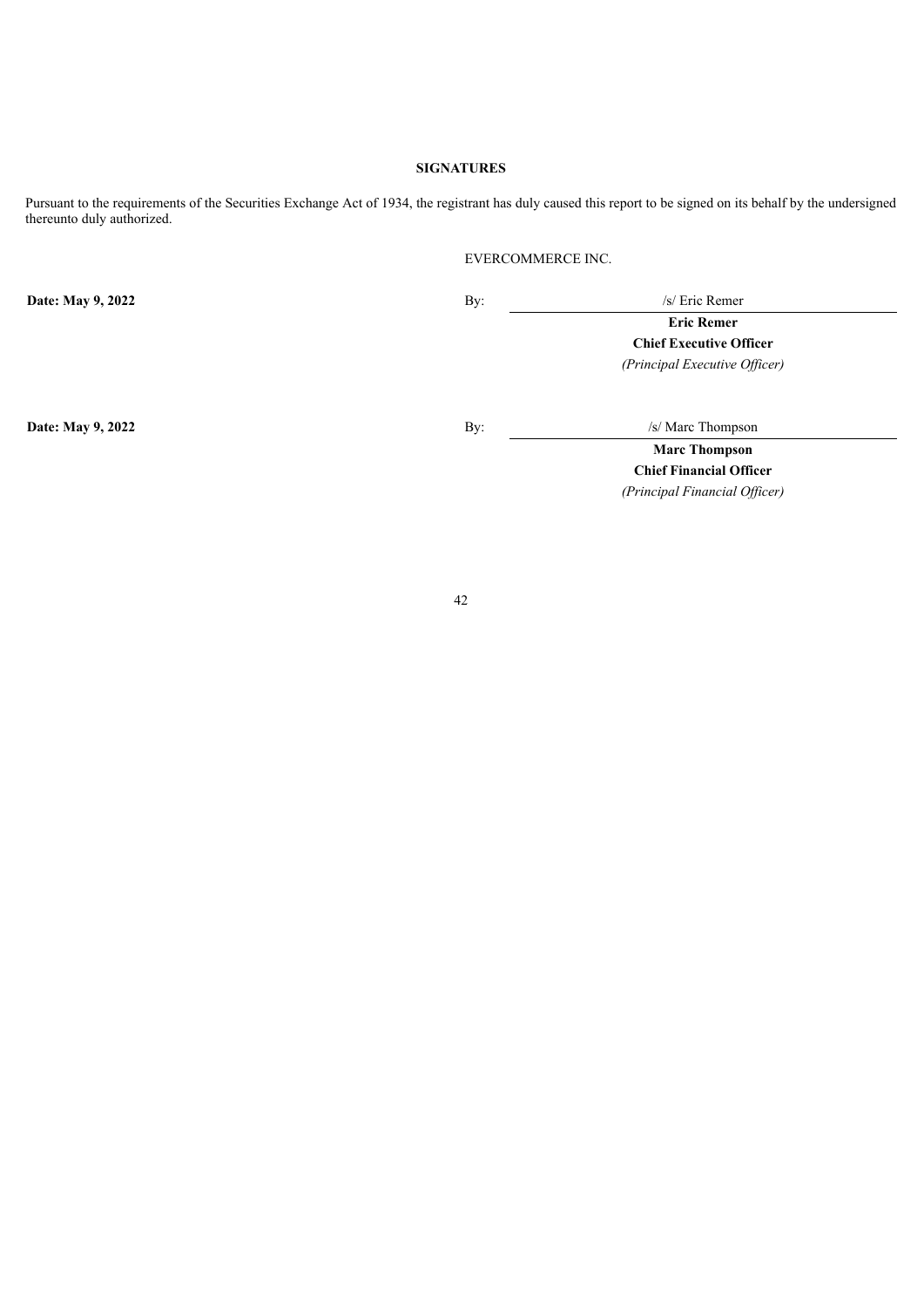## SIGNATURES

Pursuant to the requirements of the Securities Exchange Act of 1934, the registrant has duly caused this report to be signed on its behalf by the undersigned thereunto duly authorized.

EVERCOMMERCE INC.

| | | |
|---|---|---|
| **Date: May 9, 2022** | By: | /s/ Eric Remer |
| | | **Eric Remer** |
| | | **Chief Executive Officer** |
| | | *(Principal Executive Officer)* |
| | | |
| **Date: May 9, 2022** | By: | /s/ Marc Thompson |
| | | **Marc Thompson** |
| | | **Chief Financial Officer** |
| | | *(Principal Financial Officer)* |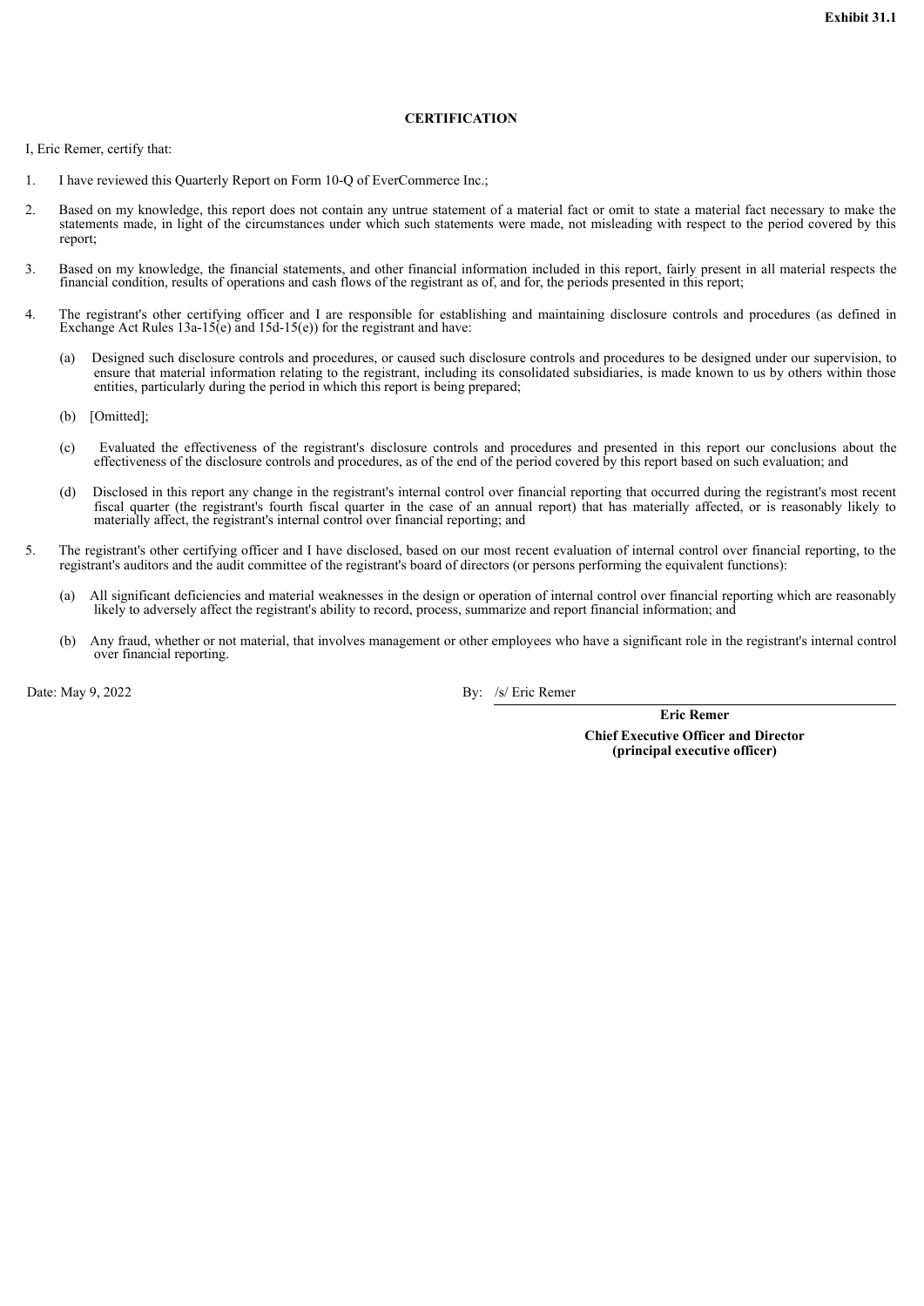**Exhibit 31.1**

**CERTIFICATION**

I, Eric Remer, certify that:

1. I have reviewed this Quarterly Report on Form 10-Q of EverCommerce Inc.;

2. Based on my knowledge, this report does not contain any untrue statement of a material fact or omit to state a material fact necessary to make the statements made, in light of the circumstances under which such statements were made, not misleading with respect to the period covered by this report;

3. Based on my knowledge, the financial statements, and other financial information included in this report, fairly present in all material respects the financial condition, results of operations and cash flows of the registrant as of, and for, the periods presented in this report;

4. The registrant's other certifying officer and I are responsible for establishing and maintaining disclosure controls and procedures (as defined in Exchange Act Rules 13a-15(e) and 15d-15(e)) for the registrant and have:

   (a) Designed such disclosure controls and procedures, or caused such disclosure controls and procedures to be designed under our supervision, to ensure that material information relating to the registrant, including its consolidated subsidiaries, is made known to us by others within those entities, particularly during the period in which this report is being prepared;

   (b) [Omitted];

   (c) Evaluated the effectiveness of the registrant's disclosure controls and procedures and presented in this report our conclusions about the effectiveness of the disclosure controls and procedures, as of the end of the period covered by this report based on such evaluation; and

   (d) Disclosed in this report any change in the registrant's internal control over financial reporting that occurred during the registrant's most recent fiscal quarter (the registrant's fourth fiscal quarter in the case of an annual report) that has materially affected, or is reasonably likely to materially affect, the registrant's internal control over financial reporting; and

5. The registrant's other certifying officer and I have disclosed, based on our most recent evaluation of internal control over financial reporting, to the registrant's auditors and the audit committee of the registrant's board of directors (or persons performing the equivalent functions):

   (a) All significant deficiencies and material weaknesses in the design or operation of internal control over financial reporting which are reasonably likely to adversely affect the registrant's ability to record, process, summarize and report financial information; and

   (b) Any fraud, whether or not material, that involves management or other employees who have a significant role in the registrant's internal control over financial reporting.

Date: May 9, 2022

By: /s/ Eric Remer

**Eric Remer**
**Chief Executive Officer and Director**
**(principal executive officer)**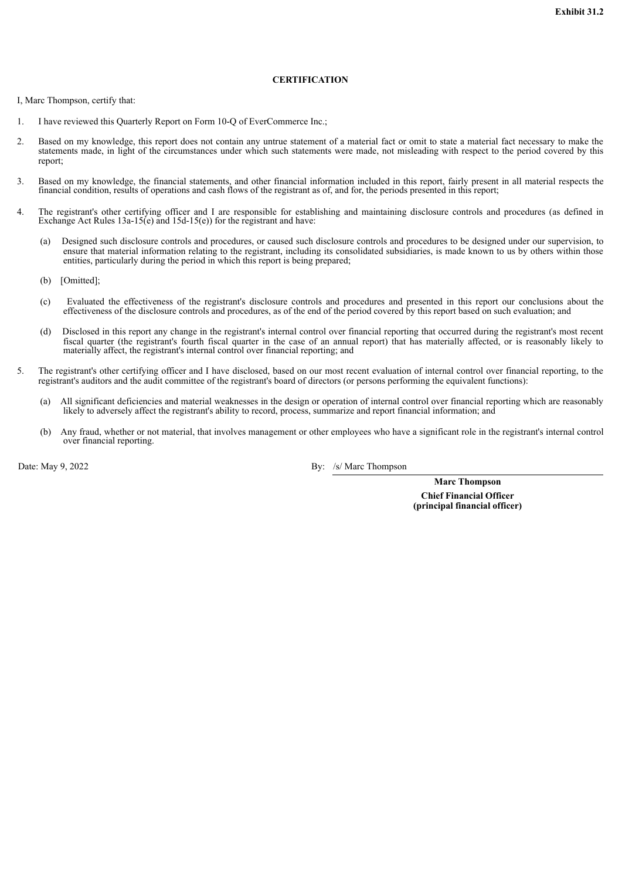**Exhibit 31.2**

**CERTIFICATION**

I, Marc Thompson, certify that:

1. I have reviewed this Quarterly Report on Form 10-Q of EverCommerce Inc.;

2. Based on my knowledge, this report does not contain any untrue statement of a material fact or omit to state a material fact necessary to make the statements made, in light of the circumstances under which such statements were made, not misleading with respect to the period covered by this report;

3. Based on my knowledge, the financial statements, and other financial information included in this report, fairly present in all material respects the financial condition, results of operations and cash flows of the registrant as of, and for, the periods presented in this report;

4. The registrant's other certifying officer and I are responsible for establishing and maintaining disclosure controls and procedures (as defined in Exchange Act Rules 13a-15(e) and 15d-15(e)) for the registrant and have:

   (a) Designed such disclosure controls and procedures, or caused such disclosure controls and procedures to be designed under our supervision, to ensure that material information relating to the registrant, including its consolidated subsidiaries, is made known to us by others within those entities, particularly during the period in which this report is being prepared;

   (b) [Omitted];

   (c) Evaluated the effectiveness of the registrant's disclosure controls and procedures and presented in this report our conclusions about the effectiveness of the disclosure controls and procedures, as of the end of the period covered by this report based on such evaluation; and

   (d) Disclosed in this report any change in the registrant's internal control over financial reporting that occurred during the registrant's most recent fiscal quarter (the registrant's fourth fiscal quarter in the case of an annual report) that has materially affected, or is reasonably likely to materially affect, the registrant's internal control over financial reporting; and

5. The registrant's other certifying officer and I have disclosed, based on our most recent evaluation of internal control over financial reporting, to the registrant's auditors and the audit committee of the registrant's board of directors (or persons performing the equivalent functions):

   (a) All significant deficiencies and material weaknesses in the design or operation of internal control over financial reporting which are reasonably likely to adversely affect the registrant's ability to record, process, summarize and report financial information; and

   (b) Any fraud, whether or not material, that involves management or other employees who have a significant role in the registrant's internal control over financial reporting.

Date: May 9, 2022

By: /s/ Marc Thompson

**Marc Thompson**
**Chief Financial Officer**
**(principal financial officer)**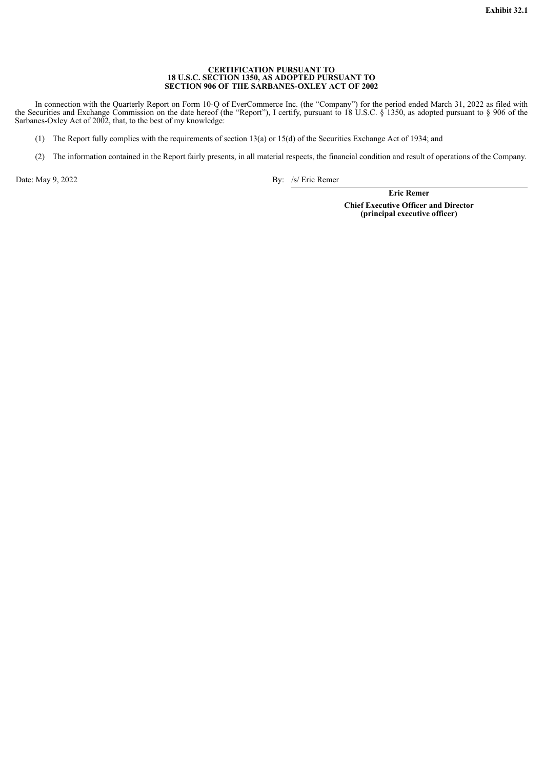**Exhibit 32.1**

**CERTIFICATION PURSUANT TO**
**18 U.S.C. SECTION 1350, AS ADOPTED PURSUANT TO**
**SECTION 906 OF THE SARBANES-OXLEY ACT OF 2002**

In connection with the Quarterly Report on Form 10-Q of EverCommerce Inc. (the "Company") for the period ended March 31, 2022 as filed with the Securities and Exchange Commission on the date hereof (the "Report"), I certify, pursuant to 18 U.S.C. § 1350, as adopted pursuant to § 906 of the Sarbanes-Oxley Act of 2002, that, to the best of my knowledge:

(1) The Report fully complies with the requirements of section 13(a) or 15(d) of the Securities Exchange Act of 1934; and

(2) The information contained in the Report fairly presents, in all material respects, the financial condition and result of operations of the Company.

Date: May 9, 2022

By: /s/ Eric Remer

**Eric Remer**
**Chief Executive Officer and Director**
**(principal executive officer)**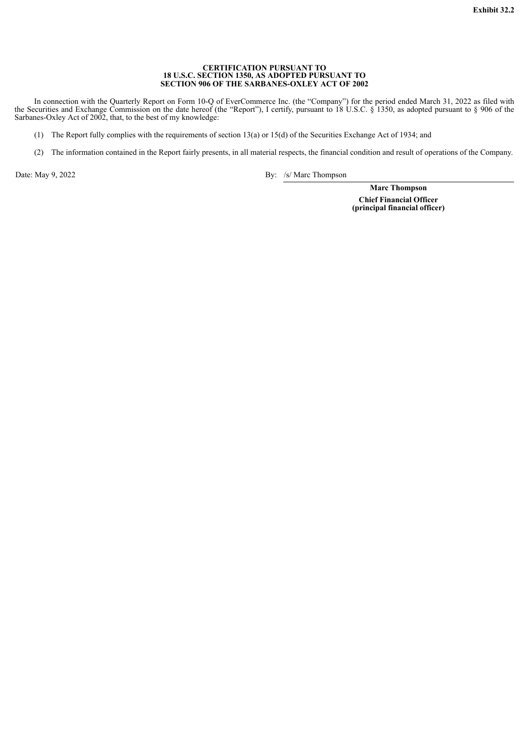**Exhibit 32.2**

**CERTIFICATION PURSUANT TO
18 U.S.C. SECTION 1350, AS ADOPTED PURSUANT TO
SECTION 906 OF THE SARBANES-OXLEY ACT OF 2002**

In connection with the Quarterly Report on Form 10-Q of EverCommerce Inc. (the "Company") for the period ended March 31, 2022 as filed with the Securities and Exchange Commission on the date hereof (the "Report"), I certify, pursuant to 18 U.S.C. § 1350, as adopted pursuant to § 906 of the Sarbanes-Oxley Act of 2002, that, to the best of my knowledge:

(1) The Report fully complies with the requirements of section 13(a) or 15(d) of the Securities Exchange Act of 1934; and

(2) The information contained in the Report fairly presents, in all material respects, the financial condition and result of operations of the Company.

Date: May 9, 2022

By: /s/ Marc Thompson

**Marc Thompson**
**Chief Financial Officer**
**(principal financial officer)**